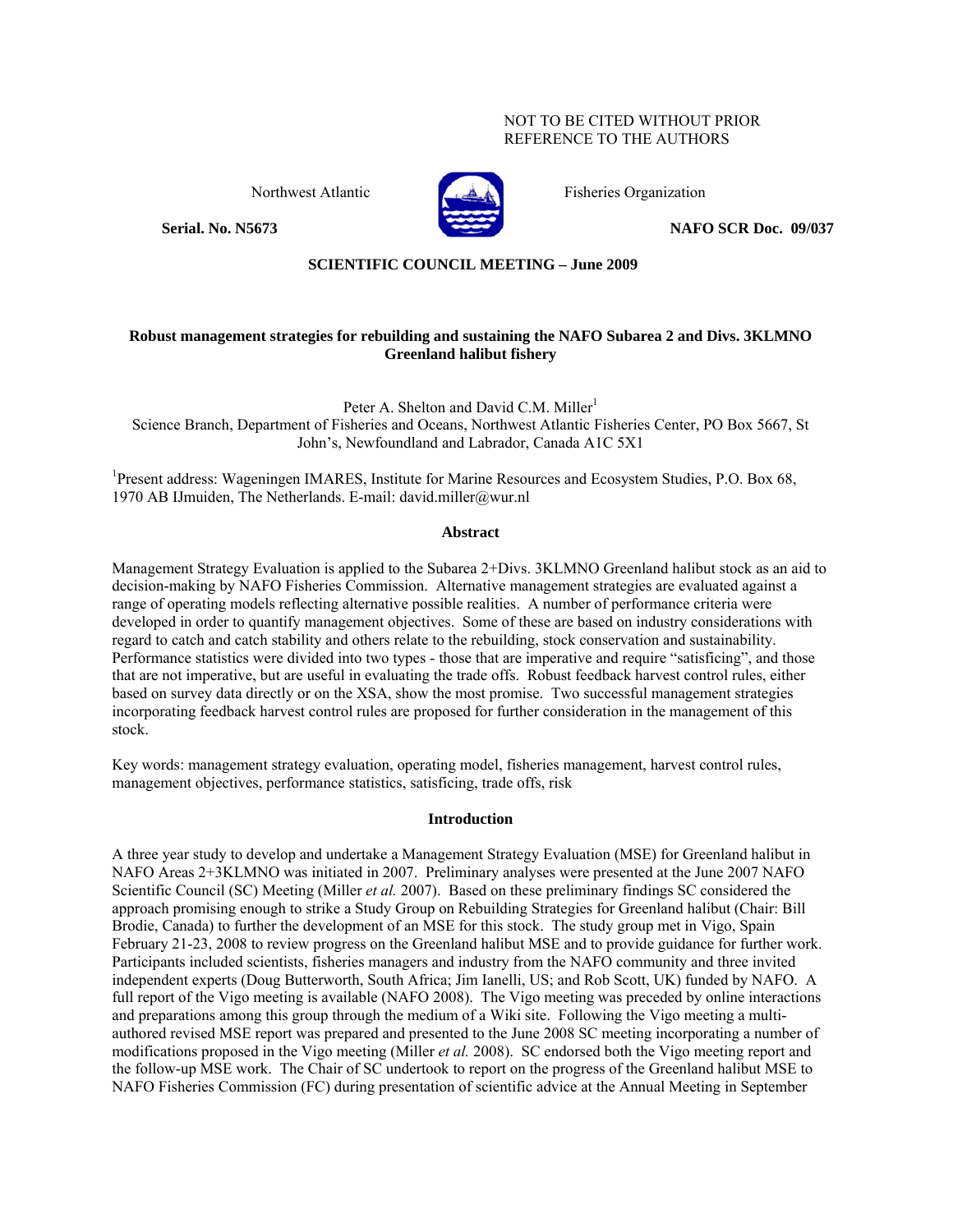NOT TO BE CITED WITHOUT PRIOR
REFERENCE TO THE AUTHORS

Northwest Atlantic Fisheries Organization

**Serial. No. N5673** **NAFO SCR Doc. 09/037**

**SCIENTIFIC COUNCIL MEETING – June 2009**

**Robust management strategies for rebuilding and sustaining the NAFO Subarea 2 and Divs. 3KLMNO Greenland halibut fishery**

Peter A. Shelton and David C.M. Miller[1]
Science Branch, Department of Fisheries and Oceans, Northwest Atlantic Fisheries Center, PO Box 5667, St John's, Newfoundland and Labrador, Canada A1C 5X1

[1]Present address: Wageningen IMARES, Institute for Marine Resources and Ecosystem Studies, P.O. Box 68, 1970 AB IJmuiden, The Netherlands. E-mail: david.miller@wur.nl

## Abstract

Management Strategy Evaluation is applied to the Subarea 2+Divs. 3KLMNO Greenland halibut stock as an aid to decision-making by NAFO Fisheries Commission. Alternative management strategies are evaluated against a range of operating models reflecting alternative possible realities. A number of performance criteria were developed in order to quantify management objectives. Some of these are based on industry considerations with regard to catch and catch stability and others relate to the rebuilding, stock conservation and sustainability. Performance statistics were divided into two types - those that are imperative and require "satisficing", and those that are not imperative, but are useful in evaluating the trade offs. Robust feedback harvest control rules, either based on survey data directly or on the XSA, show the most promise. Two successful management strategies incorporating feedback harvest control rules are proposed for further consideration in the management of this stock.

Key words: management strategy evaluation, operating model, fisheries management, harvest control rules, management objectives, performance statistics, satisficing, trade offs, risk

## Introduction

A three year study to develop and undertake a Management Strategy Evaluation (MSE) for Greenland halibut in NAFO Areas 2+3KLMNO was initiated in 2007. Preliminary analyses were presented at the June 2007 NAFO Scientific Council (SC) Meeting (Miller *et al.* 2007). Based on these preliminary findings SC considered the approach promising enough to strike a Study Group on Rebuilding Strategies for Greenland halibut (Chair: Bill Brodie, Canada) to further the development of an MSE for this stock. The study group met in Vigo, Spain February 21-23, 2008 to review progress on the Greenland halibut MSE and to provide guidance for further work. Participants included scientists, fisheries managers and industry from the NAFO community and three invited independent experts (Doug Butterworth, South Africa; Jim Ianelli, US; and Rob Scott, UK) funded by NAFO. A full report of the Vigo meeting is available (NAFO 2008). The Vigo meeting was preceded by online interactions and preparations among this group through the medium of a Wiki site. Following the Vigo meeting a multi-authored revised MSE report was prepared and presented to the June 2008 SC meeting incorporating a number of modifications proposed in the Vigo meeting (Miller *et al.* 2008). SC endorsed both the Vigo meeting report and the follow-up MSE work. The Chair of SC undertook to report on the progress of the Greenland halibut MSE to NAFO Fisheries Commission (FC) during presentation of scientific advice at the Annual Meeting in September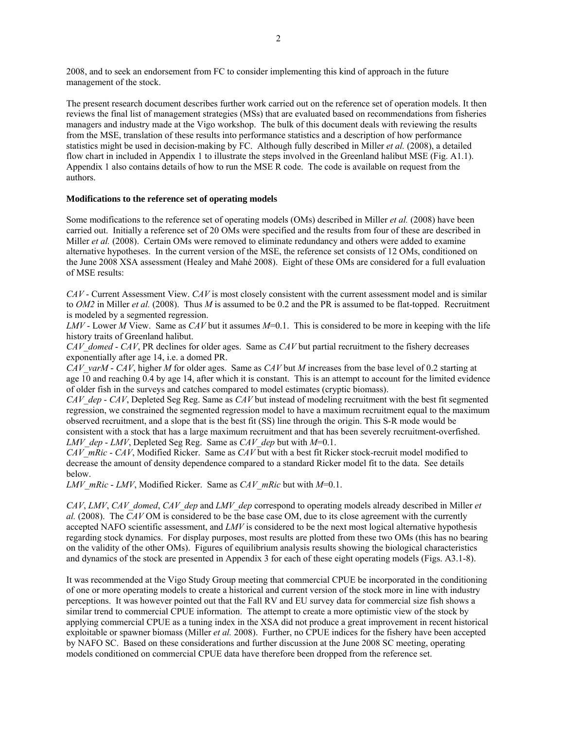2008, and to seek an endorsement from FC to consider implementing this kind of approach in the future management of the stock.

The present research document describes further work carried out on the reference set of operation models. It then reviews the final list of management strategies (MSs) that are evaluated based on recommendations from fisheries managers and industry made at the Vigo workshop. The bulk of this document deals with reviewing the results from the MSE, translation of these results into performance statistics and a description of how performance statistics might be used in decision-making by FC. Although fully described in Miller *et al.* (2008), a detailed flow chart in included in Appendix 1 to illustrate the steps involved in the Greenland halibut MSE (Fig. A1.1). Appendix 1 also contains details of how to run the MSE R code. The code is available on request from the authors.

**Modifications to the reference set of operating models**

Some modifications to the reference set of operating models (OMs) described in Miller *et al.* (2008) have been carried out. Initially a reference set of 20 OMs were specified and the results from four of these are described in Miller *et al.* (2008). Certain OMs were removed to eliminate redundancy and others were added to examine alternative hypotheses. In the current version of the MSE, the reference set consists of 12 OMs, conditioned on the June 2008 XSA assessment (Healey and Mahé 2008). Eight of these OMs are considered for a full evaluation of MSE results:

*CAV* - Current Assessment View. *CAV* is most closely consistent with the current assessment model and is similar to *OM2* in Miller *et al.* (2008). Thus *M* is assumed to be 0.2 and the PR is assumed to be flat-topped. Recruitment is modeled by a segmented regression.
*LMV* - Lower *M* View. Same as *CAV* but it assumes *M*=0.1. This is considered to be more in keeping with the life history traits of Greenland halibut.
*CAV_domed* - *CAV*, PR declines for older ages. Same as *CAV* but partial recruitment to the fishery decreases exponentially after age 14, i.e. a domed PR.
*CAV_varM* - *CAV*, higher *M* for older ages. Same as *CAV* but *M* increases from the base level of 0.2 starting at age 10 and reaching 0.4 by age 14, after which it is constant. This is an attempt to account for the limited evidence of older fish in the surveys and catches compared to model estimates (cryptic biomass).
*CAV_dep* - *CAV*, Depleted Seg Reg. Same as *CAV* but instead of modeling recruitment with the best fit segmented regression, we constrained the segmented regression model to have a maximum recruitment equal to the maximum observed recruitment, and a slope that is the best fit (SS) line through the origin. This S-R mode would be consistent with a stock that has a large maximum recruitment and that has been severely recruitment-overfished.
*LMV_dep* - *LMV*, Depleted Seg Reg. Same as *CAV_dep* but with *M*=0.1.
*CAV_mRic* - *CAV*, Modified Ricker. Same as *CAV* but with a best fit Ricker stock-recruit model modified to decrease the amount of density dependence compared to a standard Ricker model fit to the data. See details below.
*LMV_mRic* - *LMV*, Modified Ricker. Same as *CAV_mRic* but with *M*=0.1.

*CAV*, *LMV*, *CAV_domed*, *CAV_dep* and *LMV_dep* correspond to operating models already described in Miller *et al.* (2008). The *CAV* OM is considered to be the base case OM, due to its close agreement with the currently accepted NAFO scientific assessment, and *LMV* is considered to be the next most logical alternative hypothesis regarding stock dynamics. For display purposes, most results are plotted from these two OMs (this has no bearing on the validity of the other OMs). Figures of equilibrium analysis results showing the biological characteristics and dynamics of the stock are presented in Appendix 3 for each of these eight operating models (Figs. A3.1-8).

It was recommended at the Vigo Study Group meeting that commercial CPUE be incorporated in the conditioning of one or more operating models to create a historical and current version of the stock more in line with industry perceptions. It was however pointed out that the Fall RV and EU survey data for commercial size fish shows a similar trend to commercial CPUE information. The attempt to create a more optimistic view of the stock by applying commercial CPUE as a tuning index in the XSA did not produce a great improvement in recent historical exploitable or spawner biomass (Miller *et al.* 2008). Further, no CPUE indices for the fishery have been accepted by NAFO SC. Based on these considerations and further discussion at the June 2008 SC meeting, operating models conditioned on commercial CPUE data have therefore been dropped from the reference set.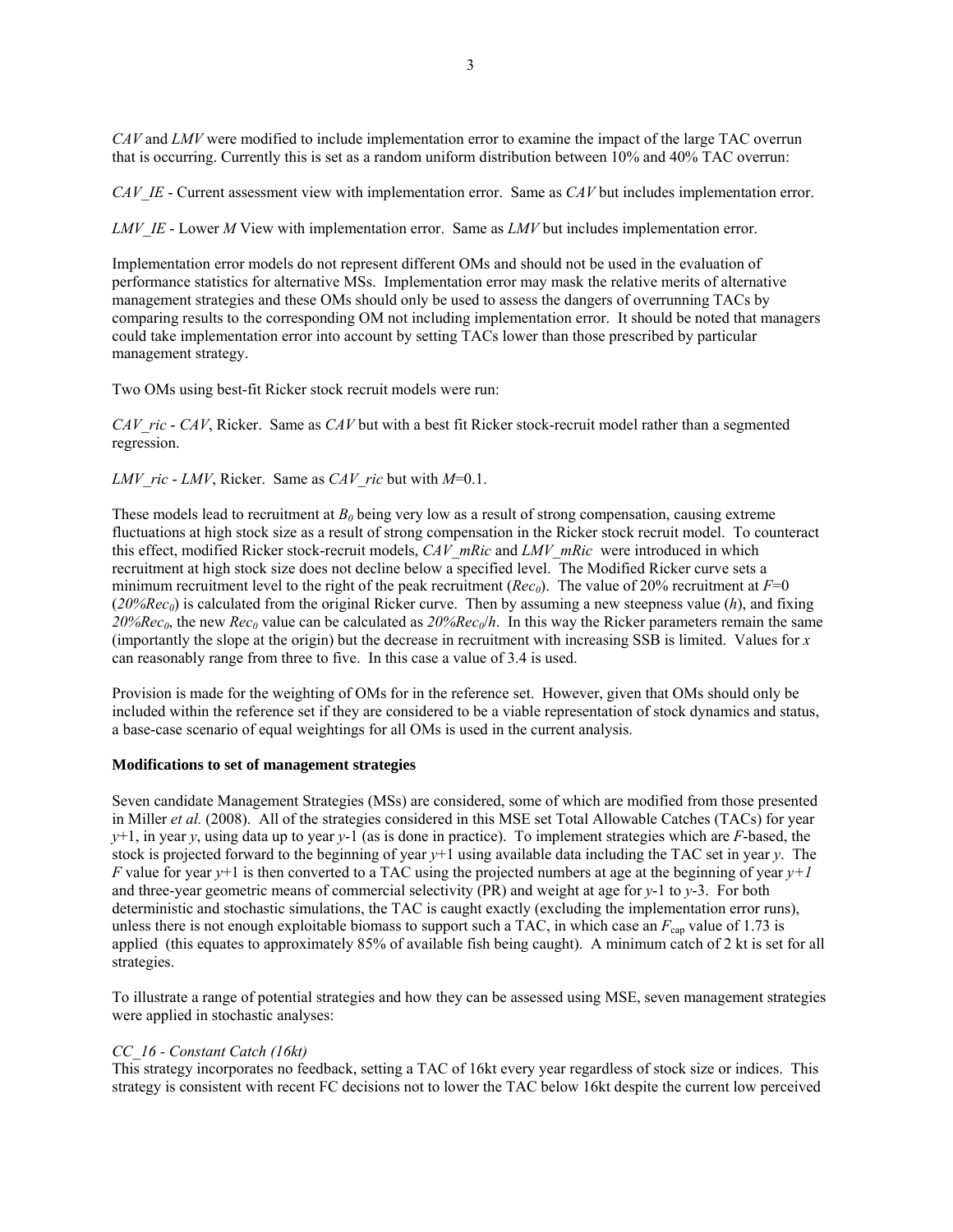*CAV* and *LMV* were modified to include implementation error to examine the impact of the large TAC overrun that is occurring. Currently this is set as a random uniform distribution between 10% and 40% TAC overrun:

*CAV_IE* - Current assessment view with implementation error. Same as *CAV* but includes implementation error.

*LMV_IE* - Lower *M* View with implementation error. Same as *LMV* but includes implementation error.

Implementation error models do not represent different OMs and should not be used in the evaluation of performance statistics for alternative MSs. Implementation error may mask the relative merits of alternative management strategies and these OMs should only be used to assess the dangers of overrunning TACs by comparing results to the corresponding OM not including implementation error. It should be noted that managers could take implementation error into account by setting TACs lower than those prescribed by particular management strategy.

Two OMs using best-fit Ricker stock recruit models were run:

*CAV_ric* - *CAV*, Ricker. Same as *CAV* but with a best fit Ricker stock-recruit model rather than a segmented regression.

*LMV_ric* - *LMV*, Ricker. Same as *CAV_ric* but with $M$=0.1.

These models lead to recruitment at $B_0$ being very low as a result of strong compensation, causing extreme fluctuations at high stock size as a result of strong compensation in the Ricker stock recruit model. To counteract this effect, modified Ricker stock-recruit models, *CAV_mRic* and *LMV_mRic* were introduced in which recruitment at high stock size does not decline below a specified level. The Modified Ricker curve sets a minimum recruitment level to the right of the peak recruitment ($Rec_0$). The value of 20% recruitment at $F$=0 ($20\%Rec_0$) is calculated from the original Ricker curve. Then by assuming a new steepness value ($h$), and fixing $20\%Rec_0$, the new $Rec_0$ value can be calculated as $20\%Rec_0/h$. In this way the Ricker parameters remain the same (importantly the slope at the origin) but the decrease in recruitment with increasing SSB is limited. Values for $x$ can reasonably range from three to five. In this case a value of 3.4 is used.

Provision is made for the weighting of OMs for in the reference set. However, given that OMs should only be included within the reference set if they are considered to be a viable representation of stock dynamics and status, a base-case scenario of equal weightings for all OMs is used in the current analysis.

**Modifications to set of management strategies**

Seven candidate Management Strategies (MSs) are considered, some of which are modified from those presented in Miller *et al.* (2008). All of the strategies considered in this MSE set Total Allowable Catches (TACs) for year $y$+1, in year $y$, using data up to year $y$-1 (as is done in practice). To implement strategies which are $F$-based, the stock is projected forward to the beginning of year $y$+1 using available data including the TAC set in year $y$. The $F$ value for year $y$+1 is then converted to a TAC using the projected numbers at age at the beginning of year $y+1$ and three-year geometric means of commercial selectivity (PR) and weight at age for $y$-1 to $y$-3. For both deterministic and stochastic simulations, the TAC is caught exactly (excluding the implementation error runs), unless there is not enough exploitable biomass to support such a TAC, in which case an $F_{cap}$ value of 1.73 is applied (this equates to approximately 85% of available fish being caught). A minimum catch of 2 kt is set for all strategies.

To illustrate a range of potential strategies and how they can be assessed using MSE, seven management strategies were applied in stochastic analyses:

*CC_16 - Constant Catch (16kt)*
This strategy incorporates no feedback, setting a TAC of 16kt every year regardless of stock size or indices. This strategy is consistent with recent FC decisions not to lower the TAC below 16kt despite the current low perceived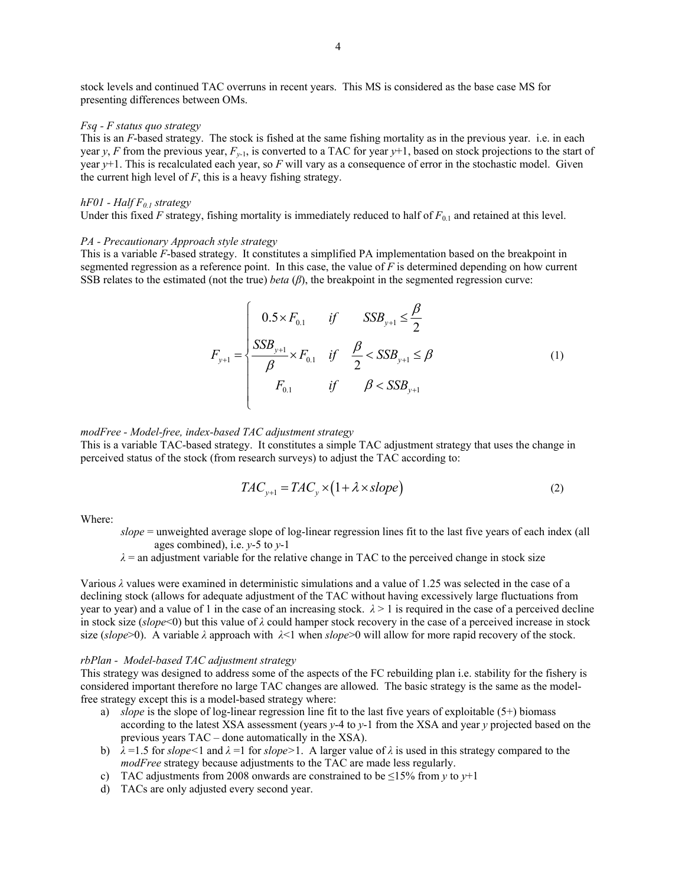stock levels and continued TAC overruns in recent years. This MS is considered as the base case MS for presenting differences between OMs.

*Fsq - F status quo strategy*

This is an *F*-based strategy. The stock is fished at the same fishing mortality as in the previous year. i.e. in each year *y*, *F* from the previous year, $F_{y-1}$, is converted to a TAC for year *y*+1, based on stock projections to the start of year *y*+1. This is recalculated each year, so *F* will vary as a consequence of error in the stochastic model. Given the current high level of *F*, this is a heavy fishing strategy.

*hF01 - Half $F_{0.1}$ strategy*

Under this fixed *F* strategy, fishing mortality is immediately reduced to half of $F_{0.1}$ and retained at this level.

*PA - Precautionary Approach style strategy*

This is a variable *F*-based strategy. It constitutes a simplified PA implementation based on the breakpoint in segmented regression as a reference point. In this case, the value of *F* is determined depending on how current SSB relates to the estimated (not the true) *beta* (*β*), the breakpoint in the segmented regression curve:

$$F_{y+1} = \begin{cases} 0.5 \times F_{0.1} & if \quad SSB_{y+1} \leq \dfrac{\beta}{2} \\ \dfrac{SSB_{y+1}}{\beta} \times F_{0.1} & if \quad \dfrac{\beta}{2} < SSB_{y+1} \leq \beta \\ F_{0.1} & if \quad \beta < SSB_{y+1} \end{cases} \tag{1}$$

*modFree - Model-free, index-based TAC adjustment strategy*

This is a variable TAC-based strategy. It constitutes a simple TAC adjustment strategy that uses the change in perceived status of the stock (from research surveys) to adjust the TAC according to:

$$TAC_{y+1} = TAC_y \times \left(1 + \lambda \times slope\right) \tag{2}$$

Where:

*slope* = unweighted average slope of log-linear regression lines fit to the last five years of each index (all ages combined), i.e. *y*-5 to *y*-1

*λ* = an adjustment variable for the relative change in TAC to the perceived change in stock size

Various *λ* values were examined in deterministic simulations and a value of 1.25 was selected in the case of a declining stock (allows for adequate adjustment of the TAC without having excessively large fluctuations from year to year) and a value of 1 in the case of an increasing stock. $\lambda > 1$ is required in the case of a perceived decline in stock size (*slope*<0) but this value of *λ* could hamper stock recovery in the case of a perceived increase in stock size (*slope*>0). A variable *λ* approach with $\lambda<1$ when *slope*>0 will allow for more rapid recovery of the stock.

*rbPlan - Model-based TAC adjustment strategy*

This strategy was designed to address some of the aspects of the FC rebuilding plan i.e. stability for the fishery is considered important therefore no large TAC changes are allowed. The basic strategy is the same as the model-free strategy except this is a model-based strategy where:

a) *slope* is the slope of log-linear regression line fit to the last five years of exploitable (5+) biomass according to the latest XSA assessment (years *y*-4 to *y*-1 from the XSA and year *y* projected based on the previous years TAC – done automatically in the XSA).
b) $\lambda$ =1.5 for *slope*<1 and $\lambda$ =1 for *slope*>1. A larger value of *λ* is used in this strategy compared to the *modFree* strategy because adjustments to the TAC are made less regularly.
c) TAC adjustments from 2008 onwards are constrained to be ≤15% from *y* to *y*+1
d) TACs are only adjusted every second year.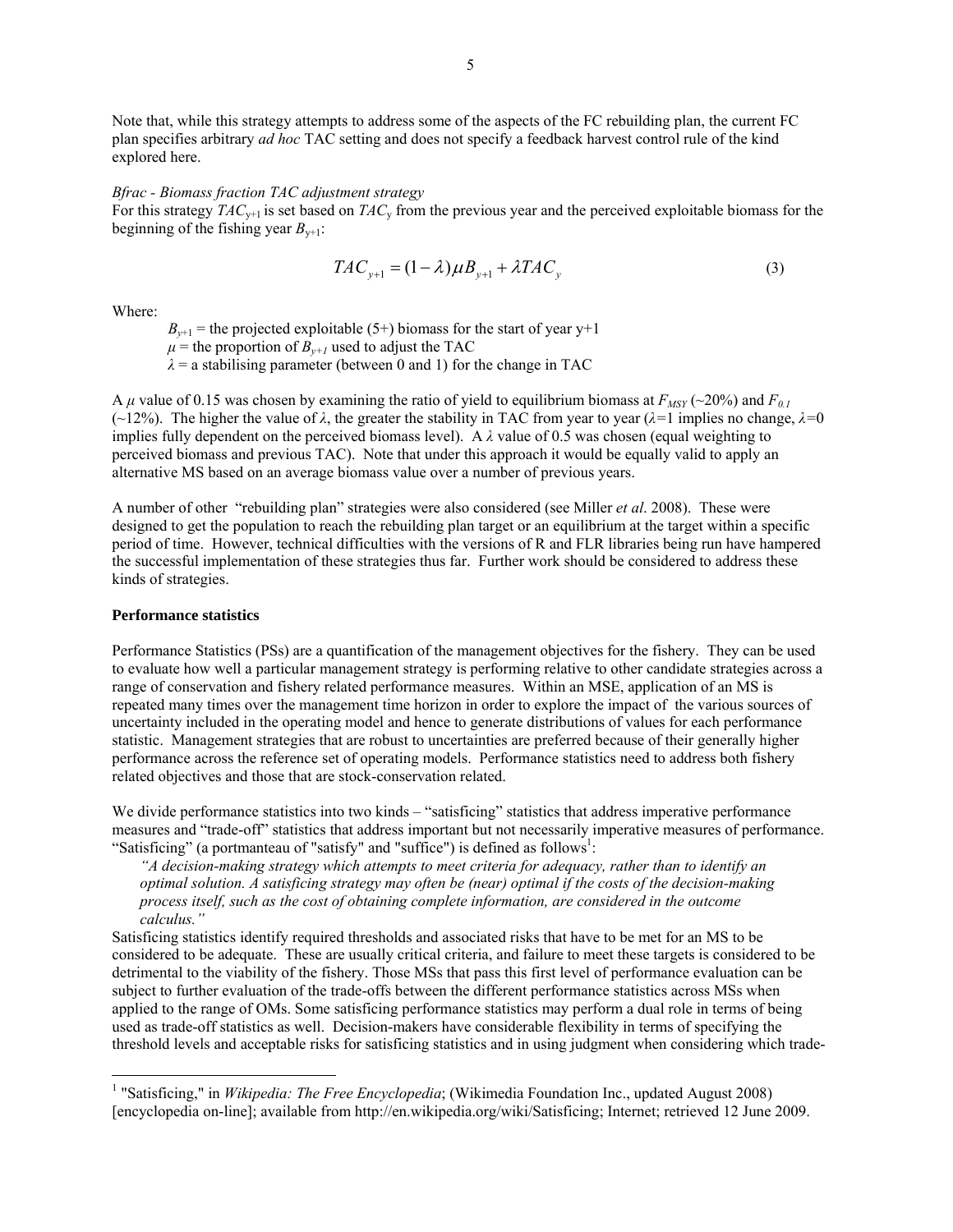Note that, while this strategy attempts to address some of the aspects of the FC rebuilding plan, the current FC plan specifies arbitrary *ad hoc* TAC setting and does not specify a feedback harvest control rule of the kind explored here.

*Bfrac - Biomass fraction TAC adjustment strategy*

For this strategy $TAC_{y+1}$ is set based on $TAC_y$ from the previous year and the perceived exploitable biomass for the beginning of the fishing year $B_{y+1}$:

$$TAC_{y+1} = (1-\lambda)\mu B_{y+1} + \lambda TAC_y \tag{3}$$

Where:

$B_{y+1}$ = the projected exploitable (5+) biomass for the start of year y+1
$\mu$ = the proportion of $B_{y+1}$ used to adjust the TAC
$\lambda$ = a stabilising parameter (between 0 and 1) for the change in TAC

A $\mu$ value of 0.15 was chosen by examining the ratio of yield to equilibrium biomass at $F_{MSY}$ (~20%) and $F_{0.1}$ (~12%). The higher the value of $\lambda$, the greater the stability in TAC from year to year ($\lambda$=1 implies no change, $\lambda$=0 implies fully dependent on the perceived biomass level). A $\lambda$ value of 0.5 was chosen (equal weighting to perceived biomass and previous TAC). Note that under this approach it would be equally valid to apply an alternative MS based on an average biomass value over a number of previous years.

A number of other "rebuilding plan" strategies were also considered (see Miller *et al*. 2008). These were designed to get the population to reach the rebuilding plan target or an equilibrium at the target within a specific period of time. However, technical difficulties with the versions of R and FLR libraries being run have hampered the successful implementation of these strategies thus far. Further work should be considered to address these kinds of strategies.

**Performance statistics**

Performance Statistics (PSs) are a quantification of the management objectives for the fishery. They can be used to evaluate how well a particular management strategy is performing relative to other candidate strategies across a range of conservation and fishery related performance measures. Within an MSE, application of an MS is repeated many times over the management time horizon in order to explore the impact of the various sources of uncertainty included in the operating model and hence to generate distributions of values for each performance statistic. Management strategies that are robust to uncertainties are preferred because of their generally higher performance across the reference set of operating models. Performance statistics need to address both fishery related objectives and those that are stock-conservation related.

We divide performance statistics into two kinds – "satisficing" statistics that address imperative performance measures and "trade-off" statistics that address important but not necessarily imperative measures of performance. "Satisficing" (a portmanteau of "satisfy" and "suffice") is defined as follows[1]:

> *"A decision-making strategy which attempts to meet criteria for adequacy, rather than to identify an optimal solution. A satisficing strategy may often be (near) optimal if the costs of the decision-making process itself, such as the cost of obtaining complete information, are considered in the outcome calculus."*

Satisficing statistics identify required thresholds and associated risks that have to be met for an MS to be considered to be adequate. These are usually critical criteria, and failure to meet these targets is considered to be detrimental to the viability of the fishery. Those MSs that pass this first level of performance evaluation can be subject to further evaluation of the trade-offs between the different performance statistics across MSs when applied to the range of OMs. Some satisficing performance statistics may perform a dual role in terms of being used as trade-off statistics as well. Decision-makers have considerable flexibility in terms of specifying the threshold levels and acceptable risks for satisficing statistics and in using judgment when considering which trade-

[1] "Satisficing," in *Wikipedia: The Free Encyclopedia*; (Wikimedia Foundation Inc., updated August 2008) [encyclopedia on-line]; available from http://en.wikipedia.org/wiki/Satisficing; Internet; retrieved 12 June 2009.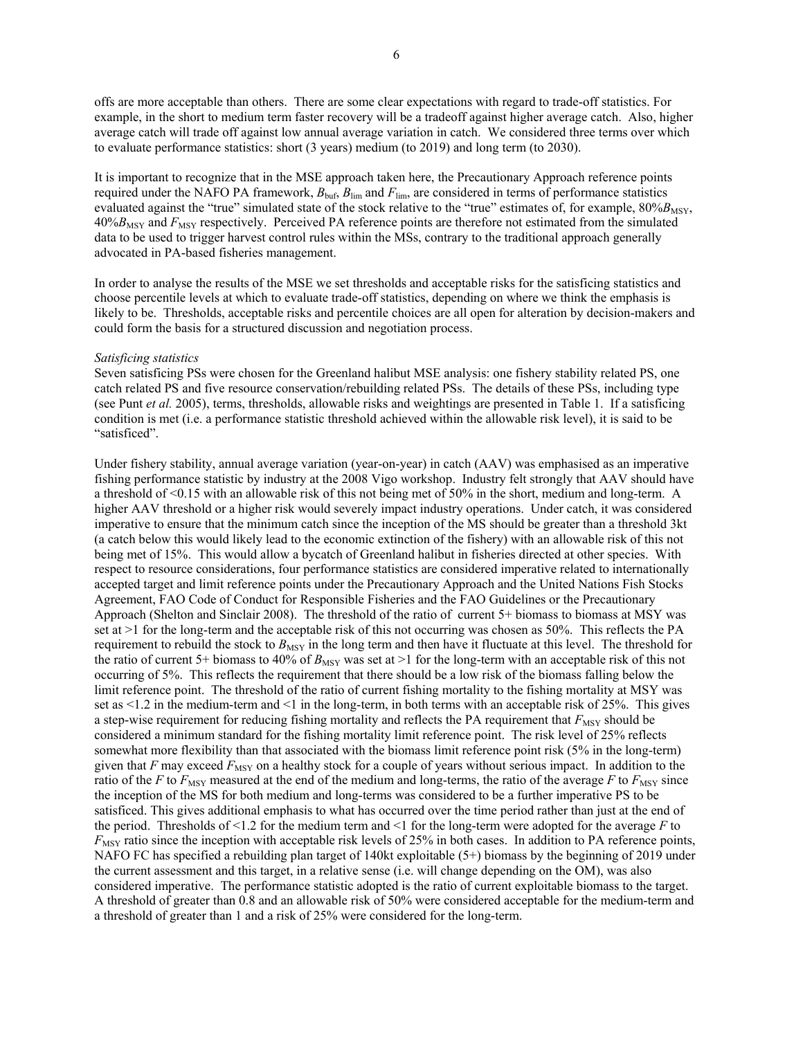offs are more acceptable than others. There are some clear expectations with regard to trade-off statistics. For example, in the short to medium term faster recovery will be a tradeoff against higher average catch. Also, higher average catch will trade off against low annual average variation in catch. We considered three terms over which to evaluate performance statistics: short (3 years) medium (to 2019) and long term (to 2030).

It is important to recognize that in the MSE approach taken here, the Precautionary Approach reference points required under the NAFO PA framework, $B_{buf}$, $B_{lim}$ and $F_{lim}$, are considered in terms of performance statistics evaluated against the "true" simulated state of the stock relative to the "true" estimates of, for example, $80\%B_{MSY}$, $40\%B_{MSY}$ and $F_{MSY}$ respectively. Perceived PA reference points are therefore not estimated from the simulated data to be used to trigger harvest control rules within the MSs, contrary to the traditional approach generally advocated in PA-based fisheries management.

In order to analyse the results of the MSE we set thresholds and acceptable risks for the satisficing statistics and choose percentile levels at which to evaluate trade-off statistics, depending on where we think the emphasis is likely to be. Thresholds, acceptable risks and percentile choices are all open for alteration by decision-makers and could form the basis for a structured discussion and negotiation process.

*Satisficing statistics*

Seven satisficing PSs were chosen for the Greenland halibut MSE analysis: one fishery stability related PS, one catch related PS and five resource conservation/rebuilding related PSs. The details of these PSs, including type (see Punt *et al.* 2005), terms, thresholds, allowable risks and weightings are presented in Table 1. If a satisficing condition is met (i.e. a performance statistic threshold achieved within the allowable risk level), it is said to be "satisficed".

Under fishery stability, annual average variation (year-on-year) in catch (AAV) was emphasised as an imperative fishing performance statistic by industry at the 2008 Vigo workshop. Industry felt strongly that AAV should have a threshold of <0.15 with an allowable risk of this not being met of 50% in the short, medium and long-term. A higher AAV threshold or a higher risk would severely impact industry operations. Under catch, it was considered imperative to ensure that the minimum catch since the inception of the MS should be greater than a threshold 3kt (a catch below this would likely lead to the economic extinction of the fishery) with an allowable risk of this not being met of 15%. This would allow a bycatch of Greenland halibut in fisheries directed at other species. With respect to resource considerations, four performance statistics are considered imperative related to internationally accepted target and limit reference points under the Precautionary Approach and the United Nations Fish Stocks Agreement, FAO Code of Conduct for Responsible Fisheries and the FAO Guidelines or the Precautionary Approach (Shelton and Sinclair 2008). The threshold of the ratio of current 5+ biomass to biomass at MSY was set at >1 for the long-term and the acceptable risk of this not occurring was chosen as 50%. This reflects the PA requirement to rebuild the stock to $B_{MSY}$ in the long term and then have it fluctuate at this level. The threshold for the ratio of current 5+ biomass to 40% of $B_{MSY}$ was set at >1 for the long-term with an acceptable risk of this not occurring of 5%. This reflects the requirement that there should be a low risk of the biomass falling below the limit reference point. The threshold of the ratio of current fishing mortality to the fishing mortality at MSY was set as <1.2 in the medium-term and <1 in the long-term, in both terms with an acceptable risk of 25%. This gives a step-wise requirement for reducing fishing mortality and reflects the PA requirement that $F_{MSY}$ should be considered a minimum standard for the fishing mortality limit reference point. The risk level of 25% reflects somewhat more flexibility than that associated with the biomass limit reference point risk (5% in the long-term) given that $F$ may exceed $F_{MSY}$ on a healthy stock for a couple of years without serious impact. In addition to the ratio of the $F$ to $F_{MSY}$ measured at the end of the medium and long-terms, the ratio of the average $F$ to $F_{MSY}$ since the inception of the MS for both medium and long-terms was considered to be a further imperative PS to be satisficed. This gives additional emphasis to what has occurred over the time period rather than just at the end of the period. Thresholds of <1.2 for the medium term and <1 for the long-term were adopted for the average $F$ to $F_{MSY}$ ratio since the inception with acceptable risk levels of 25% in both cases. In addition to PA reference points, NAFO FC has specified a rebuilding plan target of 140kt exploitable (5+) biomass by the beginning of 2019 under the current assessment and this target, in a relative sense (i.e. will change depending on the OM), was also considered imperative. The performance statistic adopted is the ratio of current exploitable biomass to the target. A threshold of greater than 0.8 and an allowable risk of 50% were considered acceptable for the medium-term and a threshold of greater than 1 and a risk of 25% were considered for the long-term.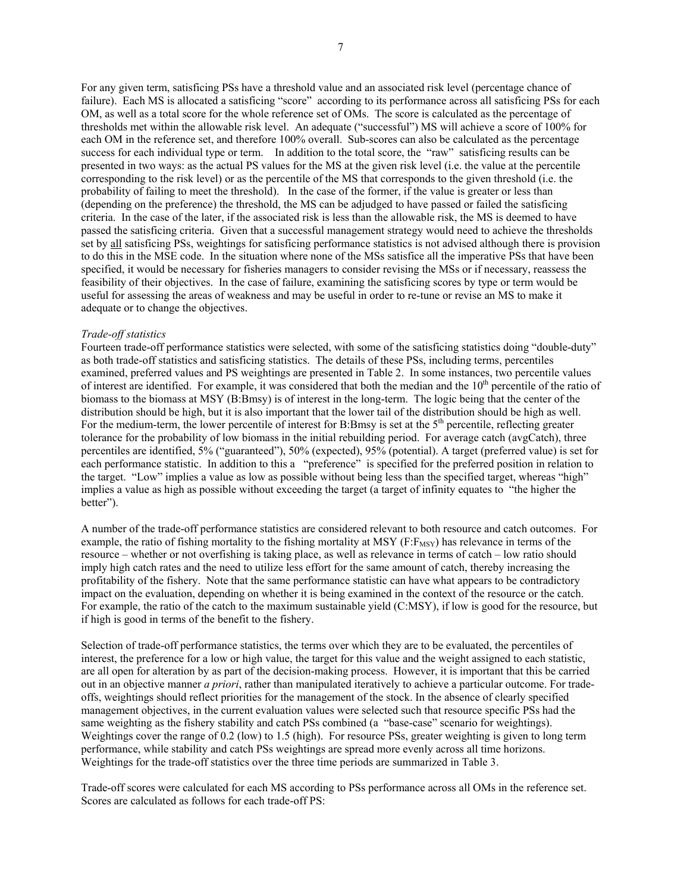For any given term, satisficing PSs have a threshold value and an associated risk level (percentage chance of failure). Each MS is allocated a satisficing "score" according to its performance across all satisficing PSs for each OM, as well as a total score for the whole reference set of OMs. The score is calculated as the percentage of thresholds met within the allowable risk level. An adequate ("successful") MS will achieve a score of 100% for each OM in the reference set, and therefore 100% overall. Sub-scores can also be calculated as the percentage success for each individual type or term. In addition to the total score, the "raw" satisficing results can be presented in two ways: as the actual PS values for the MS at the given risk level (i.e. the value at the percentile corresponding to the risk level) or as the percentile of the MS that corresponds to the given threshold (i.e. the probability of failing to meet the threshold). In the case of the former, if the value is greater or less than (depending on the preference) the threshold, the MS can be adjudged to have passed or failed the satisficing criteria. In the case of the later, if the associated risk is less than the allowable risk, the MS is deemed to have passed the satisficing criteria. Given that a successful management strategy would need to achieve the thresholds set by <u>all</u> satisficing PSs, weightings for satisficing performance statistics is not advised although there is provision to do this in the MSE code. In the situation where none of the MSs satisfice all the imperative PSs that have been specified, it would be necessary for fisheries managers to consider revising the MSs or if necessary, reassess the feasibility of their objectives. In the case of failure, examining the satisficing scores by type or term would be useful for assessing the areas of weakness and may be useful in order to re-tune or revise an MS to make it adequate or to change the objectives.

*Trade-off statistics*

Fourteen trade-off performance statistics were selected, with some of the satisficing statistics doing "double-duty" as both trade-off statistics and satisficing statistics. The details of these PSs, including terms, percentiles examined, preferred values and PS weightings are presented in Table 2. In some instances, two percentile values of interest are identified. For example, it was considered that both the median and the 10th percentile of the ratio of biomass to the biomass at MSY (B:Bmsy) is of interest in the long-term. The logic being that the center of the distribution should be high, but it is also important that the lower tail of the distribution should be high as well. For the medium-term, the lower percentile of interest for B:Bmsy is set at the 5th percentile, reflecting greater tolerance for the probability of low biomass in the initial rebuilding period. For average catch (avgCatch), three percentiles are identified, 5% ("guaranteed"), 50% (expected), 95% (potential). A target (preferred value) is set for each performance statistic. In addition to this a "preference" is specified for the preferred position in relation to the target. "Low" implies a value as low as possible without being less than the specified target, whereas "high" implies a value as high as possible without exceeding the target (a target of infinity equates to "the higher the better").

A number of the trade-off performance statistics are considered relevant to both resource and catch outcomes. For example, the ratio of fishing mortality to the fishing mortality at MSY ($F{:}F_{MSY}$) has relevance in terms of the resource – whether or not overfishing is taking place, as well as relevance in terms of catch – low ratio should imply high catch rates and the need to utilize less effort for the same amount of catch, thereby increasing the profitability of the fishery. Note that the same performance statistic can have what appears to be contradictory impact on the evaluation, depending on whether it is being examined in the context of the resource or the catch. For example, the ratio of the catch to the maximum sustainable yield (C:MSY), if low is good for the resource, but if high is good in terms of the benefit to the fishery.

Selection of trade-off performance statistics, the terms over which they are to be evaluated, the percentiles of interest, the preference for a low or high value, the target for this value and the weight assigned to each statistic, are all open for alteration by as part of the decision-making process. However, it is important that this be carried out in an objective manner *a priori*, rather than manipulated iteratively to achieve a particular outcome. For trade-offs, weightings should reflect priorities for the management of the stock. In the absence of clearly specified management objectives, in the current evaluation values were selected such that resource specific PSs had the same weighting as the fishery stability and catch PSs combined (a "base-case" scenario for weightings). Weightings cover the range of 0.2 (low) to 1.5 (high). For resource PSs, greater weighting is given to long term performance, while stability and catch PSs weightings are spread more evenly across all time horizons. Weightings for the trade-off statistics over the three time periods are summarized in Table 3.

Trade-off scores were calculated for each MS according to PSs performance across all OMs in the reference set. Scores are calculated as follows for each trade-off PS: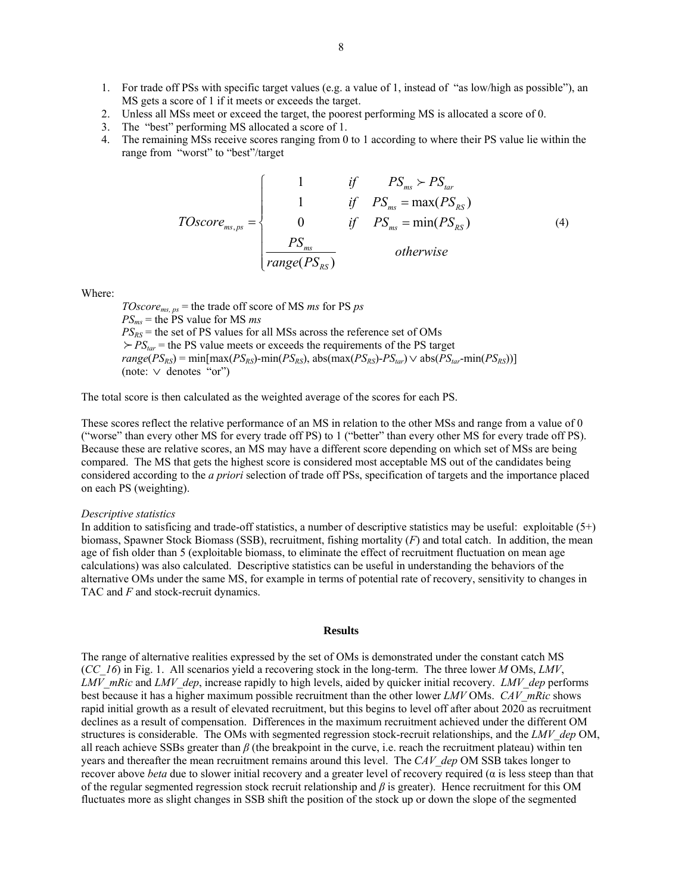1. For trade off PSs with specific target values (e.g. a value of 1, instead of "as low/high as possible"), an MS gets a score of 1 if it meets or exceeds the target.
2. Unless all MSs meet or exceed the target, the poorest performing MS is allocated a score of 0.
3. The "best" performing MS allocated a score of 1.
4. The remaining MSs receive scores ranging from 0 to 1 according to where their PS value lie within the range from "worst" to "best"/target

$$
TOscore_{ms,ps} = \begin{cases} 1 & if \quad PS_{ms} \succ PS_{tar} \\ 1 & if \quad PS_{ms} = \max(PS_{RS}) \\ 0 & if \quad PS_{ms} = \min(PS_{RS}) \\ \dfrac{PS_{ms}}{range(PS_{RS})} & otherwise \end{cases} \tag{4}
$$

Where:

$TOscore_{ms,\,ps}$ = the trade off score of MS *ms* for PS *ps*
$PS_{ms}$ = the PS value for MS *ms*
$PS_{RS}$ = the set of PS values for all MSs across the reference set of OMs
$\succ PS_{tar}$ = the PS value meets or exceeds the requirements of the PS target
$range(PS_{RS}) = \min[\max(PS_{RS})-\min(PS_{RS}),\ \text{abs}(\max(PS_{RS})-PS_{tar}) \vee \text{abs}(PS_{tar}-\min(PS_{RS}))]$
(note: $\vee$ denotes "or")

The total score is then calculated as the weighted average of the scores for each PS.

These scores reflect the relative performance of an MS in relation to the other MSs and range from a value of 0 ("worse" than every other MS for every trade off PS) to 1 ("better" than every other MS for every trade off PS). Because these are relative scores, an MS may have a different score depending on which set of MSs are being compared. The MS that gets the highest score is considered most acceptable MS out of the candidates being considered according to the *a priori* selection of trade off PSs, specification of targets and the importance placed on each PS (weighting).

*Descriptive statistics*

In addition to satisficing and trade-off statistics, a number of descriptive statistics may be useful: exploitable (5+) biomass, Spawner Stock Biomass (SSB), recruitment, fishing mortality ($F$) and total catch. In addition, the mean age of fish older than 5 (exploitable biomass, to eliminate the effect of recruitment fluctuation on mean age calculations) was also calculated. Descriptive statistics can be useful in understanding the behaviors of the alternative OMs under the same MS, for example in terms of potential rate of recovery, sensitivity to changes in TAC and $F$ and stock-recruit dynamics.

## Results

The range of alternative realities expressed by the set of OMs is demonstrated under the constant catch MS (*CC_16*) in Fig. 1. All scenarios yield a recovering stock in the long-term. The three lower $M$ OMs, *LMV*, *LMV_mRic* and *LMV_dep*, increase rapidly to high levels, aided by quicker initial recovery. *LMV_dep* performs best because it has a higher maximum possible recruitment than the other lower *LMV* OMs. *CAV_mRic* shows rapid initial growth as a result of elevated recruitment, but this begins to level off after about 2020 as recruitment declines as a result of compensation. Differences in the maximum recruitment achieved under the different OM structures is considerable. The OMs with segmented regression stock-recruit relationships, and the *LMV_dep* OM, all reach achieve SSBs greater than $\beta$ (the breakpoint in the curve, i.e. reach the recruitment plateau) within ten years and thereafter the mean recruitment remains around this level. The *CAV_dep* OM SSB takes longer to recover above *beta* due to slower initial recovery and a greater level of recovery required ($\alpha$ is less steep than that of the regular segmented regression stock recruit relationship and $\beta$ is greater). Hence recruitment for this OM fluctuates more as slight changes in SSB shift the position of the stock up or down the slope of the segmented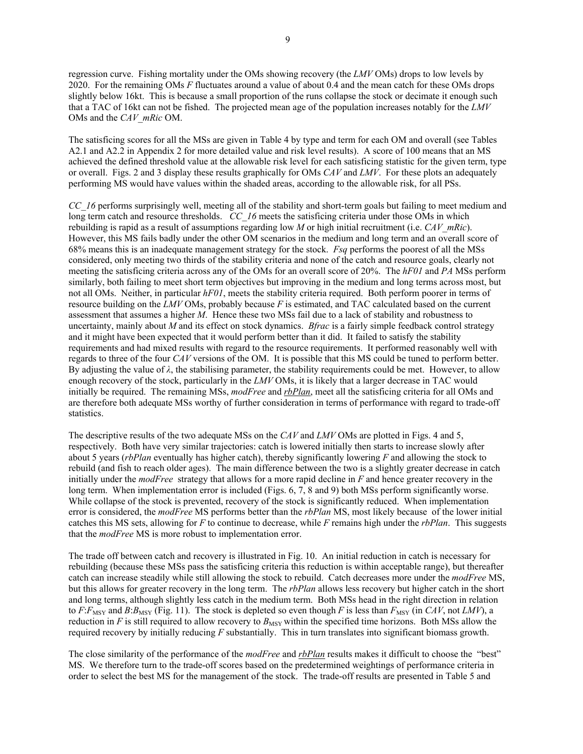regression curve. Fishing mortality under the OMs showing recovery (the *LMV* OMs) drops to low levels by 2020. For the remaining OMs *F* fluctuates around a value of about 0.4 and the mean catch for these OMs drops slightly below 16kt. This is because a small proportion of the runs collapse the stock or decimate it enough such that a TAC of 16kt can not be fished. The projected mean age of the population increases notably for the *LMV* OMs and the *CAV_mRic* OM.

The satisficing scores for all the MSs are given in Table 4 by type and term for each OM and overall (see Tables A2.1 and A2.2 in Appendix 2 for more detailed value and risk level results). A score of 100 means that an MS achieved the defined threshold value at the allowable risk level for each satisficing statistic for the given term, type or overall. Figs. 2 and 3 display these results graphically for OMs *CAV* and *LMV*. For these plots an adequately performing MS would have values within the shaded areas, according to the allowable risk, for all PSs.

*CC_16* performs surprisingly well, meeting all of the stability and short-term goals but failing to meet medium and long term catch and resource thresholds. *CC_16* meets the satisficing criteria under those OMs in which rebuilding is rapid as a result of assumptions regarding low *M* or high initial recruitment (i.e. *CAV_mRic*). However, this MS fails badly under the other OM scenarios in the medium and long term and an overall score of 68% means this is an inadequate management strategy for the stock. *Fsq* performs the poorest of all the MSs considered, only meeting two thirds of the stability criteria and none of the catch and resource goals, clearly not meeting the satisficing criteria across any of the OMs for an overall score of 20%. The *hF01* and *PA* MSs perform similarly, both failing to meet short term objectives but improving in the medium and long terms across most, but not all OMs. Neither, in particular *hF01*, meets the stability criteria required. Both perform poorer in terms of resource building on the *LMV* OMs, probably because *F* is estimated, and TAC calculated based on the current assessment that assumes a higher *M*. Hence these two MSs fail due to a lack of stability and robustness to uncertainty, mainly about *M* and its effect on stock dynamics. *Bfrac* is a fairly simple feedback control strategy and it might have been expected that it would perform better than it did. It failed to satisfy the stability requirements and had mixed results with regard to the resource requirements. It performed reasonably well with regards to three of the four *CAV* versions of the OM. It is possible that this MS could be tuned to perform better. By adjusting the value of $\lambda$, the stabilising parameter, the stability requirements could be met. However, to allow enough recovery of the stock, particularly in the *LMV* OMs, it is likely that a larger decrease in TAC would initially be required. The remaining MSs, *modFree* and *rbPlan*, meet all the satisficing criteria for all OMs and are therefore both adequate MSs worthy of further consideration in terms of performance with regard to trade-off statistics.

The descriptive results of the two adequate MSs on the *CAV* and *LMV* OMs are plotted in Figs. 4 and 5, respectively. Both have very similar trajectories: catch is lowered initially then starts to increase slowly after about 5 years (*rbPlan* eventually has higher catch), thereby significantly lowering *F* and allowing the stock to rebuild (and fish to reach older ages). The main difference between the two is a slightly greater decrease in catch initially under the *modFree* strategy that allows for a more rapid decline in *F* and hence greater recovery in the long term. When implementation error is included (Figs. 6, 7, 8 and 9) both MSs perform significantly worse. While collapse of the stock is prevented, recovery of the stock is significantly reduced. When implementation error is considered, the *modFree* MS performs better than the *rbPlan* MS, most likely because of the lower initial catches this MS sets, allowing for *F* to continue to decrease, while *F* remains high under the *rbPlan*. This suggests that the *modFree* MS is more robust to implementation error.

The trade off between catch and recovery is illustrated in Fig. 10. An initial reduction in catch is necessary for rebuilding (because these MSs pass the satisficing criteria this reduction is within acceptable range), but thereafter catch can increase steadily while still allowing the stock to rebuild. Catch decreases more under the *modFree* MS, but this allows for greater recovery in the long term. The *rbPlan* allows less recovery but higher catch in the short and long terms, although slightly less catch in the medium term. Both MSs head in the right direction in relation to $F$:$F_{MSY}$ and $B$:$B_{MSY}$ (Fig. 11). The stock is depleted so even though *F* is less than $F_{MSY}$ (in *CAV*, not *LMV*), a reduction in *F* is still required to allow recovery to $B_{MSY}$ within the specified time horizons. Both MSs allow the required recovery by initially reducing *F* substantially. This in turn translates into significant biomass growth.

The close similarity of the performance of the *modFree* and *rbPlan* results makes it difficult to choose the "best" MS. We therefore turn to the trade-off scores based on the predetermined weightings of performance criteria in order to select the best MS for the management of the stock. The trade-off results are presented in Table 5 and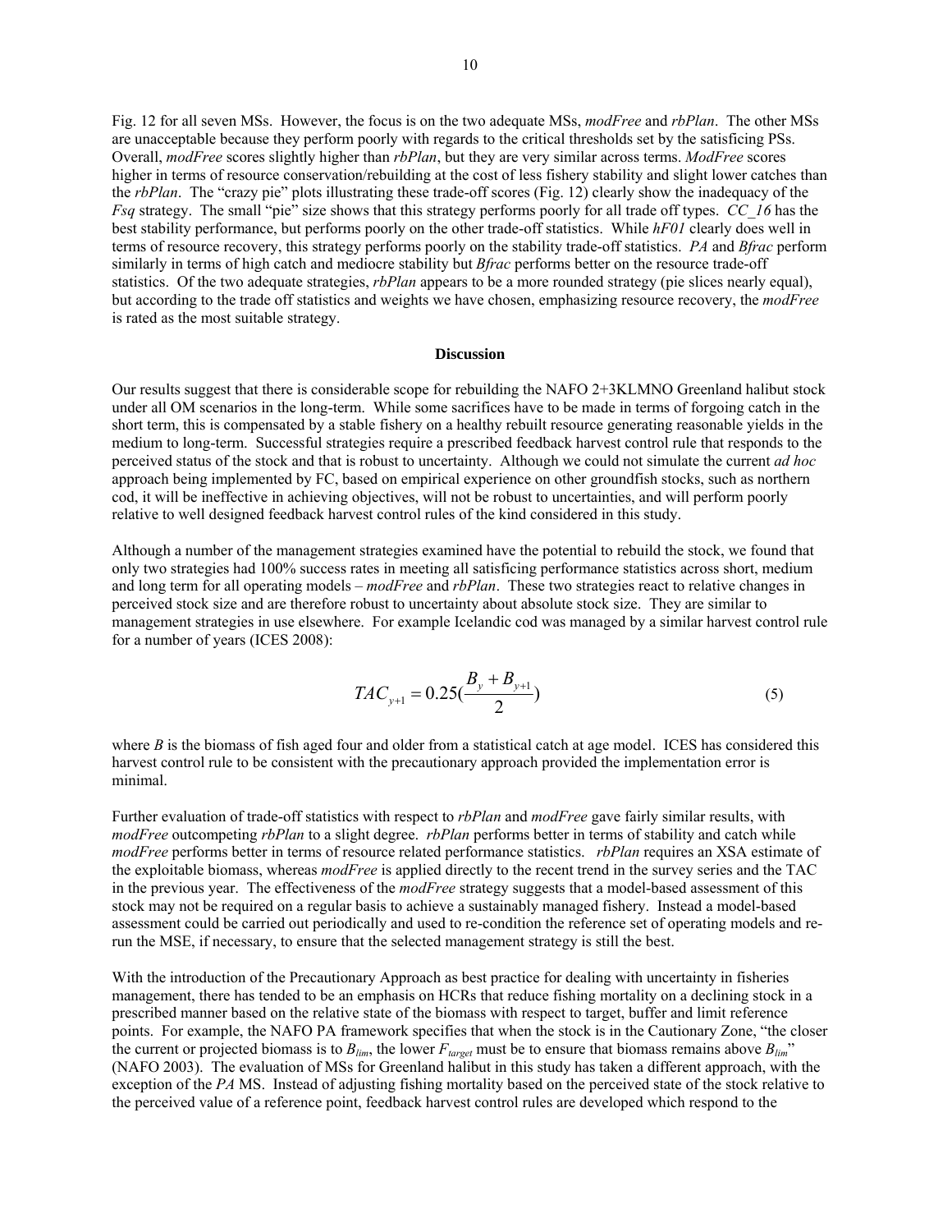Fig. 12 for all seven MSs. However, the focus is on the two adequate MSs, *modFree* and *rbPlan*. The other MSs are unacceptable because they perform poorly with regards to the critical thresholds set by the satisficing PSs. Overall, *modFree* scores slightly higher than *rbPlan*, but they are very similar across terms. *ModFree* scores higher in terms of resource conservation/rebuilding at the cost of less fishery stability and slight lower catches than the *rbPlan*. The "crazy pie" plots illustrating these trade-off scores (Fig. 12) clearly show the inadequacy of the *Fsq* strategy. The small "pie" size shows that this strategy performs poorly for all trade off types. *CC_16* has the best stability performance, but performs poorly on the other trade-off statistics. While *hF01* clearly does well in terms of resource recovery, this strategy performs poorly on the stability trade-off statistics. *PA* and *Bfrac* perform similarly in terms of high catch and mediocre stability but *Bfrac* performs better on the resource trade-off statistics. Of the two adequate strategies, *rbPlan* appears to be a more rounded strategy (pie slices nearly equal), but according to the trade off statistics and weights we have chosen, emphasizing resource recovery, the *modFree* is rated as the most suitable strategy.

## Discussion

Our results suggest that there is considerable scope for rebuilding the NAFO 2+3KLMNO Greenland halibut stock under all OM scenarios in the long-term. While some sacrifices have to be made in terms of forgoing catch in the short term, this is compensated by a stable fishery on a healthy rebuilt resource generating reasonable yields in the medium to long-term. Successful strategies require a prescribed feedback harvest control rule that responds to the perceived status of the stock and that is robust to uncertainty. Although we could not simulate the current *ad hoc* approach being implemented by FC, based on empirical experience on other groundfish stocks, such as northern cod, it will be ineffective in achieving objectives, will not be robust to uncertainties, and will perform poorly relative to well designed feedback harvest control rules of the kind considered in this study.

Although a number of the management strategies examined have the potential to rebuild the stock, we found that only two strategies had 100% success rates in meeting all satisficing performance statistics across short, medium and long term for all operating models – *modFree* and *rbPlan*. These two strategies react to relative changes in perceived stock size and are therefore robust to uncertainty about absolute stock size. They are similar to management strategies in use elsewhere. For example Icelandic cod was managed by a similar harvest control rule for a number of years (ICES 2008):

$$TAC_{y+1} = 0.25\left(\frac{B_y + B_{y+1}}{2}\right) \tag{5}$$

where $B$ is the biomass of fish aged four and older from a statistical catch at age model. ICES has considered this harvest control rule to be consistent with the precautionary approach provided the implementation error is minimal.

Further evaluation of trade-off statistics with respect to *rbPlan* and *modFree* gave fairly similar results, with *modFree* outcompeting *rbPlan* to a slight degree. *rbPlan* performs better in terms of stability and catch while *modFree* performs better in terms of resource related performance statistics. *rbPlan* requires an XSA estimate of the exploitable biomass, whereas *modFree* is applied directly to the recent trend in the survey series and the TAC in the previous year. The effectiveness of the *modFree* strategy suggests that a model-based assessment of this stock may not be required on a regular basis to achieve a sustainably managed fishery. Instead a model-based assessment could be carried out periodically and used to re-condition the reference set of operating models and re-run the MSE, if necessary, to ensure that the selected management strategy is still the best.

With the introduction of the Precautionary Approach as best practice for dealing with uncertainty in fisheries management, there has tended to be an emphasis on HCRs that reduce fishing mortality on a declining stock in a prescribed manner based on the relative state of the biomass with respect to target, buffer and limit reference points. For example, the NAFO PA framework specifies that when the stock is in the Cautionary Zone, "the closer the current or projected biomass is to $B_{lim}$, the lower $F_{target}$ must be to ensure that biomass remains above $B_{lim}$" (NAFO 2003). The evaluation of MSs for Greenland halibut in this study has taken a different approach, with the exception of the *PA* MS. Instead of adjusting fishing mortality based on the perceived state of the stock relative to the perceived value of a reference point, feedback harvest control rules are developed which respond to the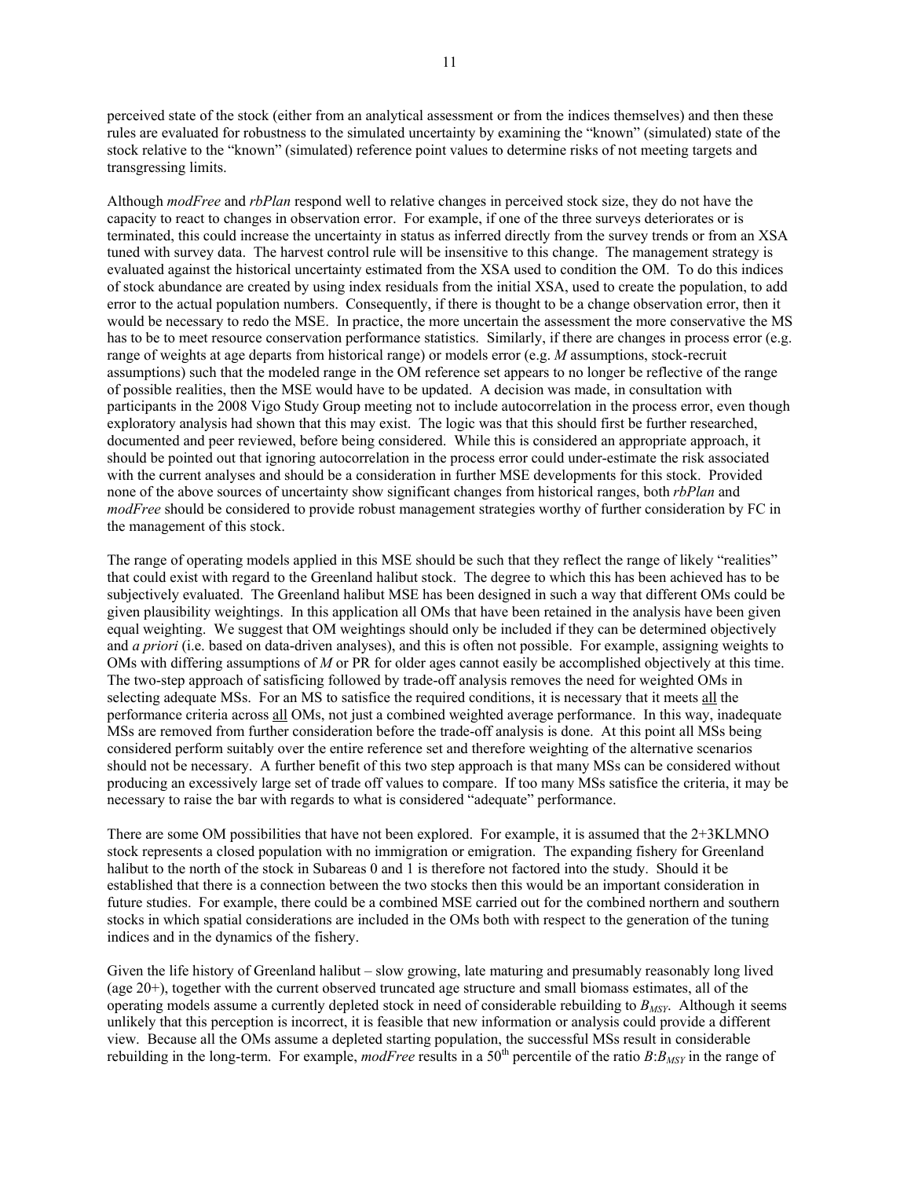perceived state of the stock (either from an analytical assessment or from the indices themselves) and then these rules are evaluated for robustness to the simulated uncertainty by examining the "known" (simulated) state of the stock relative to the "known" (simulated) reference point values to determine risks of not meeting targets and transgressing limits.

Although *modFree* and *rbPlan* respond well to relative changes in perceived stock size, they do not have the capacity to react to changes in observation error. For example, if one of the three surveys deteriorates or is terminated, this could increase the uncertainty in status as inferred directly from the survey trends or from an XSA tuned with survey data. The harvest control rule will be insensitive to this change. The management strategy is evaluated against the historical uncertainty estimated from the XSA used to condition the OM. To do this indices of stock abundance are created by using index residuals from the initial XSA, used to create the population, to add error to the actual population numbers. Consequently, if there is thought to be a change observation error, then it would be necessary to redo the MSE. In practice, the more uncertain the assessment the more conservative the MS has to be to meet resource conservation performance statistics. Similarly, if there are changes in process error (e.g. range of weights at age departs from historical range) or models error (e.g. *M* assumptions, stock-recruit assumptions) such that the modeled range in the OM reference set appears to no longer be reflective of the range of possible realities, then the MSE would have to be updated. A decision was made, in consultation with participants in the 2008 Vigo Study Group meeting not to include autocorrelation in the process error, even though exploratory analysis had shown that this may exist. The logic was that this should first be further researched, documented and peer reviewed, before being considered. While this is considered an appropriate approach, it should be pointed out that ignoring autocorrelation in the process error could under-estimate the risk associated with the current analyses and should be a consideration in further MSE developments for this stock. Provided none of the above sources of uncertainty show significant changes from historical ranges, both *rbPlan* and *modFree* should be considered to provide robust management strategies worthy of further consideration by FC in the management of this stock.

The range of operating models applied in this MSE should be such that they reflect the range of likely "realities" that could exist with regard to the Greenland halibut stock. The degree to which this has been achieved has to be subjectively evaluated. The Greenland halibut MSE has been designed in such a way that different OMs could be given plausibility weightings. In this application all OMs that have been retained in the analysis have been given equal weighting. We suggest that OM weightings should only be included if they can be determined objectively and *a priori* (i.e. based on data-driven analyses), and this is often not possible. For example, assigning weights to OMs with differing assumptions of *M* or PR for older ages cannot easily be accomplished objectively at this time. The two-step approach of satisficing followed by trade-off analysis removes the need for weighted OMs in selecting adequate MSs. For an MS to satisfice the required conditions, it is necessary that it meets <u>all</u> the performance criteria across <u>all</u> OMs, not just a combined weighted average performance. In this way, inadequate MSs are removed from further consideration before the trade-off analysis is done. At this point all MSs being considered perform suitably over the entire reference set and therefore weighting of the alternative scenarios should not be necessary. A further benefit of this two step approach is that many MSs can be considered without producing an excessively large set of trade off values to compare. If too many MSs satisfice the criteria, it may be necessary to raise the bar with regards to what is considered "adequate" performance.

There are some OM possibilities that have not been explored. For example, it is assumed that the 2+3KLMNO stock represents a closed population with no immigration or emigration. The expanding fishery for Greenland halibut to the north of the stock in Subareas 0 and 1 is therefore not factored into the study. Should it be established that there is a connection between the two stocks then this would be an important consideration in future studies. For example, there could be a combined MSE carried out for the combined northern and southern stocks in which spatial considerations are included in the OMs both with respect to the generation of the tuning indices and in the dynamics of the fishery.

Given the life history of Greenland halibut – slow growing, late maturing and presumably reasonably long lived (age 20+), together with the current observed truncated age structure and small biomass estimates, all of the operating models assume a currently depleted stock in need of considerable rebuilding to $B_{MSY}$. Although it seems unlikely that this perception is incorrect, it is feasible that new information or analysis could provide a different view. Because all the OMs assume a depleted starting population, the successful MSs result in considerable rebuilding in the long-term. For example, *modFree* results in a 50$^{th}$ percentile of the ratio $B$:$B_{MSY}$ in the range of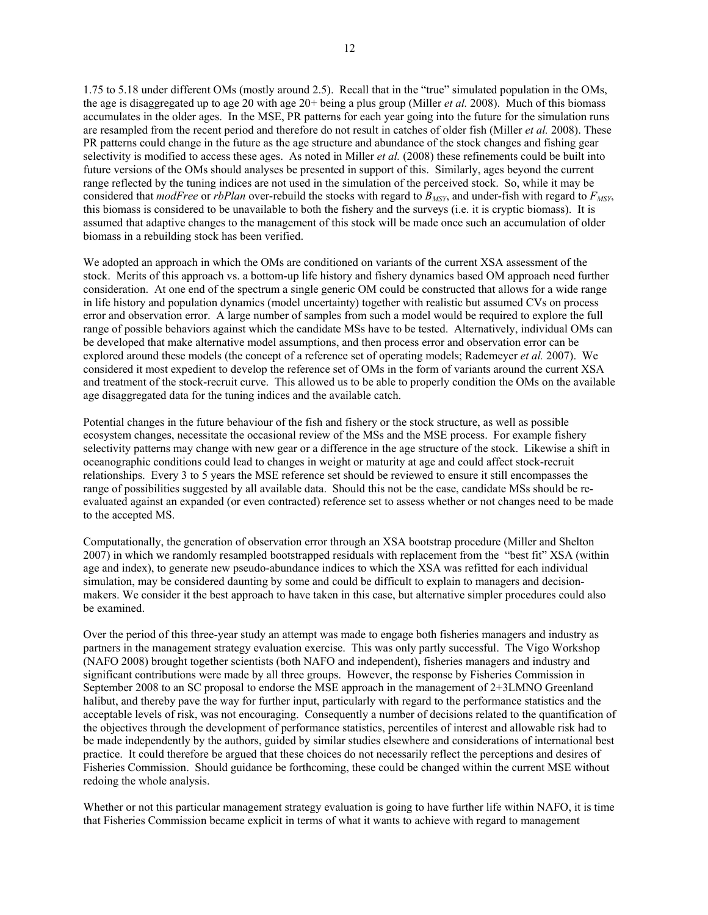1.75 to 5.18 under different OMs (mostly around 2.5). Recall that in the "true" simulated population in the OMs, the age is disaggregated up to age 20 with age 20+ being a plus group (Miller *et al.* 2008). Much of this biomass accumulates in the older ages. In the MSE, PR patterns for each year going into the future for the simulation runs are resampled from the recent period and therefore do not result in catches of older fish (Miller *et al.* 2008). These PR patterns could change in the future as the age structure and abundance of the stock changes and fishing gear selectivity is modified to access these ages. As noted in Miller *et al.* (2008) these refinements could be built into future versions of the OMs should analyses be presented in support of this. Similarly, ages beyond the current range reflected by the tuning indices are not used in the simulation of the perceived stock. So, while it may be considered that *modFree* or *rbPlan* over-rebuild the stocks with regard to $B_{MSY}$, and under-fish with regard to $F_{MSY}$, this biomass is considered to be unavailable to both the fishery and the surveys (i.e. it is cryptic biomass). It is assumed that adaptive changes to the management of this stock will be made once such an accumulation of older biomass in a rebuilding stock has been verified.

We adopted an approach in which the OMs are conditioned on variants of the current XSA assessment of the stock. Merits of this approach vs. a bottom-up life history and fishery dynamics based OM approach need further consideration. At one end of the spectrum a single generic OM could be constructed that allows for a wide range in life history and population dynamics (model uncertainty) together with realistic but assumed CVs on process error and observation error. A large number of samples from such a model would be required to explore the full range of possible behaviors against which the candidate MSs have to be tested. Alternatively, individual OMs can be developed that make alternative model assumptions, and then process error and observation error can be explored around these models (the concept of a reference set of operating models; Rademeyer *et al.* 2007). We considered it most expedient to develop the reference set of OMs in the form of variants around the current XSA and treatment of the stock-recruit curve. This allowed us to be able to properly condition the OMs on the available age disaggregated data for the tuning indices and the available catch.

Potential changes in the future behaviour of the fish and fishery or the stock structure, as well as possible ecosystem changes, necessitate the occasional review of the MSs and the MSE process. For example fishery selectivity patterns may change with new gear or a difference in the age structure of the stock. Likewise a shift in oceanographic conditions could lead to changes in weight or maturity at age and could affect stock-recruit relationships. Every 3 to 5 years the MSE reference set should be reviewed to ensure it still encompasses the range of possibilities suggested by all available data. Should this not be the case, candidate MSs should be re-evaluated against an expanded (or even contracted) reference set to assess whether or not changes need to be made to the accepted MS.

Computationally, the generation of observation error through an XSA bootstrap procedure (Miller and Shelton 2007) in which we randomly resampled bootstrapped residuals with replacement from the "best fit" XSA (within age and index), to generate new pseudo-abundance indices to which the XSA was refitted for each individual simulation, may be considered daunting by some and could be difficult to explain to managers and decision-makers. We consider it the best approach to have taken in this case, but alternative simpler procedures could also be examined.

Over the period of this three-year study an attempt was made to engage both fisheries managers and industry as partners in the management strategy evaluation exercise. This was only partly successful. The Vigo Workshop (NAFO 2008) brought together scientists (both NAFO and independent), fisheries managers and industry and significant contributions were made by all three groups. However, the response by Fisheries Commission in September 2008 to an SC proposal to endorse the MSE approach in the management of 2+3LMNO Greenland halibut, and thereby pave the way for further input, particularly with regard to the performance statistics and the acceptable levels of risk, was not encouraging. Consequently a number of decisions related to the quantification of the objectives through the development of performance statistics, percentiles of interest and allowable risk had to be made independently by the authors, guided by similar studies elsewhere and considerations of international best practice. It could therefore be argued that these choices do not necessarily reflect the perceptions and desires of Fisheries Commission. Should guidance be forthcoming, these could be changed within the current MSE without redoing the whole analysis.

Whether or not this particular management strategy evaluation is going to have further life within NAFO, it is time that Fisheries Commission became explicit in terms of what it wants to achieve with regard to management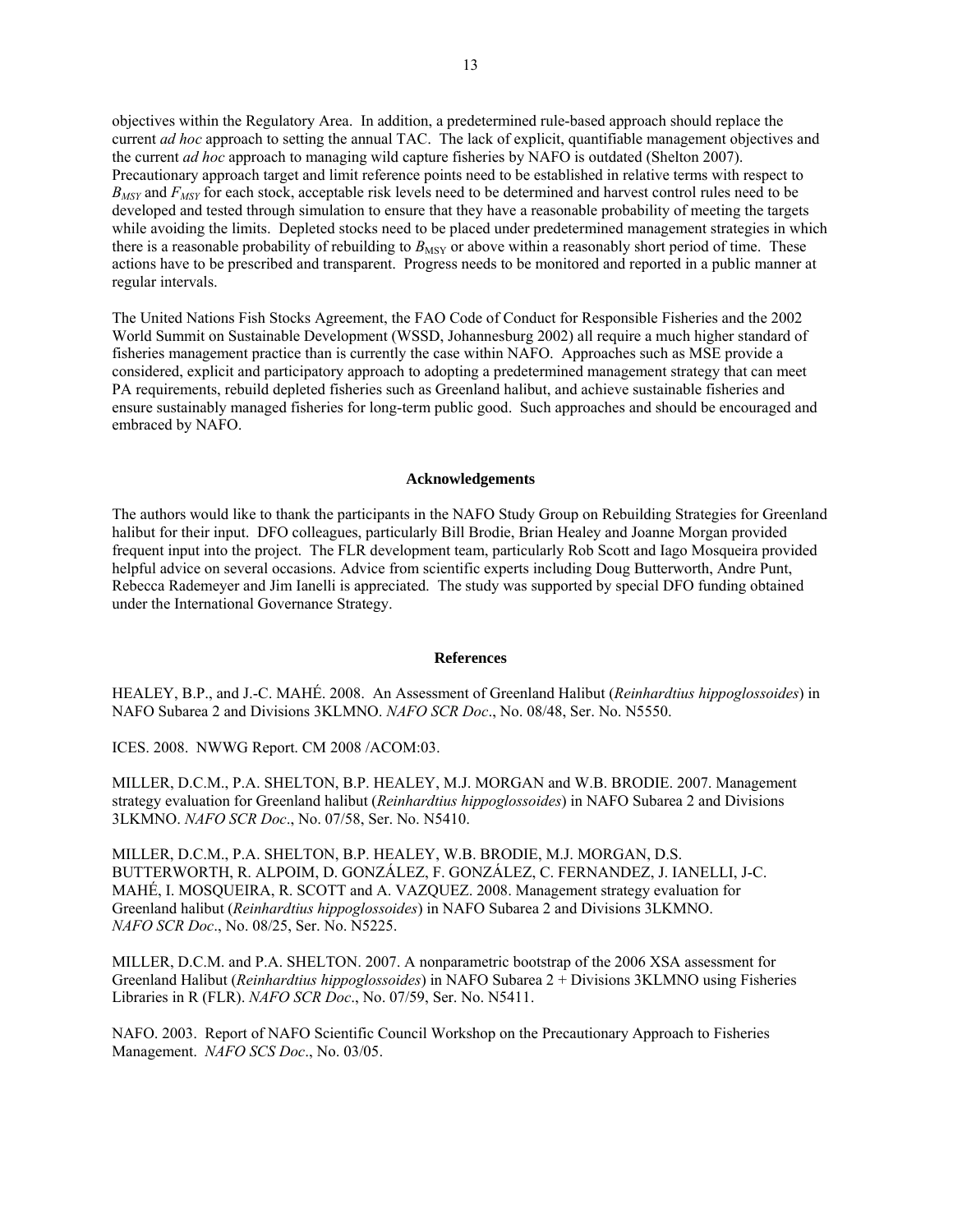objectives within the Regulatory Area. In addition, a predetermined rule-based approach should replace the current *ad hoc* approach to setting the annual TAC. The lack of explicit, quantifiable management objectives and the current *ad hoc* approach to managing wild capture fisheries by NAFO is outdated (Shelton 2007). Precautionary approach target and limit reference points need to be established in relative terms with respect to $B_{MSY}$ and $F_{MSY}$ for each stock, acceptable risk levels need to be determined and harvest control rules need to be developed and tested through simulation to ensure that they have a reasonable probability of meeting the targets while avoiding the limits. Depleted stocks need to be placed under predetermined management strategies in which there is a reasonable probability of rebuilding to $B_{\mathrm{MSY}}$ or above within a reasonably short period of time. These actions have to be prescribed and transparent. Progress needs to be monitored and reported in a public manner at regular intervals.

The United Nations Fish Stocks Agreement, the FAO Code of Conduct for Responsible Fisheries and the 2002 World Summit on Sustainable Development (WSSD, Johannesburg 2002) all require a much higher standard of fisheries management practice than is currently the case within NAFO. Approaches such as MSE provide a considered, explicit and participatory approach to adopting a predetermined management strategy that can meet PA requirements, rebuild depleted fisheries such as Greenland halibut, and achieve sustainable fisheries and ensure sustainably managed fisheries for long-term public good. Such approaches and should be encouraged and embraced by NAFO.

## Acknowledgements

The authors would like to thank the participants in the NAFO Study Group on Rebuilding Strategies for Greenland halibut for their input. DFO colleagues, particularly Bill Brodie, Brian Healey and Joanne Morgan provided frequent input into the project. The FLR development team, particularly Rob Scott and Iago Mosqueira provided helpful advice on several occasions. Advice from scientific experts including Doug Butterworth, Andre Punt, Rebecca Rademeyer and Jim Ianelli is appreciated. The study was supported by special DFO funding obtained under the International Governance Strategy.

## References

HEALEY, B.P., and J.-C. MAHÉ. 2008. An Assessment of Greenland Halibut (*Reinhardtius hippoglossoides*) in NAFO Subarea 2 and Divisions 3KLMNO. *NAFO SCR Doc*., No. 08/48, Ser. No. N5550.

ICES. 2008. NWWG Report. CM 2008 /ACOM:03.

MILLER, D.C.M., P.A. SHELTON, B.P. HEALEY, M.J. MORGAN and W.B. BRODIE. 2007. Management strategy evaluation for Greenland halibut (*Reinhardtius hippoglossoides*) in NAFO Subarea 2 and Divisions 3LKMNO. *NAFO SCR Doc*., No. 07/58, Ser. No. N5410.

MILLER, D.C.M., P.A. SHELTON, B.P. HEALEY, W.B. BRODIE, M.J. MORGAN, D.S. BUTTERWORTH, R. ALPOIM, D. GONZÁLEZ, F. GONZÁLEZ, C. FERNANDEZ, J. IANELLI, J-C. MAHÉ, I. MOSQUEIRA, R. SCOTT and A. VAZQUEZ. 2008. Management strategy evaluation for Greenland halibut (*Reinhardtius hippoglossoides*) in NAFO Subarea 2 and Divisions 3LKMNO. *NAFO SCR Doc*., No. 08/25, Ser. No. N5225.

MILLER, D.C.M. and P.A. SHELTON. 2007. A nonparametric bootstrap of the 2006 XSA assessment for Greenland Halibut (*Reinhardtius hippoglossoides*) in NAFO Subarea 2 + Divisions 3KLMNO using Fisheries Libraries in R (FLR). *NAFO SCR Doc*., No. 07/59, Ser. No. N5411.

NAFO. 2003. Report of NAFO Scientific Council Workshop on the Precautionary Approach to Fisheries Management. *NAFO SCS Doc*., No. 03/05.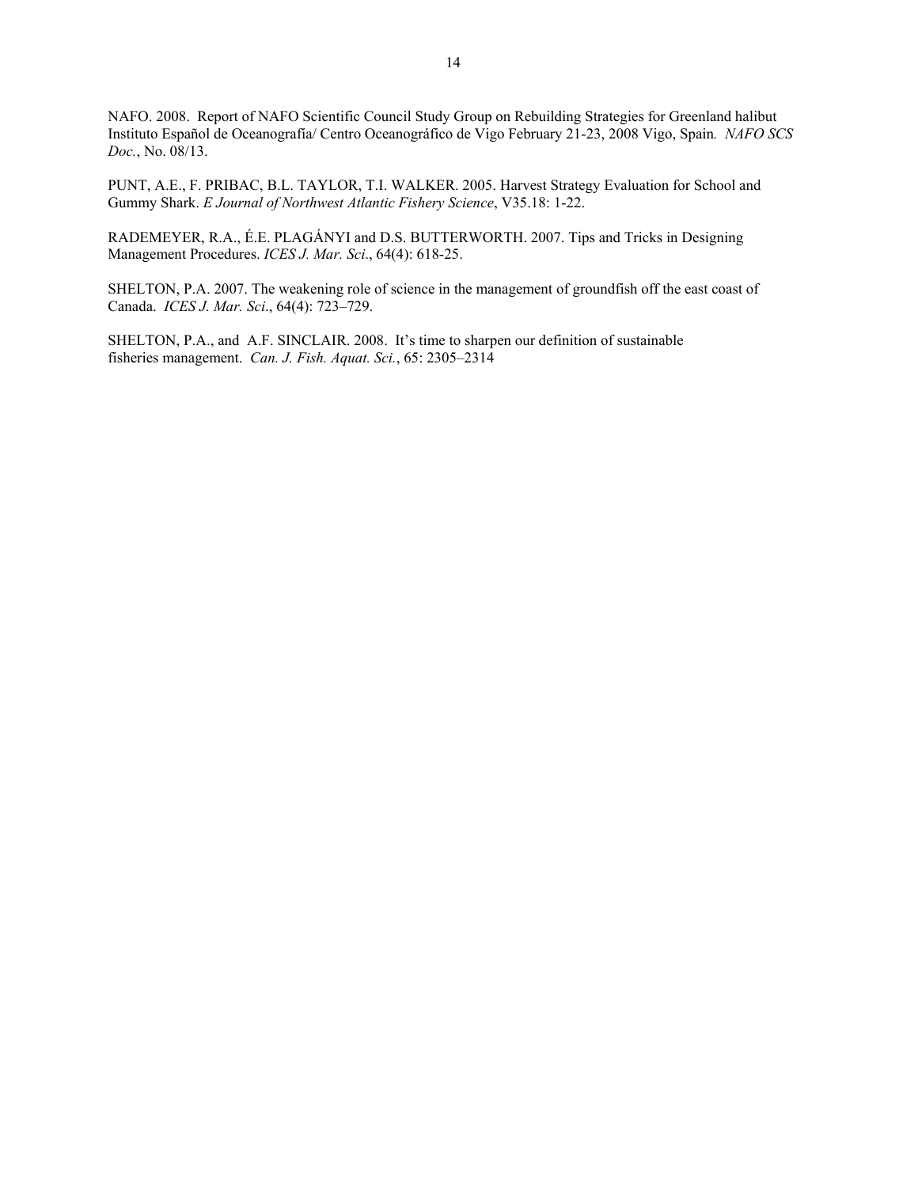NAFO. 2008. Report of NAFO Scientific Council Study Group on Rebuilding Strategies for Greenland halibut Instituto Español de Oceanografía/ Centro Oceanográfico de Vigo February 21-23, 2008 Vigo, Spain*. NAFO SCS Doc.*, No. 08/13.

PUNT, A.E., F. PRIBAC, B.L. TAYLOR, T.I. WALKER. 2005. Harvest Strategy Evaluation for School and Gummy Shark. *E Journal of Northwest Atlantic Fishery Science*, V35.18: 1-22.

RADEMEYER, R.A., É.E. PLAGÁNYI and D.S. BUTTERWORTH. 2007. Tips and Tricks in Designing Management Procedures. *ICES J. Mar. Sci*., 64(4): 618-25.

SHELTON, P.A. 2007. The weakening role of science in the management of groundfish off the east coast of Canada. *ICES J. Mar. Sci*., 64(4): 723–729.

SHELTON, P.A., and A.F. SINCLAIR. 2008. It's time to sharpen our definition of sustainable fisheries management. *Can. J. Fish. Aquat. Sci.*, 65: 2305–2314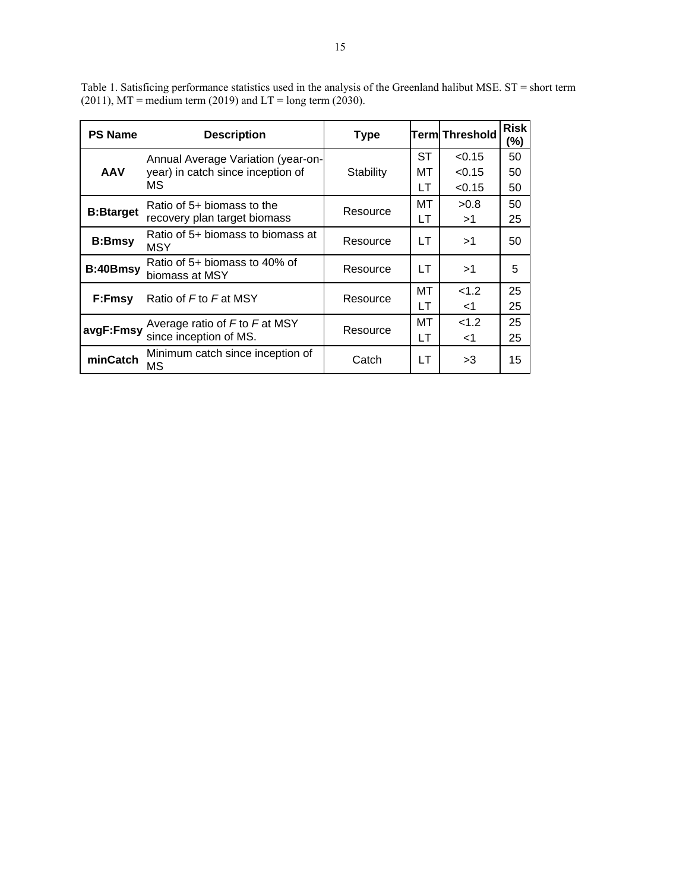Table 1. Satisficing performance statistics used in the analysis of the Greenland halibut MSE. ST = short term (2011), MT = medium term (2019) and LT = long term (2030).

| PS Name | Description | Type | Term | Threshold | Risk (%) |
|---|---|---|---|---|---|
| **AAV** | Annual Average Variation (year-on-year) in catch since inception of MS | Stability | ST | <0.15 | 50 |
| | | | MT | <0.15 | 50 |
| | | | LT | <0.15 | 50 |
| **B:Btarget** | Ratio of 5+ biomass to the recovery plan target biomass | Resource | MT | >0.8 | 50 |
| | | | LT | >1 | 25 |
| **B:Bmsy** | Ratio of 5+ biomass to biomass at MSY | Resource | LT | >1 | 50 |
| **B:40Bmsy** | Ratio of 5+ biomass to 40% of biomass at MSY | Resource | LT | >1 | 5 |
| **F:Fmsy** | Ratio of *F* to *F* at MSY | Resource | MT | <1.2 | 25 |
| | | | LT | <1 | 25 |
| **avgF:Fmsy** | Average ratio of *F* to *F* at MSY since inception of MS. | Resource | MT | <1.2 | 25 |
| | | | LT | <1 | 25 |
| **minCatch** | Minimum catch since inception of MS | Catch | LT | >3 | 15 |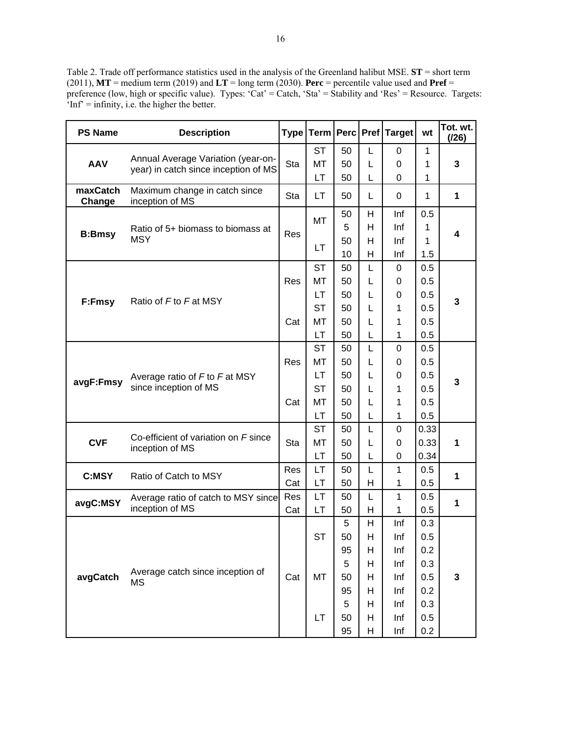Table 2. Trade off performance statistics used in the analysis of the Greenland halibut MSE. **ST** = short term (2011), **MT** = medium term (2019) and **LT** = long term (2030). **Perc** = percentile value used and **Pref** = preference (low, high or specific value). Types: 'Cat' = Catch, 'Sta' = Stability and 'Res' = Resource. Targets: 'Inf' = infinity, i.e. the higher the better.

| PS Name | Description | Type | Term | Perc | Pref | Target | wt | Tot. wt. (/26) |
|---|---|---|---|---|---|---|---|---|
| **AAV** | Annual Average Variation (year-on-year) in catch since inception of MS | Sta | ST | 50 | L | 0 | 1 | **3** |
| | | | MT | 50 | L | 0 | 1 | |
| | | | LT | 50 | L | 0 | 1 | |
| **maxCatch Change** | Maximum change in catch since inception of MS | Sta | LT | 50 | L | 0 | 1 | **1** |
| **B:Bmsy** | Ratio of 5+ biomass to biomass at MSY | Res | MT | 50 | H | Inf | 0.5 | **4** |
| | | | | 5 | H | Inf | 1 | |
| | | | LT | 50 | H | Inf | 1 | |
| | | | | 10 | H | Inf | 1.5 | |
| **F:Fmsy** | Ratio of *F* to *F* at MSY | Res | ST | 50 | L | 0 | 0.5 | **3** |
| | | | MT | 50 | L | 0 | 0.5 | |
| | | | LT | 50 | L | 0 | 0.5 | |
| | | Cat | ST | 50 | L | 1 | 0.5 | |
| | | | MT | 50 | L | 1 | 0.5 | |
| | | | LT | 50 | L | 1 | 0.5 | |
| **avgF:Fmsy** | Average ratio of *F* to *F* at MSY since inception of MS | Res | ST | 50 | L | 0 | 0.5 | **3** |
| | | | MT | 50 | L | 0 | 0.5 | |
| | | | LT | 50 | L | 0 | 0.5 | |
| | | Cat | ST | 50 | L | 1 | 0.5 | |
| | | | MT | 50 | L | 1 | 0.5 | |
| | | | LT | 50 | L | 1 | 0.5 | |
| **CVF** | Co-efficient of variation on *F* since inception of MS | Sta | ST | 50 | L | 0 | 0.33 | **1** |
| | | | MT | 50 | L | 0 | 0.33 | |
| | | | LT | 50 | L | 0 | 0.34 | |
| **C:MSY** | Ratio of Catch to MSY | Res | LT | 50 | L | 1 | 0.5 | **1** |
| | | Cat | LT | 50 | H | 1 | 0.5 | |
| **avgC:MSY** | Average ratio of catch to MSY since inception of MS | Res | LT | 50 | L | 1 | 0.5 | **1** |
| | | Cat | LT | 50 | H | 1 | 0.5 | |
| **avgCatch** | Average catch since inception of MS | Cat | ST | 5 | H | Inf | 0.3 | **3** |
| | | | | 50 | H | Inf | 0.5 | |
| | | | | 95 | H | Inf | 0.2 | |
| | | | MT | 5 | H | Inf | 0.3 | |
| | | | | 50 | H | Inf | 0.5 | |
| | | | | 95 | H | Inf | 0.2 | |
| | | | LT | 5 | H | Inf | 0.3 | |
| | | | | 50 | H | Inf | 0.5 | |
| | | | | 95 | H | Inf | 0.2 | |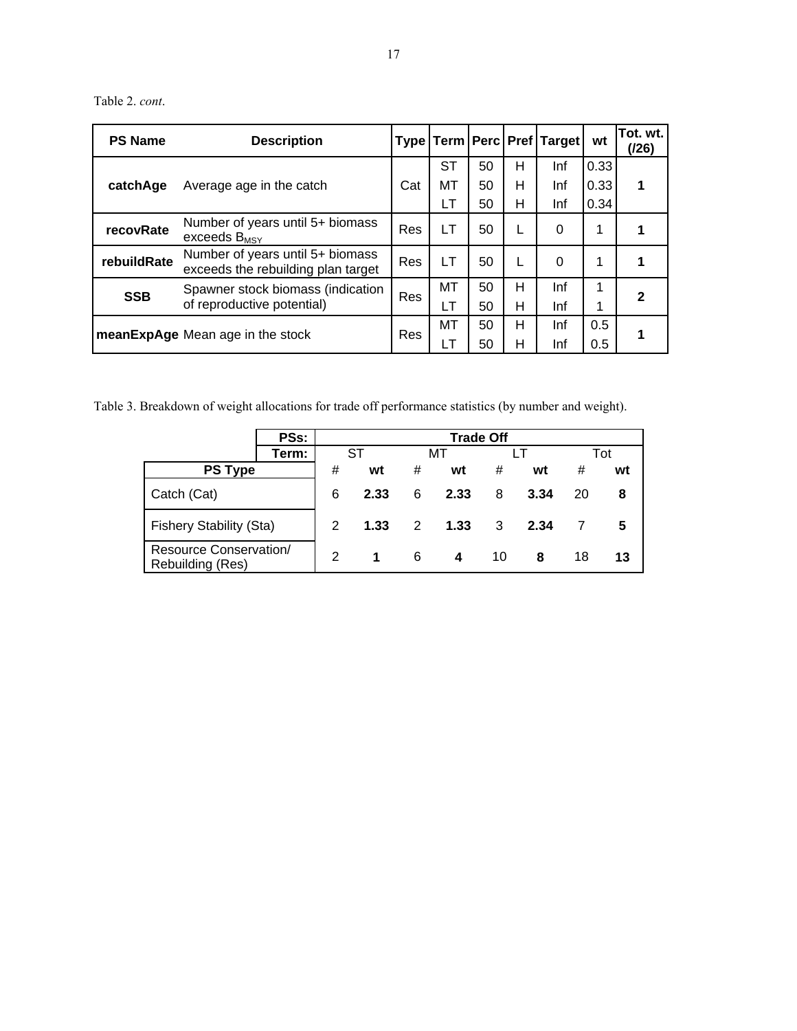Table 2. *cont*.

| PS Name | Description | Type | Term | Perc | Pref | Target | wt | Tot. wt. (/26) |
|---|---|---|---|---|---|---|---|---|
| **catchAge** | Average age in the catch | Cat | ST | 50 | H | Inf | 0.33 | **1** |
| | | | MT | 50 | H | Inf | 0.33 | |
| | | | LT | 50 | H | Inf | 0.34 | |
| **recovRate** | Number of years until 5+ biomass exceeds $B_{MSY}$ | Res | LT | 50 | L | 0 | 1 | **1** |
| **rebuildRate** | Number of years until 5+ biomass exceeds the rebuilding plan target | Res | LT | 50 | L | 0 | 1 | **1** |
| **SSB** | Spawner stock biomass (indication of reproductive potential) | Res | MT | 50 | H | Inf | 1 | **2** |
| | | | LT | 50 | H | Inf | 1 | |
| **meanExpAge** | Mean age in the stock | Res | MT | 50 | H | Inf | 0.5 | **1** |
| | | | LT | 50 | H | Inf | 0.5 | |

Table 3. Breakdown of weight allocations for trade off performance statistics (by number and weight).

| **PSs:** | **Trade Off** | | | | | | | |
|---|---|---|---|---|---|---|---|---|
| **Term:** | ST | | MT | | LT | | Tot | |
| **PS Type** | # | **wt** | # | **wt** | # | **wt** | # | **wt** |
| Catch (Cat) | 6 | **2.33** | 6 | **2.33** | 8 | **3.34** | 20 | **8** |
| Fishery Stability (Sta) | 2 | **1.33** | 2 | **1.33** | 3 | **2.34** | 7 | **5** |
| Resource Conservation/ Rebuilding (Res) | 2 | **1** | 6 | **4** | 10 | **8** | 18 | **13** |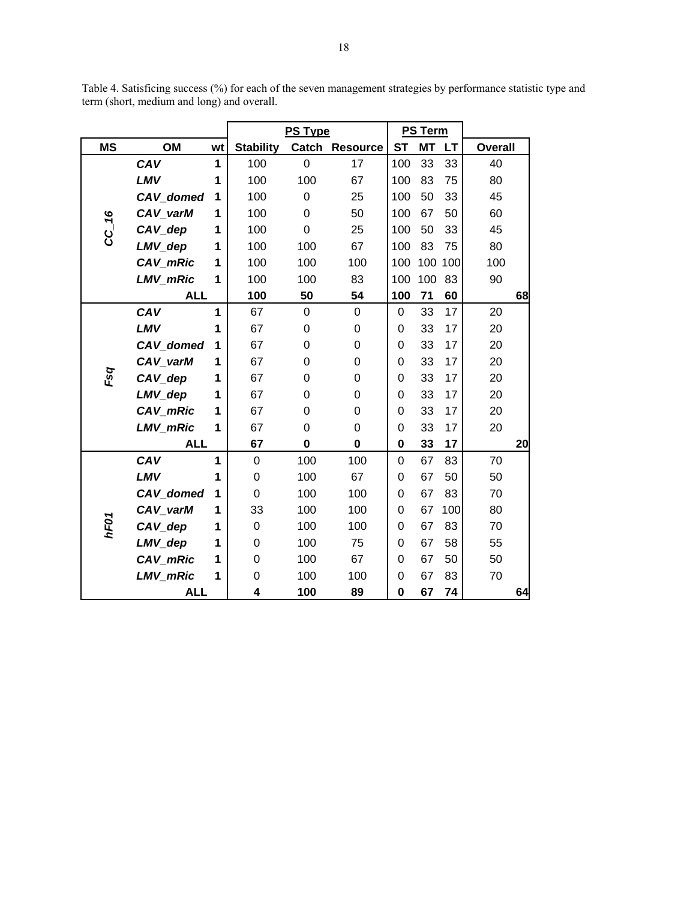Table 4. Satisficing success (%) for each of the seven management strategies by performance statistic type and term (short, medium and long) and overall.

| | | | PS Type | | | PS Term | | | |
|---|---|---|---|---|---|---|---|---|---|
| **MS** | **OM** | **wt** | **Stability** | **Catch** | **Resource** | **ST** | **MT** | **LT** | **Overall** |
| ***CC_16*** | ***CAV*** | **1** | 100 | 0 | 17 | 100 | 33 | 33 | 40 |
| | ***LMV*** | **1** | 100 | 100 | 67 | 100 | 83 | 75 | 80 |
| | ***CAV_domed*** | **1** | 100 | 0 | 25 | 100 | 50 | 33 | 45 |
| | ***CAV_varM*** | **1** | 100 | 0 | 50 | 100 | 67 | 50 | 60 |
| | ***CAV_dep*** | **1** | 100 | 0 | 25 | 100 | 50 | 33 | 45 |
| | ***LMV_dep*** | **1** | 100 | 100 | 67 | 100 | 83 | 75 | 80 |
| | ***CAV_mRic*** | **1** | 100 | 100 | 100 | 100 | 100 | 100 | 100 |
| | ***LMV_mRic*** | **1** | 100 | 100 | 83 | 100 | 100 | 83 | 90 |
| | **ALL** | | **100** | **50** | **54** | **100** | **71** | **60** | **68** |
| ***Fsq*** | ***CAV*** | **1** | 67 | 0 | 0 | 0 | 33 | 17 | 20 |
| | ***LMV*** | **1** | 67 | 0 | 0 | 0 | 33 | 17 | 20 |
| | ***CAV_domed*** | **1** | 67 | 0 | 0 | 0 | 33 | 17 | 20 |
| | ***CAV_varM*** | **1** | 67 | 0 | 0 | 0 | 33 | 17 | 20 |
| | ***CAV_dep*** | **1** | 67 | 0 | 0 | 0 | 33 | 17 | 20 |
| | ***LMV_dep*** | **1** | 67 | 0 | 0 | 0 | 33 | 17 | 20 |
| | ***CAV_mRic*** | **1** | 67 | 0 | 0 | 0 | 33 | 17 | 20 |
| | ***LMV_mRic*** | **1** | 67 | 0 | 0 | 0 | 33 | 17 | 20 |
| | **ALL** | | **67** | **0** | **0** | **0** | **33** | **17** | **20** |
| ***hF01*** | ***CAV*** | **1** | 0 | 100 | 100 | 0 | 67 | 83 | 70 |
| | ***LMV*** | **1** | 0 | 100 | 67 | 0 | 67 | 50 | 50 |
| | ***CAV_domed*** | **1** | 0 | 100 | 100 | 0 | 67 | 83 | 70 |
| | ***CAV_varM*** | **1** | 33 | 100 | 100 | 0 | 67 | 100 | 80 |
| | ***CAV_dep*** | **1** | 0 | 100 | 100 | 0 | 67 | 83 | 70 |
| | ***LMV_dep*** | **1** | 0 | 100 | 75 | 0 | 67 | 58 | 55 |
| | ***CAV_mRic*** | **1** | 0 | 100 | 67 | 0 | 67 | 50 | 50 |
| | ***LMV_mRic*** | **1** | 0 | 100 | 100 | 0 | 67 | 83 | 70 |
| | **ALL** | | **4** | **100** | **89** | **0** | **67** | **74** | **64** |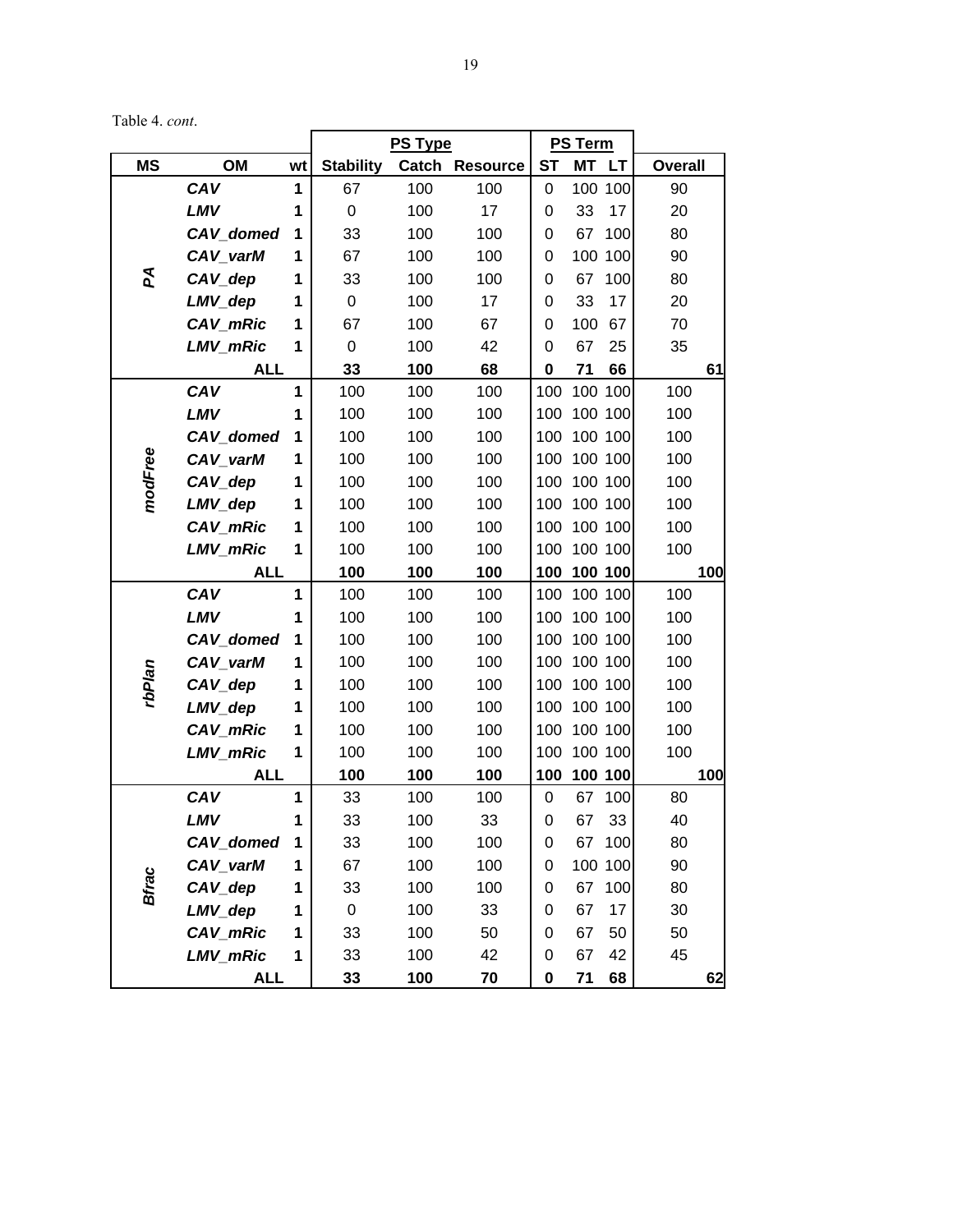Table 4. *cont*.

| MS | OM | wt | PS Type | | | PS Term | | | Overall |
|---|---|---|---|---|---|---|---|---|---|
| | | | Stability | Catch | Resource | ST | MT | LT | |
| PA | CAV | 1 | 67 | 100 | 100 | 0 | 100 | 100 | 90 |
| | LMV | 1 | 0 | 100 | 17 | 0 | 33 | 17 | 20 |
| | CAV_domed | 1 | 33 | 100 | 100 | 0 | 67 | 100 | 80 |
| | CAV_varM | 1 | 67 | 100 | 100 | 0 | 100 | 100 | 90 |
| | CAV_dep | 1 | 33 | 100 | 100 | 0 | 67 | 100 | 80 |
| | LMV_dep | 1 | 0 | 100 | 17 | 0 | 33 | 17 | 20 |
| | CAV_mRic | 1 | 67 | 100 | 67 | 0 | 100 | 67 | 70 |
| | LMV_mRic | 1 | 0 | 100 | 42 | 0 | 67 | 25 | 35 |
| | **ALL** | | **33** | **100** | **68** | **0** | **71** | **66** | **61** |
| modFree | CAV | 1 | 100 | 100 | 100 | 100 | 100 | 100 | 100 |
| | LMV | 1 | 100 | 100 | 100 | 100 | 100 | 100 | 100 |
| | CAV_domed | 1 | 100 | 100 | 100 | 100 | 100 | 100 | 100 |
| | CAV_varM | 1 | 100 | 100 | 100 | 100 | 100 | 100 | 100 |
| | CAV_dep | 1 | 100 | 100 | 100 | 100 | 100 | 100 | 100 |
| | LMV_dep | 1 | 100 | 100 | 100 | 100 | 100 | 100 | 100 |
| | CAV_mRic | 1 | 100 | 100 | 100 | 100 | 100 | 100 | 100 |
| | LMV_mRic | 1 | 100 | 100 | 100 | 100 | 100 | 100 | 100 |
| | **ALL** | | **100** | **100** | **100** | **100** | **100** | **100** | **100** |
| rbPlan | CAV | 1 | 100 | 100 | 100 | 100 | 100 | 100 | 100 |
| | LMV | 1 | 100 | 100 | 100 | 100 | 100 | 100 | 100 |
| | CAV_domed | 1 | 100 | 100 | 100 | 100 | 100 | 100 | 100 |
| | CAV_varM | 1 | 100 | 100 | 100 | 100 | 100 | 100 | 100 |
| | CAV_dep | 1 | 100 | 100 | 100 | 100 | 100 | 100 | 100 |
| | LMV_dep | 1 | 100 | 100 | 100 | 100 | 100 | 100 | 100 |
| | CAV_mRic | 1 | 100 | 100 | 100 | 100 | 100 | 100 | 100 |
| | LMV_mRic | 1 | 100 | 100 | 100 | 100 | 100 | 100 | 100 |
| | **ALL** | | **100** | **100** | **100** | **100** | **100** | **100** | **100** |
| Bfrac | CAV | 1 | 33 | 100 | 100 | 0 | 67 | 100 | 80 |
| | LMV | 1 | 33 | 100 | 33 | 0 | 67 | 33 | 40 |
| | CAV_domed | 1 | 33 | 100 | 100 | 0 | 67 | 100 | 80 |
| | CAV_varM | 1 | 67 | 100 | 100 | 0 | 100 | 100 | 90 |
| | CAV_dep | 1 | 33 | 100 | 100 | 0 | 67 | 100 | 80 |
| | LMV_dep | 1 | 0 | 100 | 33 | 0 | 67 | 17 | 30 |
| | CAV_mRic | 1 | 33 | 100 | 50 | 0 | 67 | 50 | 50 |
| | LMV_mRic | 1 | 33 | 100 | 42 | 0 | 67 | 42 | 45 |
| | **ALL** | | **33** | **100** | **70** | **0** | **71** | **68** | **62** |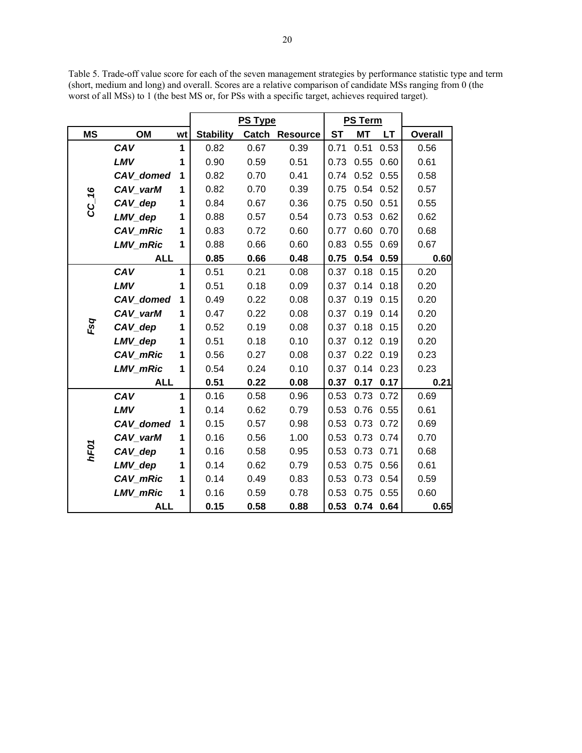Table 5. Trade-off value score for each of the seven management strategies by performance statistic type and term (short, medium and long) and overall. Scores are a relative comparison of candidate MSs ranging from 0 (the worst of all MSs) to 1 (the best MS or, for PSs with a specific target, achieves required target).

| | | | PS Type | | | PS Term | | | |
|---|---|---|---|---|---|---|---|---|---|
| **MS** | **OM** | **wt** | **Stability** | **Catch** | **Resource** | **ST** | **MT** | **LT** | **Overall** |
| ***CC_16*** | ***CAV*** | **1** | 0.82 | 0.67 | 0.39 | 0.71 | 0.51 | 0.53 | 0.56 |
| | ***LMV*** | **1** | 0.90 | 0.59 | 0.51 | 0.73 | 0.55 | 0.60 | 0.61 |
| | ***CAV_domed*** | **1** | 0.82 | 0.70 | 0.41 | 0.74 | 0.52 | 0.55 | 0.58 |
| | ***CAV_varM*** | **1** | 0.82 | 0.70 | 0.39 | 0.75 | 0.54 | 0.52 | 0.57 |
| | ***CAV_dep*** | **1** | 0.84 | 0.67 | 0.36 | 0.75 | 0.50 | 0.51 | 0.55 |
| | ***LMV_dep*** | **1** | 0.88 | 0.57 | 0.54 | 0.73 | 0.53 | 0.62 | 0.62 |
| | ***CAV_mRic*** | **1** | 0.83 | 0.72 | 0.60 | 0.77 | 0.60 | 0.70 | 0.68 |
| | ***LMV_mRic*** | **1** | 0.88 | 0.66 | 0.60 | 0.83 | 0.55 | 0.69 | 0.67 |
| | **ALL** | | **0.85** | **0.66** | **0.48** | **0.75** | **0.54** | **0.59** | **0.60** |
| ***Fsq*** | ***CAV*** | **1** | 0.51 | 0.21 | 0.08 | 0.37 | 0.18 | 0.15 | 0.20 |
| | ***LMV*** | **1** | 0.51 | 0.18 | 0.09 | 0.37 | 0.14 | 0.18 | 0.20 |
| | ***CAV_domed*** | **1** | 0.49 | 0.22 | 0.08 | 0.37 | 0.19 | 0.15 | 0.20 |
| | ***CAV_varM*** | **1** | 0.47 | 0.22 | 0.08 | 0.37 | 0.19 | 0.14 | 0.20 |
| | ***CAV_dep*** | **1** | 0.52 | 0.19 | 0.08 | 0.37 | 0.18 | 0.15 | 0.20 |
| | ***LMV_dep*** | **1** | 0.51 | 0.18 | 0.10 | 0.37 | 0.12 | 0.19 | 0.20 |
| | ***CAV_mRic*** | **1** | 0.56 | 0.27 | 0.08 | 0.37 | 0.22 | 0.19 | 0.23 |
| | ***LMV_mRic*** | **1** | 0.54 | 0.24 | 0.10 | 0.37 | 0.14 | 0.23 | 0.23 |
| | **ALL** | | **0.51** | **0.22** | **0.08** | **0.37** | **0.17** | **0.17** | **0.21** |
| ***hF01*** | ***CAV*** | **1** | 0.16 | 0.58 | 0.96 | 0.53 | 0.73 | 0.72 | 0.69 |
| | ***LMV*** | **1** | 0.14 | 0.62 | 0.79 | 0.53 | 0.76 | 0.55 | 0.61 |
| | ***CAV_domed*** | **1** | 0.15 | 0.57 | 0.98 | 0.53 | 0.73 | 0.72 | 0.69 |
| | ***CAV_varM*** | **1** | 0.16 | 0.56 | 1.00 | 0.53 | 0.73 | 0.74 | 0.70 |
| | ***CAV_dep*** | **1** | 0.16 | 0.58 | 0.95 | 0.53 | 0.73 | 0.71 | 0.68 |
| | ***LMV_dep*** | **1** | 0.14 | 0.62 | 0.79 | 0.53 | 0.75 | 0.56 | 0.61 |
| | ***CAV_mRic*** | **1** | 0.14 | 0.49 | 0.83 | 0.53 | 0.73 | 0.54 | 0.59 |
| | ***LMV_mRic*** | **1** | 0.16 | 0.59 | 0.78 | 0.53 | 0.75 | 0.55 | 0.60 |
| | **ALL** | | **0.15** | **0.58** | **0.88** | **0.53** | **0.74** | **0.64** | **0.65** |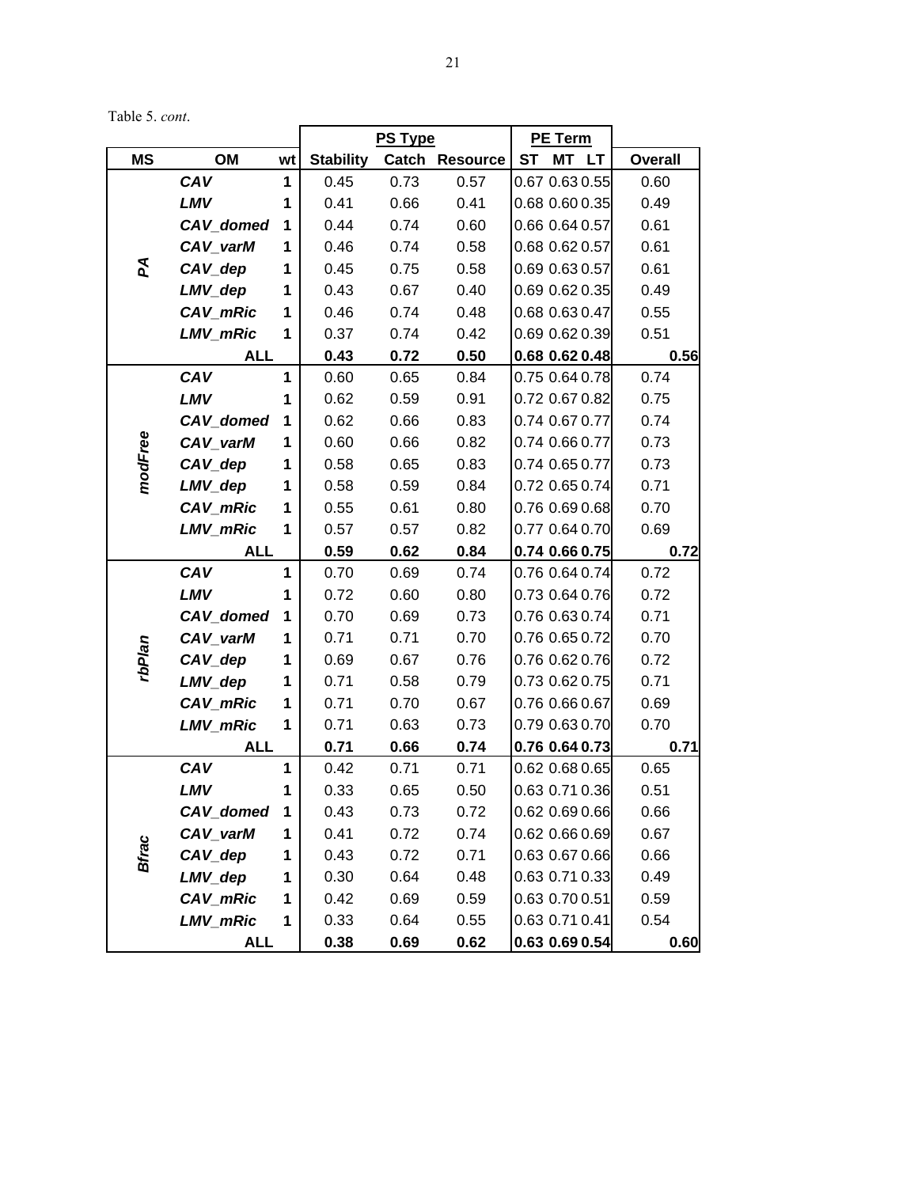Table 5. *cont*.

| MS | OM | wt | PS Type | | | PE Term | | | Overall |
|---|---|---|---|---|---|---|---|---|---|
| | | | Stability | Catch | Resource | ST | MT | LT | |
| *PA* | ***CAV*** | 1 | 0.45 | 0.73 | 0.57 | 0.67 | 0.63 | 0.55 | 0.60 |
| | ***LMV*** | 1 | 0.41 | 0.66 | 0.41 | 0.68 | 0.60 | 0.35 | 0.49 |
| | ***CAV_domed*** | 1 | 0.44 | 0.74 | 0.60 | 0.66 | 0.64 | 0.57 | 0.61 |
| | ***CAV_varM*** | 1 | 0.46 | 0.74 | 0.58 | 0.68 | 0.62 | 0.57 | 0.61 |
| | ***CAV_dep*** | 1 | 0.45 | 0.75 | 0.58 | 0.69 | 0.63 | 0.57 | 0.61 |
| | ***LMV_dep*** | 1 | 0.43 | 0.67 | 0.40 | 0.69 | 0.62 | 0.35 | 0.49 |
| | ***CAV_mRic*** | 1 | 0.46 | 0.74 | 0.48 | 0.68 | 0.63 | 0.47 | 0.55 |
| | ***LMV_mRic*** | 1 | 0.37 | 0.74 | 0.42 | 0.69 | 0.62 | 0.39 | 0.51 |
| | **ALL** | | **0.43** | **0.72** | **0.50** | **0.68** | **0.62** | **0.48** | **0.56** |
| *modFree* | ***CAV*** | 1 | 0.60 | 0.65 | 0.84 | 0.75 | 0.64 | 0.78 | 0.74 |
| | ***LMV*** | 1 | 0.62 | 0.59 | 0.91 | 0.72 | 0.67 | 0.82 | 0.75 |
| | ***CAV_domed*** | 1 | 0.62 | 0.66 | 0.83 | 0.74 | 0.67 | 0.77 | 0.74 |
| | ***CAV_varM*** | 1 | 0.60 | 0.66 | 0.82 | 0.74 | 0.66 | 0.77 | 0.73 |
| | ***CAV_dep*** | 1 | 0.58 | 0.65 | 0.83 | 0.74 | 0.65 | 0.77 | 0.73 |
| | ***LMV_dep*** | 1 | 0.58 | 0.59 | 0.84 | 0.72 | 0.65 | 0.74 | 0.71 |
| | ***CAV_mRic*** | 1 | 0.55 | 0.61 | 0.80 | 0.76 | 0.69 | 0.68 | 0.70 |
| | ***LMV_mRic*** | 1 | 0.57 | 0.57 | 0.82 | 0.77 | 0.64 | 0.70 | 0.69 |
| | **ALL** | | **0.59** | **0.62** | **0.84** | **0.74** | **0.66** | **0.75** | **0.72** |
| *rbPlan* | ***CAV*** | 1 | 0.70 | 0.69 | 0.74 | 0.76 | 0.64 | 0.74 | 0.72 |
| | ***LMV*** | 1 | 0.72 | 0.60 | 0.80 | 0.73 | 0.64 | 0.76 | 0.72 |
| | ***CAV_domed*** | 1 | 0.70 | 0.69 | 0.73 | 0.76 | 0.63 | 0.74 | 0.71 |
| | ***CAV_varM*** | 1 | 0.71 | 0.71 | 0.70 | 0.76 | 0.65 | 0.72 | 0.70 |
| | ***CAV_dep*** | 1 | 0.69 | 0.67 | 0.76 | 0.76 | 0.62 | 0.76 | 0.72 |
| | ***LMV_dep*** | 1 | 0.71 | 0.58 | 0.79 | 0.73 | 0.62 | 0.75 | 0.71 |
| | ***CAV_mRic*** | 1 | 0.71 | 0.70 | 0.67 | 0.76 | 0.66 | 0.67 | 0.69 |
| | ***LMV_mRic*** | 1 | 0.71 | 0.63 | 0.73 | 0.79 | 0.63 | 0.70 | 0.70 |
| | **ALL** | | **0.71** | **0.66** | **0.74** | **0.76** | **0.64** | **0.73** | **0.71** |
| *Bfrac* | ***CAV*** | 1 | 0.42 | 0.71 | 0.71 | 0.62 | 0.68 | 0.65 | 0.65 |
| | ***LMV*** | 1 | 0.33 | 0.65 | 0.50 | 0.63 | 0.71 | 0.36 | 0.51 |
| | ***CAV_domed*** | 1 | 0.43 | 0.73 | 0.72 | 0.62 | 0.69 | 0.66 | 0.66 |
| | ***CAV_varM*** | 1 | 0.41 | 0.72 | 0.74 | 0.62 | 0.66 | 0.69 | 0.67 |
| | ***CAV_dep*** | 1 | 0.43 | 0.72 | 0.71 | 0.63 | 0.67 | 0.66 | 0.66 |
| | ***LMV_dep*** | 1 | 0.30 | 0.64 | 0.48 | 0.63 | 0.71 | 0.33 | 0.49 |
| | ***CAV_mRic*** | 1 | 0.42 | 0.69 | 0.59 | 0.63 | 0.70 | 0.51 | 0.59 |
| | ***LMV_mRic*** | 1 | 0.33 | 0.64 | 0.55 | 0.63 | 0.71 | 0.41 | 0.54 |
| | **ALL** | | **0.38** | **0.69** | **0.62** | **0.63** | **0.69** | **0.54** | **0.60** |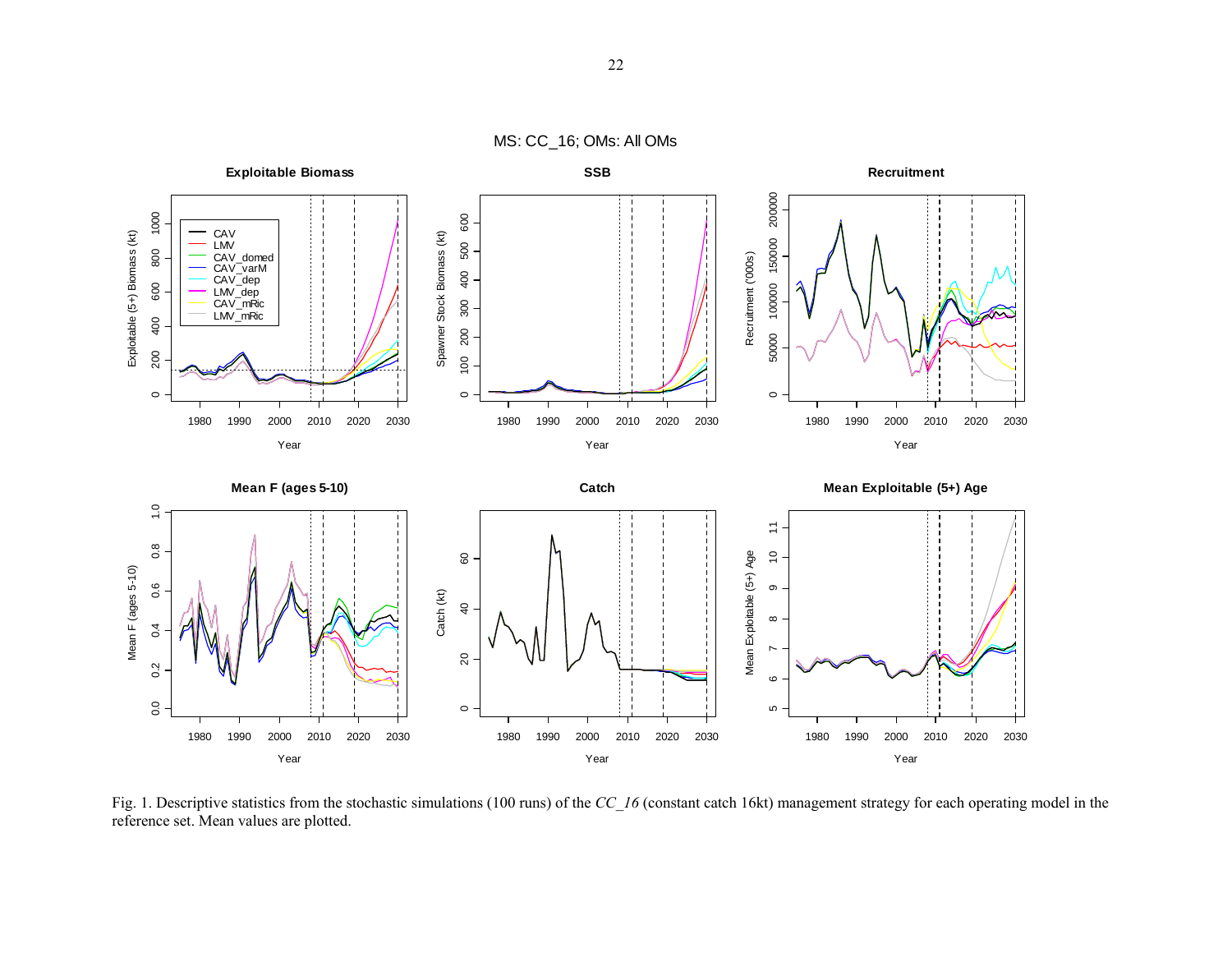Fig. 1. Descriptive statistics from the stochastic simulations (100 runs) of the *CC_16* (constant catch 16kt) management strategy for each operating model in the reference set. Mean values are plotted.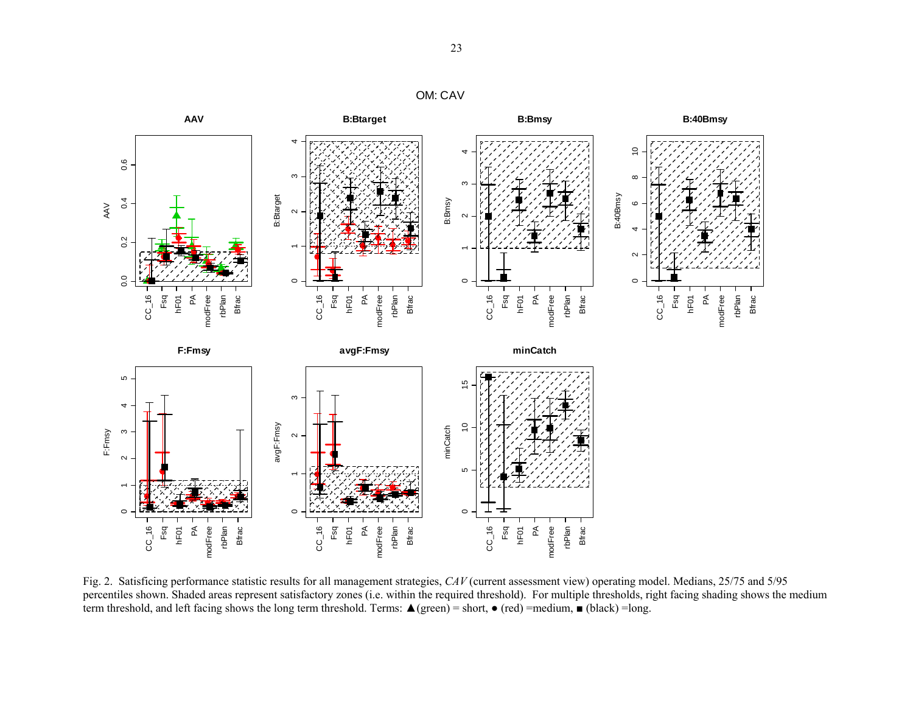Fig. 2. Satisficing performance statistic results for all management strategies, *CAV* (current assessment view) operating model. Medians, 25/75 and 5/95 percentiles shown. Shaded areas represent satisfactory zones (i.e. within the required threshold). For multiple thresholds, right facing shading shows the medium term threshold, and left facing shows the long term threshold. Terms: ▲(green) = short, ● (red) =medium, ■ (black) =long.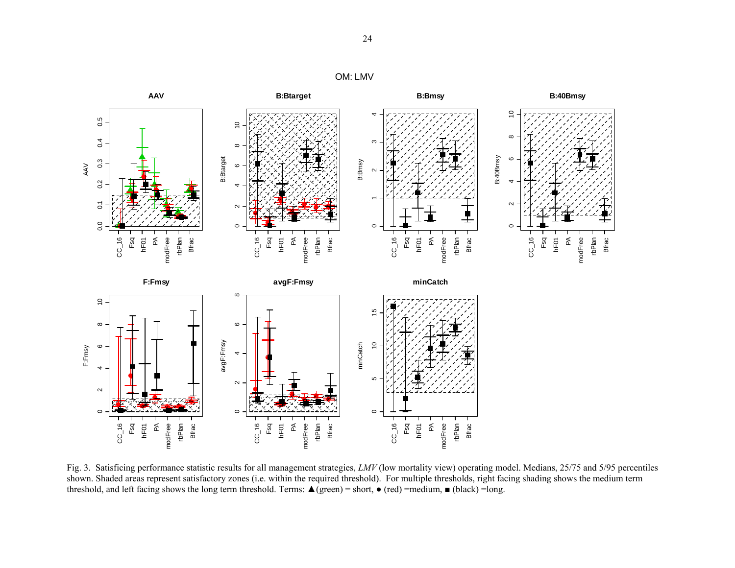Fig. 3. Satisficing performance statistic results for all management strategies, *LMV* (low mortality view) operating model. Medians, 25/75 and 5/95 percentiles shown. Shaded areas represent satisfactory zones (i.e. within the required threshold). For multiple thresholds, right facing shading shows the medium term threshold, and left facing shows the long term threshold. Terms: ▲(green) = short, ● (red) =medium, ■ (black) =long.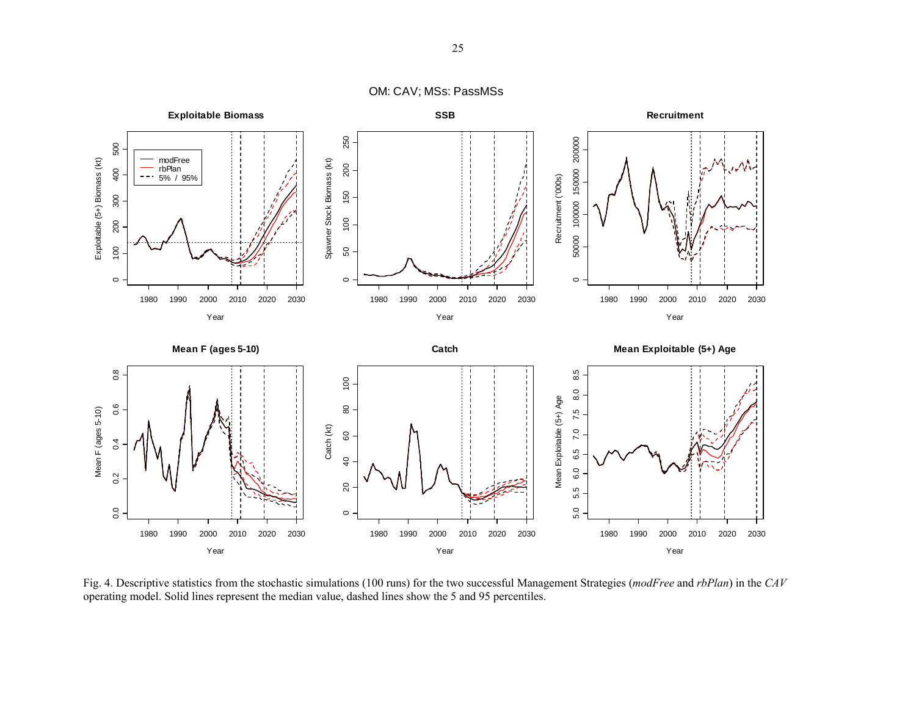Fig. 4. Descriptive statistics from the stochastic simulations (100 runs) for the two successful Management Strategies (*modFree* and *rbPlan*) in the *CAV* operating model. Solid lines represent the median value, dashed lines show the 5 and 95 percentiles.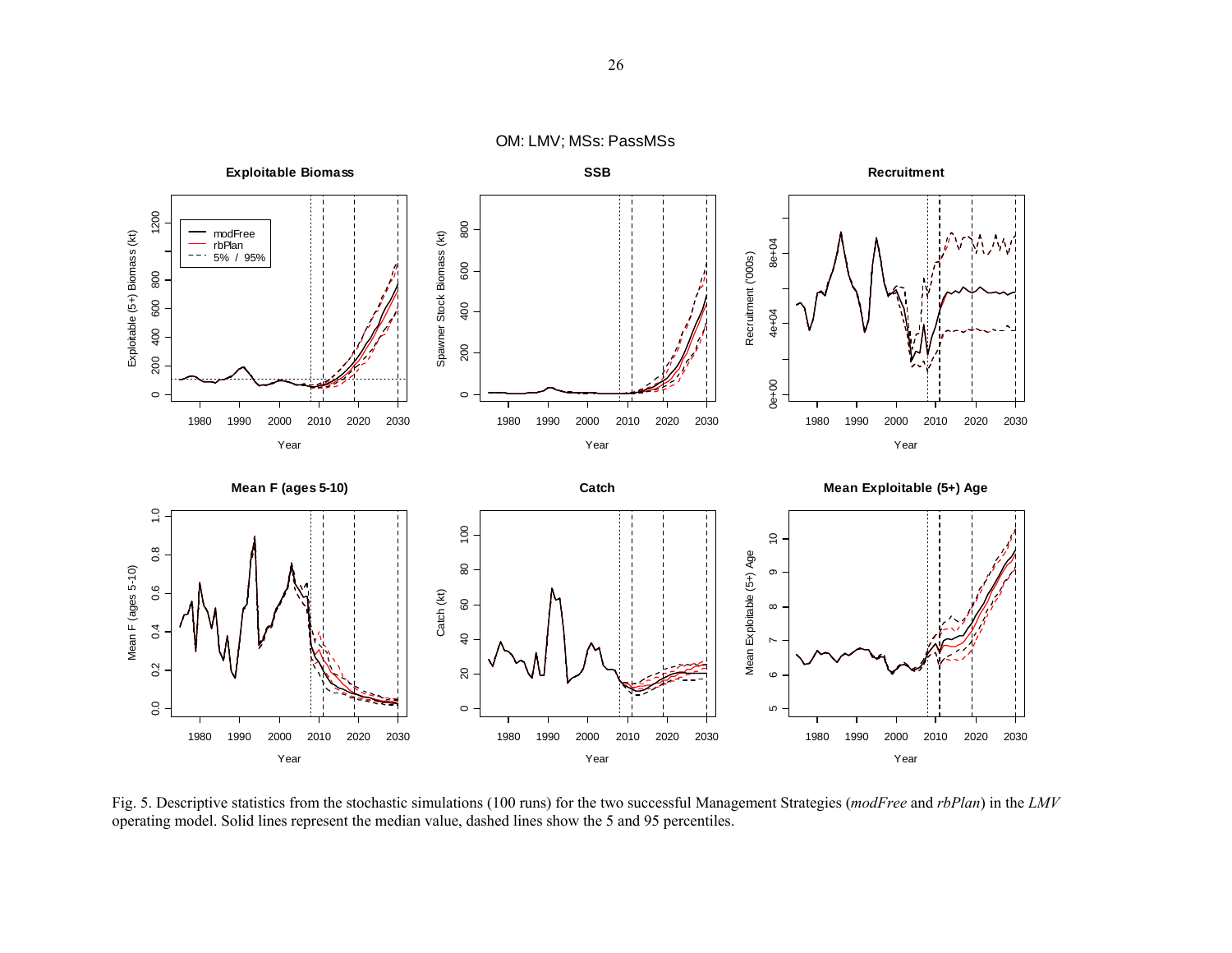Fig. 5. Descriptive statistics from the stochastic simulations (100 runs) for the two successful Management Strategies (*modFree* and *rbPlan*) in the *LMV* operating model. Solid lines represent the median value, dashed lines show the 5 and 95 percentiles.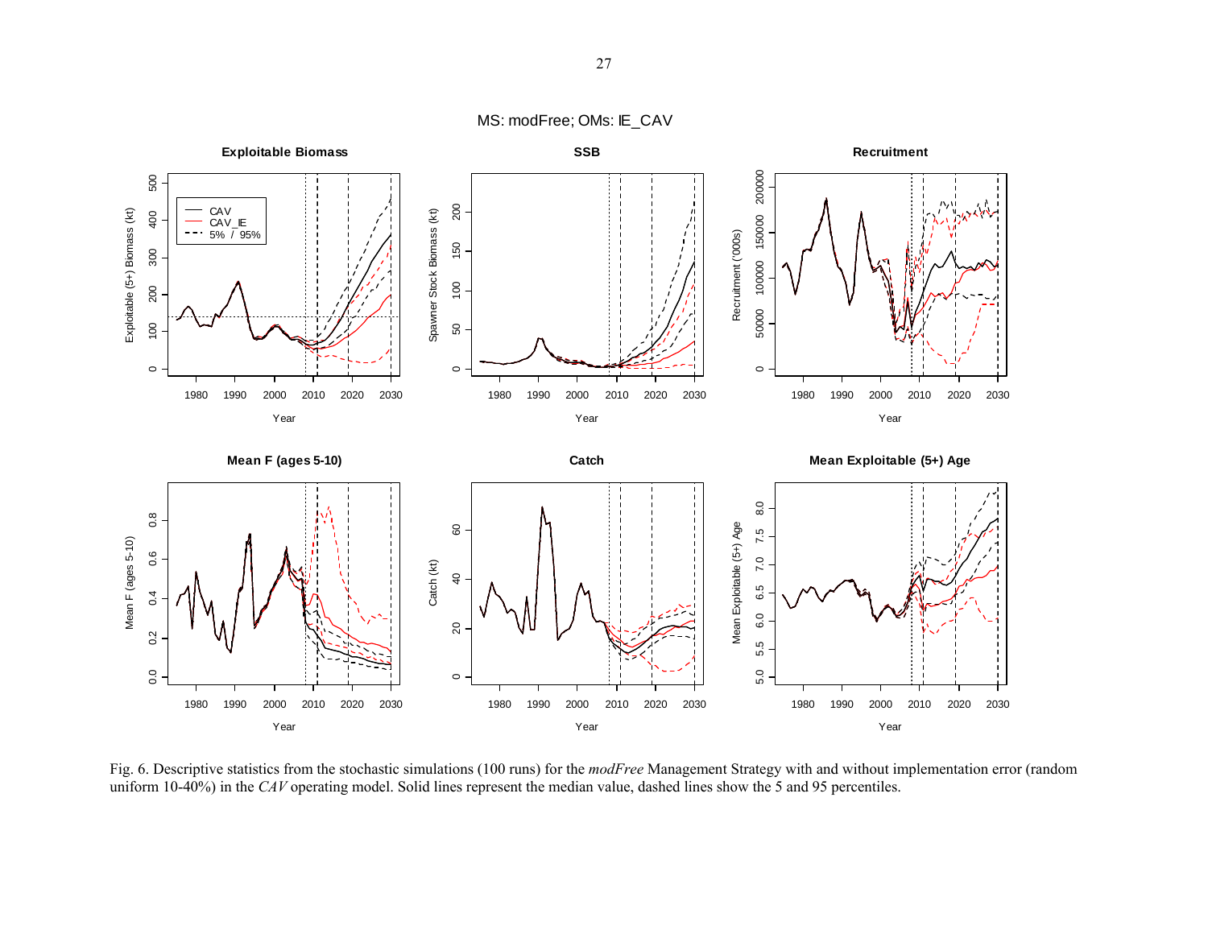MS: modFree; OMs: IE_CAV

Fig. 6. Descriptive statistics from the stochastic simulations (100 runs) for the *modFree* Management Strategy with and without implementation error (random uniform 10-40%) in the *CAV* operating model. Solid lines represent the median value, dashed lines show the 5 and 95 percentiles.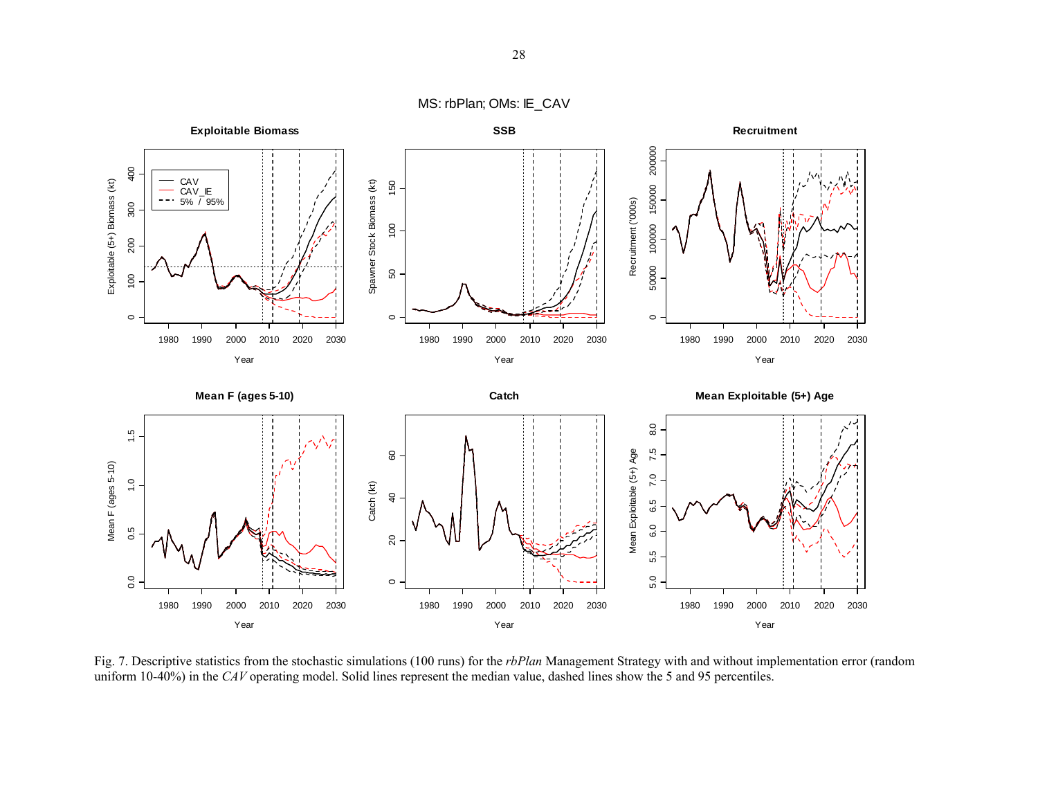MS: rbPlan; OMs: IE_CAV

Fig. 7. Descriptive statistics from the stochastic simulations (100 runs) for the *rbPlan* Management Strategy with and without implementation error (random uniform 10-40%) in the *CAV* operating model. Solid lines represent the median value, dashed lines show the 5 and 95 percentiles.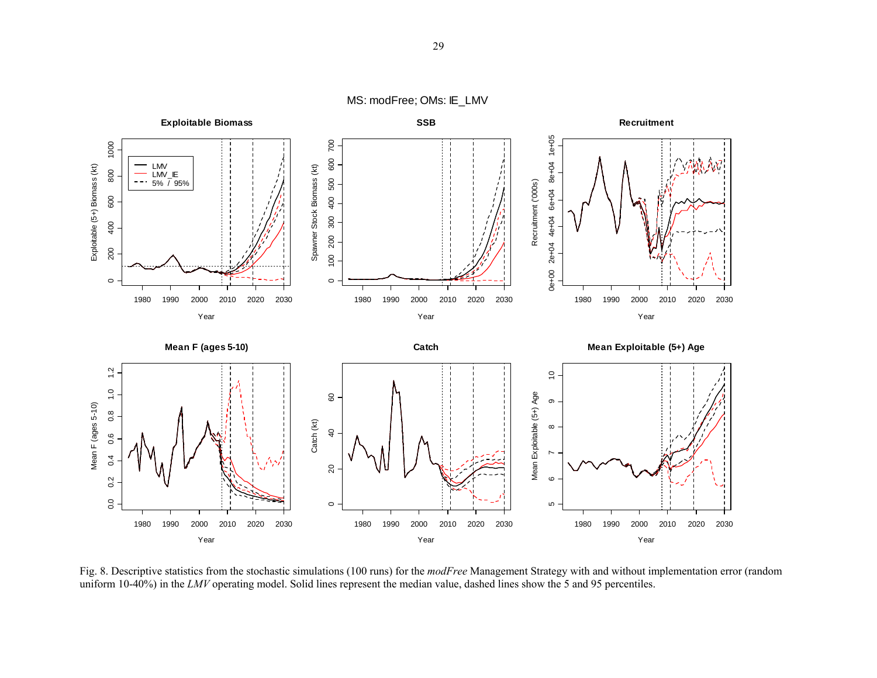Fig. 8. Descriptive statistics from the stochastic simulations (100 runs) for the *modFree* Management Strategy with and without implementation error (random uniform 10-40%) in the *LMV* operating model. Solid lines represent the median value, dashed lines show the 5 and 95 percentiles.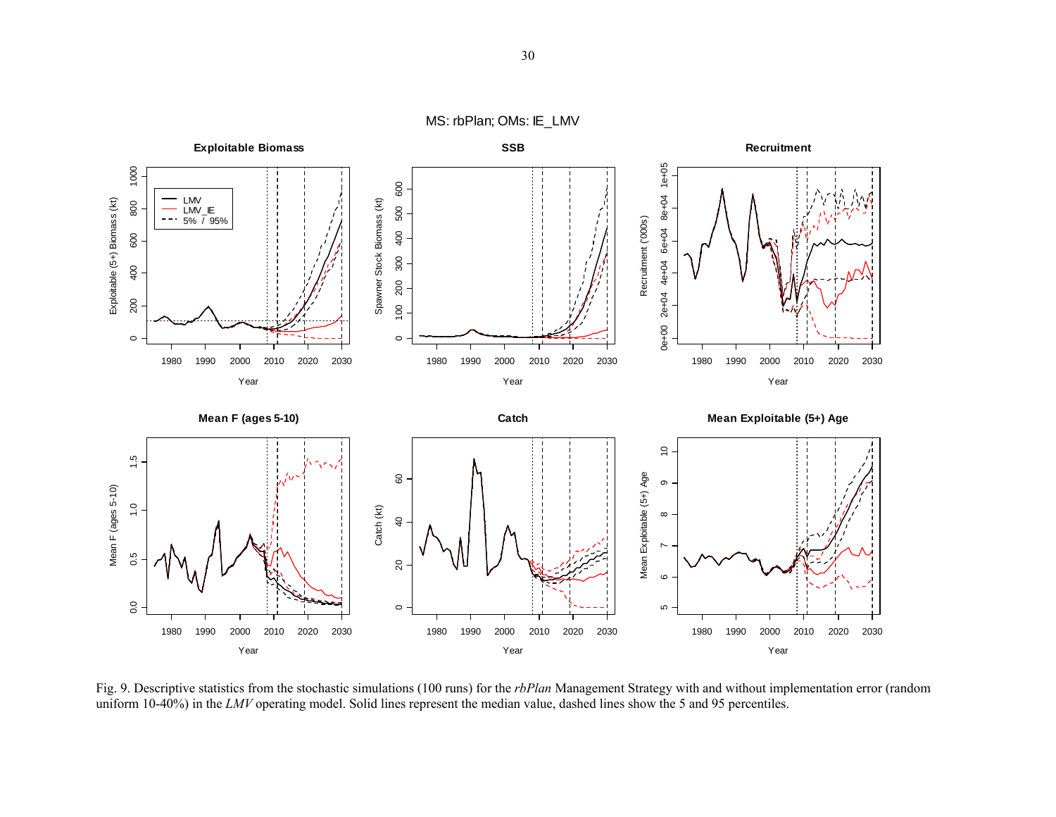Fig. 9. Descriptive statistics from the stochastic simulations (100 runs) for the *rbPlan* Management Strategy with and without implementation error (random uniform 10-40%) in the *LMV* operating model. Solid lines represent the median value, dashed lines show the 5 and 95 percentiles.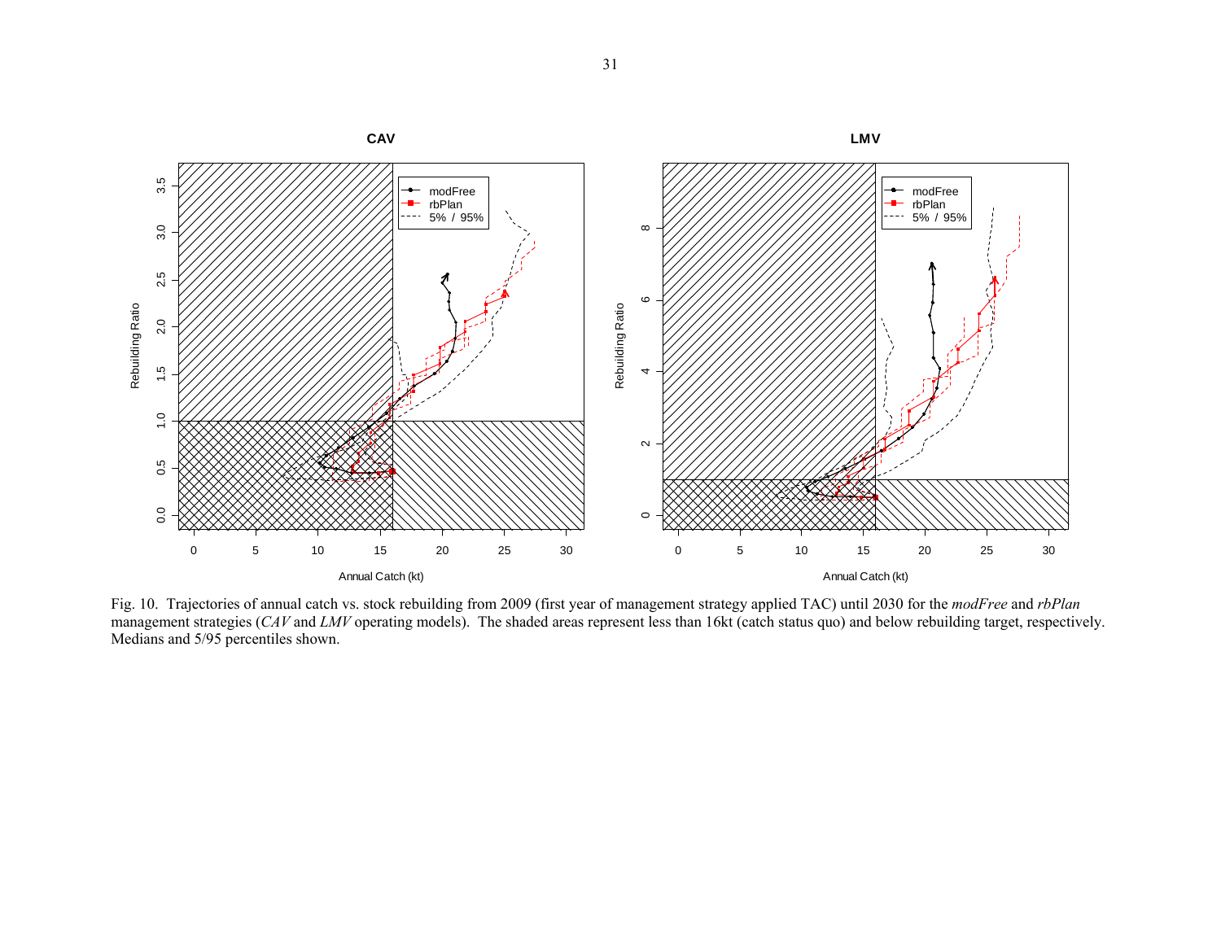Fig. 10. Trajectories of annual catch vs. stock rebuilding from 2009 (first year of management strategy applied TAC) until 2030 for the *modFree* and *rbPlan* management strategies (*CAV* and *LMV* operating models). The shaded areas represent less than 16kt (catch status quo) and below rebuilding target, respectively. Medians and 5/95 percentiles shown.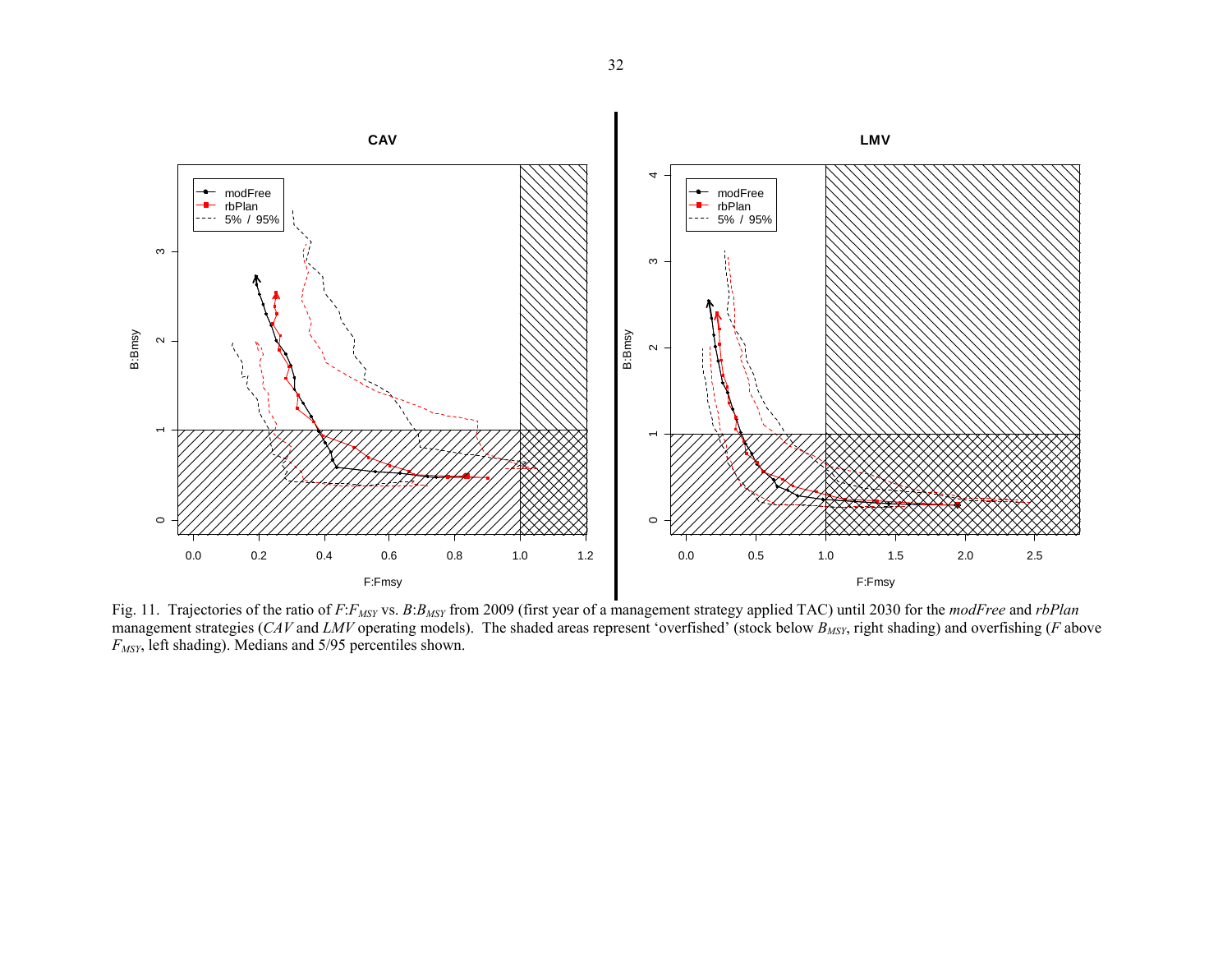Fig. 11. Trajectories of the ratio of $F$:$F_{MSY}$ vs. $B$:$B_{MSY}$ from 2009 (first year of a management strategy applied TAC) until 2030 for the *modFree* and *rbPlan* management strategies (*CAV* and *LMV* operating models). The shaded areas represent 'overfished' (stock below $B_{MSY}$, right shading) and overfishing ($F$ above $F_{MSY}$, left shading). Medians and 5/95 percentiles shown.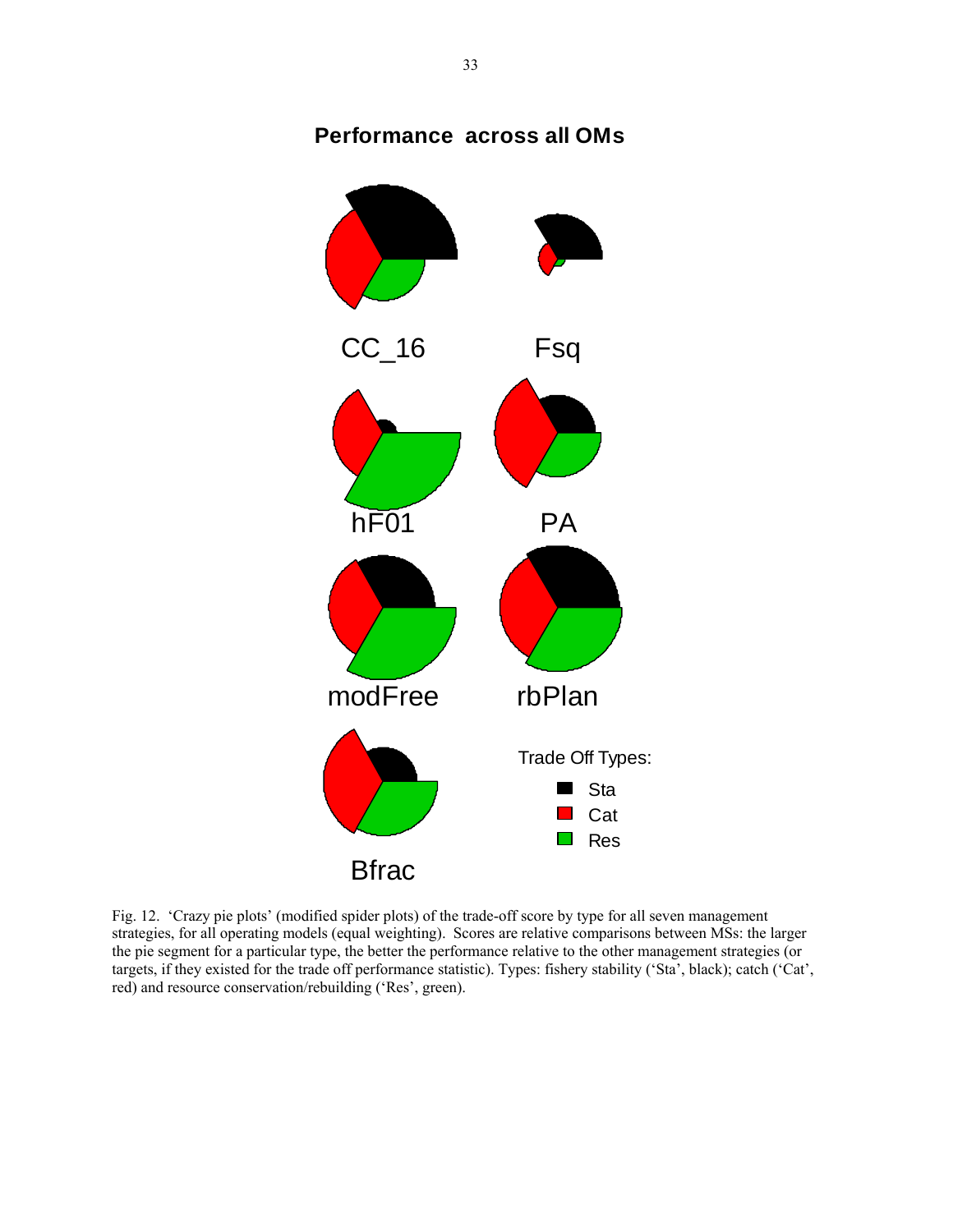Fig. 12. 'Crazy pie plots' (modified spider plots) of the trade-off score by type for all seven management strategies, for all operating models (equal weighting). Scores are relative comparisons between MSs: the larger the pie segment for a particular type, the better the performance relative to the other management strategies (or targets, if they existed for the trade off performance statistic). Types: fishery stability ('Sta', black); catch ('Cat', red) and resource conservation/rebuilding ('Res', green).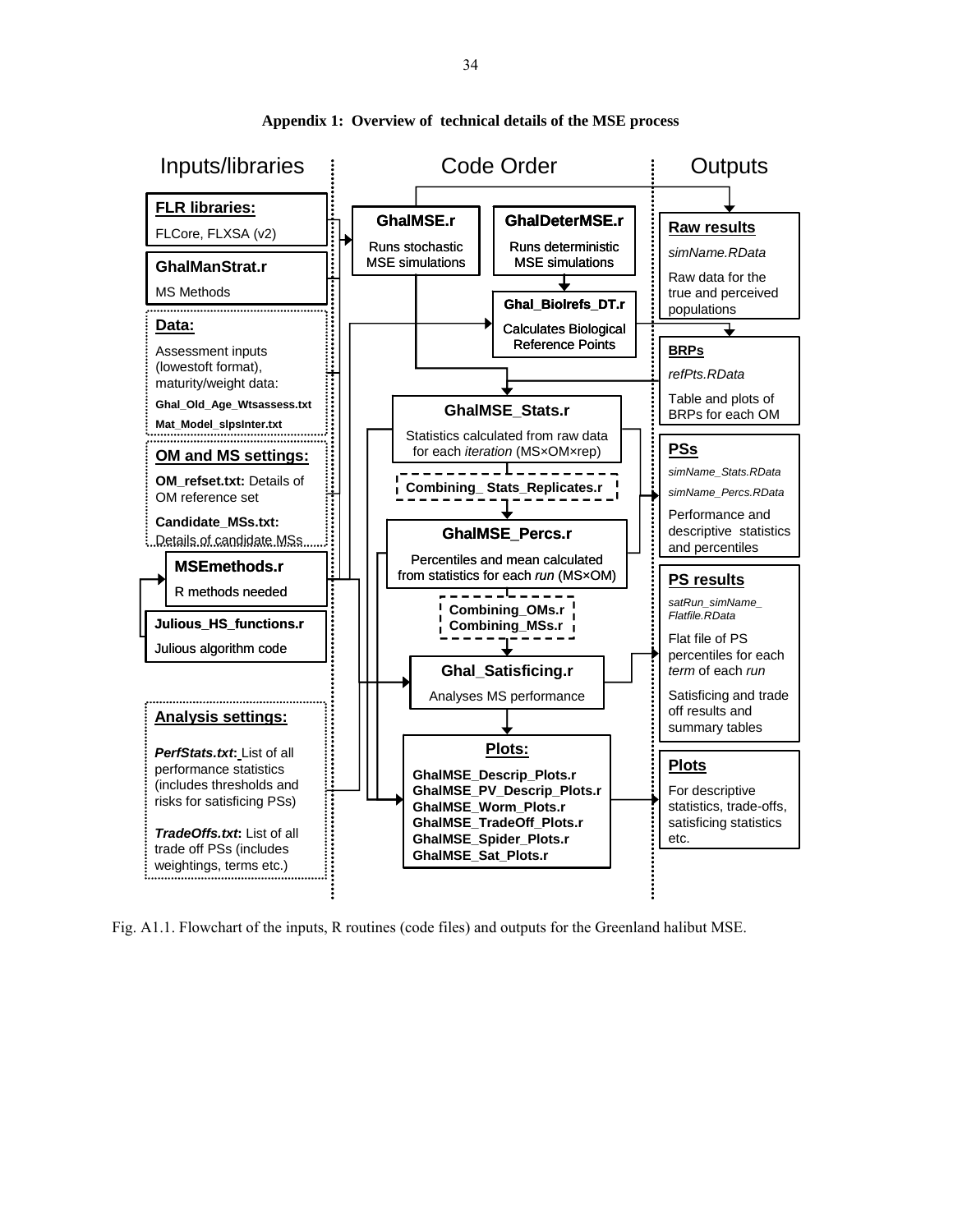**Appendix 1: Overview of technical details of the MSE process**

| Inputs/libraries | Code Order | Outputs |
|---|---|---|
| **FLR libraries:** FLCore, FLXSA (v2) | **GhalMSE.r** Runs stochastic MSE simulations | **Raw results** *simName.RData* Raw data for the true and perceived populations |
| **GhalManStrat.r** MS Methods | **GhalDeterMSE.r** Runs deterministic MSE simulations | |
| **Data:** Assessment inputs (lowestoft format), maturity/weight data: **Ghal_Old_Age_Wtsassess.txt** **Mat_Model_slpsInter.txt** | **Ghal_Biolrefs_DT.r** Calculates Biological Reference Points | **BRPs** *refPts.RData* Table and plots of BRPs for each OM |
| **OM and MS settings:** **OM_refset.txt:** Details of OM reference set **Candidate_MSs.txt:** Details of candidate MSs | **GhalMSE_Stats.r** Statistics calculated from raw data for each *iteration* (MS×OM×rep) | **PSs** *simName_Stats.RData* *simName_Percs.RData* Performance and descriptive statistics and percentiles |
| | **Combining_ Stats_Replicates.r** | |
| **MSEmethods.r** R methods needed | **GhalMSE_Percs.r** Percentiles and mean calculated from statistics for each *run* (MS×OM) | |
| **Julious_HS_functions.r** Julious algorithm code | **Combining_OMs.r** **Combining_MSs.r** | **PS results** *satRun_simName_ Flatfile.RData* Flat file of PS percentiles for each *term* of each *run* Satisficing and trade off results and summary tables |
| | **Ghal_Satisficing.r** Analyses MS performance | |
| **Analysis settings:** ***PerfStats.txt*:** List of all performance statistics (includes thresholds and risks for satisficing PSs) ***TradeOffs.txt*:** List of all trade off PSs (includes weightings, terms etc.) | **Plots:** **GhalMSE_Descrip_Plots.r** **GhalMSE_PV_Descrip_Plots.r** **GhalMSE_Worm_Plots.r** **GhalMSE_TradeOff_Plots.r** **GhalMSE_Spider_Plots.r** **GhalMSE_Sat_Plots.r** | **Plots** For descriptive statistics, trade-offs, satisficing statistics etc. |

Fig. A1.1. Flowchart of the inputs, R routines (code files) and outputs for the Greenland halibut MSE.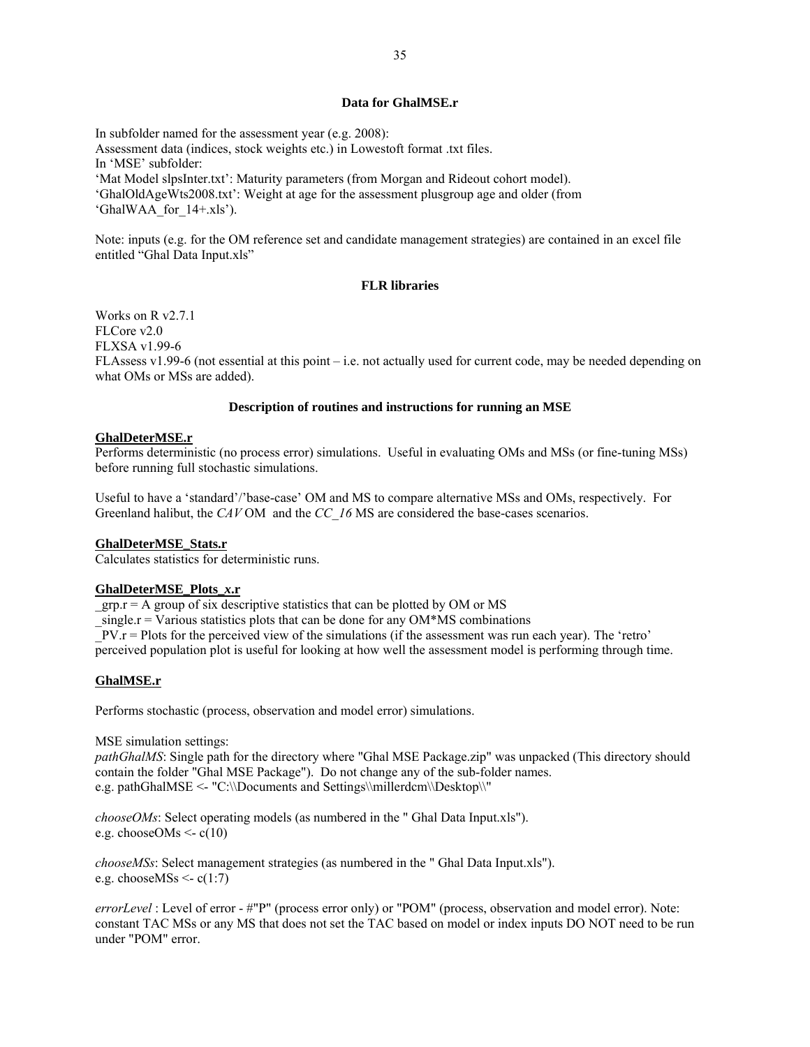**Data for GhalMSE.r**

In subfolder named for the assessment year (e.g. 2008):
Assessment data (indices, stock weights etc.) in Lowestoft format .txt files.
In 'MSE' subfolder:
'Mat Model slpsInter.txt': Maturity parameters (from Morgan and Rideout cohort model).
'GhalOldAgeWts2008.txt': Weight at age for the assessment plusgroup age and older (from 'GhalWAA_for_14+.xls').

Note: inputs (e.g. for the OM reference set and candidate management strategies) are contained in an excel file entitled "Ghal Data Input.xls"

**FLR libraries**

Works on R v2.7.1
FLCore v2.0
FLXSA v1.99-6
FLAssess v1.99-6 (not essential at this point – i.e. not actually used for current code, may be needed depending on what OMs or MSs are added).

**Description of routines and instructions for running an MSE**

**GhalDeterMSE.r**
Performs deterministic (no process error) simulations. Useful in evaluating OMs and MSs (or fine-tuning MSs) before running full stochastic simulations.

Useful to have a 'standard'/'base-case' OM and MS to compare alternative MSs and OMs, respectively. For Greenland halibut, the *CAV* OM and the *CC_16* MS are considered the base-cases scenarios.

**GhalDeterMSE_Stats.r**
Calculates statistics for deterministic runs.

**GhalDeterMSE_Plots_*x*.r**
_grp.r = A group of six descriptive statistics that can be plotted by OM or MS
_single.r = Various statistics plots that can be done for any OM*MS combinations
_PV.r = Plots for the perceived view of the simulations (if the assessment was run each year). The 'retro' perceived population plot is useful for looking at how well the assessment model is performing through time.

**GhalMSE.r**

Performs stochastic (process, observation and model error) simulations.

MSE simulation settings:
*pathGhalMS*: Single path for the directory where "Ghal MSE Package.zip" was unpacked (This directory should contain the folder "Ghal MSE Package"). Do not change any of the sub-folder names.
e.g. pathGhalMSE <- "C:\\Documents and Settings\\millerdcm\\Desktop\\"

*chooseOMs*: Select operating models (as numbered in the " Ghal Data Input.xls").
e.g. chooseOMs <- c(10)

*chooseMSs*: Select management strategies (as numbered in the " Ghal Data Input.xls").
e.g. chooseMSs <- c(1:7)

*errorLevel* : Level of error - #"P" (process error only) or "POM" (process, observation and model error). Note: constant TAC MSs or any MS that does not set the TAC based on model or index inputs DO NOT need to be run under "POM" error.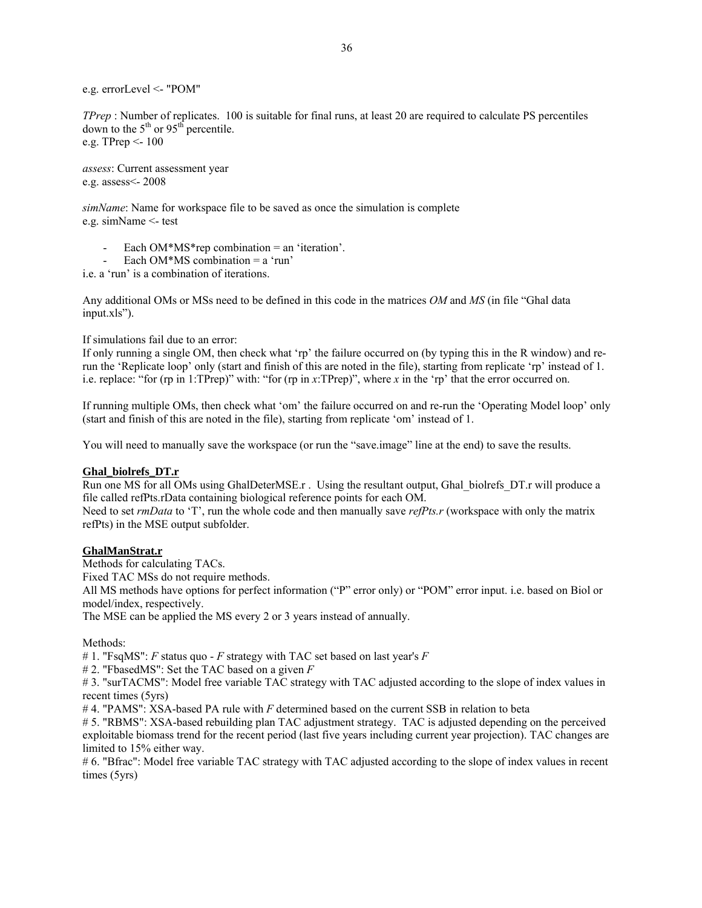e.g. errorLevel <- "POM"

*TPrep* : Number of replicates. 100 is suitable for final runs, at least 20 are required to calculate PS percentiles down to the 5th or 95th percentile.
e.g. TPrep <- 100

*assess*: Current assessment year
e.g. assess<- 2008

*simName*: Name for workspace file to be saved as once the simulation is complete
e.g. simName <- test

- Each OM*MS*rep combination = an 'iteration'.
- Each OM*MS combination = a 'run'

i.e. a 'run' is a combination of iterations.

Any additional OMs or MSs need to be defined in this code in the matrices *OM* and *MS* (in file "Ghal data input.xls").

If simulations fail due to an error:
If only running a single OM, then check what 'rp' the failure occurred on (by typing this in the R window) and re-run the 'Replicate loop' only (start and finish of this are noted in the file), starting from replicate 'rp' instead of 1. i.e. replace: "for (rp in 1:TPrep)" with: "for (rp in *x*:TPrep)", where *x* in the 'rp' that the error occurred on.

If running multiple OMs, then check what 'om' the failure occurred on and re-run the 'Operating Model loop' only (start and finish of this are noted in the file), starting from replicate 'om' instead of 1.

You will need to manually save the workspace (or run the "save.image" line at the end) to save the results.

**Ghal_biolrefs_DT.r**

Run one MS for all OMs using GhalDeterMSE.r . Using the resultant output, Ghal_biolrefs_DT.r will produce a file called refPts.rData containing biological reference points for each OM.
Need to set *rmData* to 'T', run the whole code and then manually save *refPts.r* (workspace with only the matrix refPts) in the MSE output subfolder.

**GhalManStrat.r**

Methods for calculating TACs.
Fixed TAC MSs do not require methods.
All MS methods have options for perfect information ("P" error only) or "POM" error input. i.e. based on Biol or model/index, respectively.
The MSE can be applied the MS every 2 or 3 years instead of annually.

Methods:
# 1. "FsqMS": *F* status quo - *F* strategy with TAC set based on last year's *F*
# 2. "FbasedMS": Set the TAC based on a given *F*
# 3. "surTACMS": Model free variable TAC strategy with TAC adjusted according to the slope of index values in recent times (5yrs)
# 4. "PAMS": XSA-based PA rule with *F* determined based on the current SSB in relation to beta
# 5. "RBMS": XSA-based rebuilding plan TAC adjustment strategy. TAC is adjusted depending on the perceived exploitable biomass trend for the recent period (last five years including current year projection). TAC changes are limited to 15% either way.
# 6. "Bfrac": Model free variable TAC strategy with TAC adjusted according to the slope of index values in recent times (5yrs)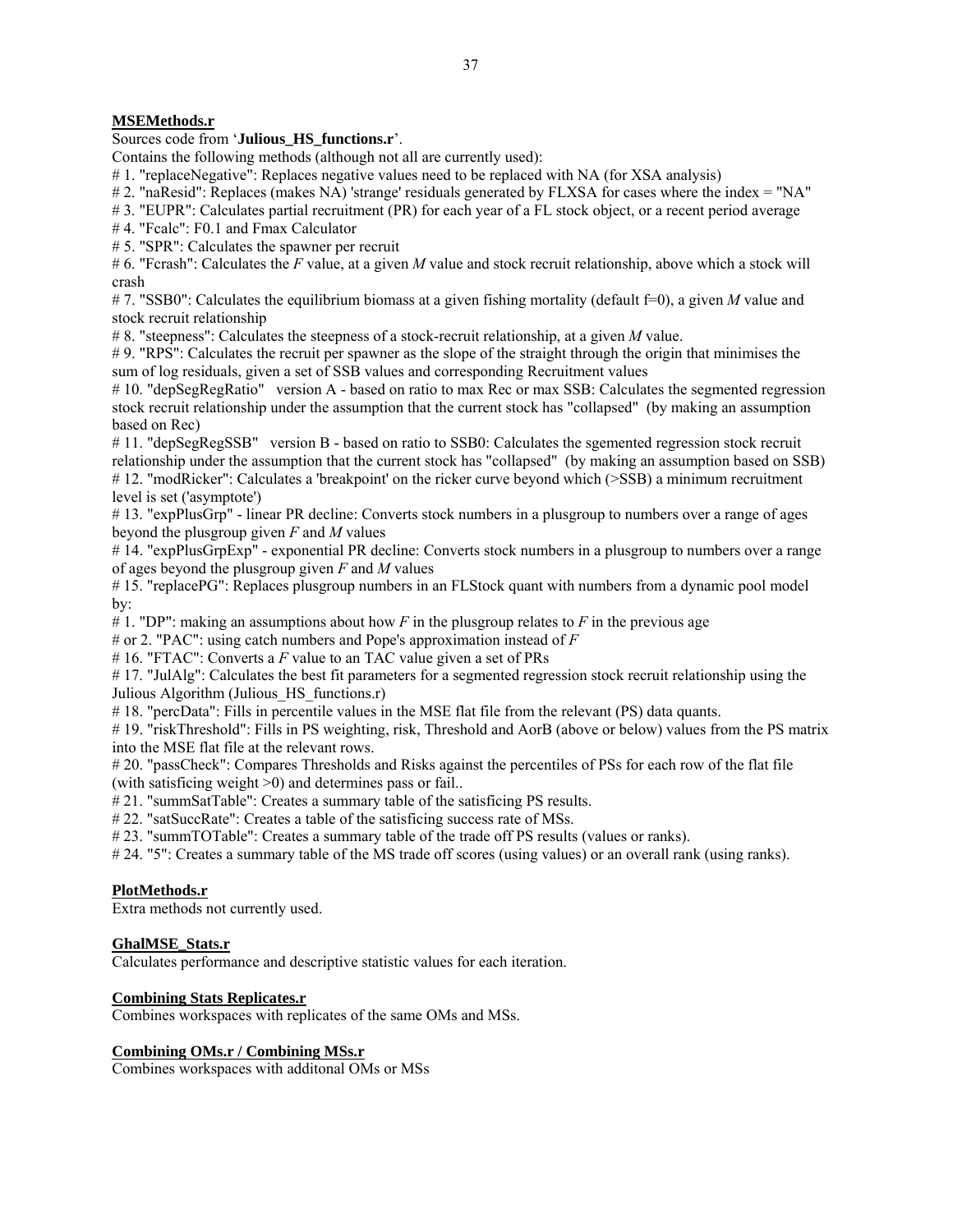**MSEMethods.r**

Sources code from '**Julious_HS_functions.r**'.

Contains the following methods (although not all are currently used):

# 1. "replaceNegative": Replaces negative values need to be replaced with NA (for XSA analysis)

# 2. "naResid": Replaces (makes NA) 'strange' residuals generated by FLXSA for cases where the index = "NA"

# 3. "EUPR": Calculates partial recruitment (PR) for each year of a FL stock object, or a recent period average

# 4. "Fcalc": F0.1 and Fmax Calculator

# 5. "SPR": Calculates the spawner per recruit

# 6. "Fcrash": Calculates the *F* value, at a given *M* value and stock recruit relationship, above which a stock will crash

# 7. "SSB0": Calculates the equilibrium biomass at a given fishing mortality (default f=0), a given *M* value and stock recruit relationship

# 8. "steepness": Calculates the steepness of a stock-recruit relationship, at a given *M* value.

# 9. "RPS": Calculates the recruit per spawner as the slope of the straight through the origin that minimises the sum of log residuals, given a set of SSB values and corresponding Recruitment values

# 10. "depSegRegRatio" version A - based on ratio to max Rec or max SSB: Calculates the segmented regression stock recruit relationship under the assumption that the current stock has "collapsed" (by making an assumption based on Rec)

# 11. "depSegRegSSB" version B - based on ratio to SSB0: Calculates the sgemented regression stock recruit relationship under the assumption that the current stock has "collapsed" (by making an assumption based on SSB)

# 12. "modRicker": Calculates a 'breakpoint' on the ricker curve beyond which (>SSB) a minimum recruitment level is set ('asymptote')

# 13. "expPlusGrp" - linear PR decline: Converts stock numbers in a plusgroup to numbers over a range of ages beyond the plusgroup given *F* and *M* values

# 14. "expPlusGrpExp" - exponential PR decline: Converts stock numbers in a plusgroup to numbers over a range of ages beyond the plusgroup given *F* and *M* values

# 15. "replacePG": Replaces plusgroup numbers in an FLStock quant with numbers from a dynamic pool model by:

# 1. "DP": making an assumptions about how *F* in the plusgroup relates to *F* in the previous age

# or 2. "PAC": using catch numbers and Pope's approximation instead of *F*

# 16. "FTAC": Converts a *F* value to an TAC value given a set of PRs

# 17. "JulAlg": Calculates the best fit parameters for a segmented regression stock recruit relationship using the Julious Algorithm (Julious_HS_functions.r)

# 18. "percData": Fills in percentile values in the MSE flat file from the relevant (PS) data quants.

# 19. "riskThreshold": Fills in PS weighting, risk, Threshold and AorB (above or below) values from the PS matrix into the MSE flat file at the relevant rows.

# 20. "passCheck": Compares Thresholds and Risks against the percentiles of PSs for each row of the flat file (with satisficing weight >0) and determines pass or fail..

# 21. "summSatTable": Creates a summary table of the satisficing PS results.

# 22. "satSuccRate": Creates a table of the satisficing success rate of MSs.

# 23. "summTOTable": Creates a summary table of the trade off PS results (values or ranks).

# 24. "5": Creates a summary table of the MS trade off scores (using values) or an overall rank (using ranks).

**PlotMethods.r**

Extra methods not currently used.

**GhalMSE_Stats.r**

Calculates performance and descriptive statistic values for each iteration.

**Combining Stats Replicates.r**

Combines workspaces with replicates of the same OMs and MSs.

**Combining OMs.r / Combining MSs.r**

Combines workspaces with additonal OMs or MSs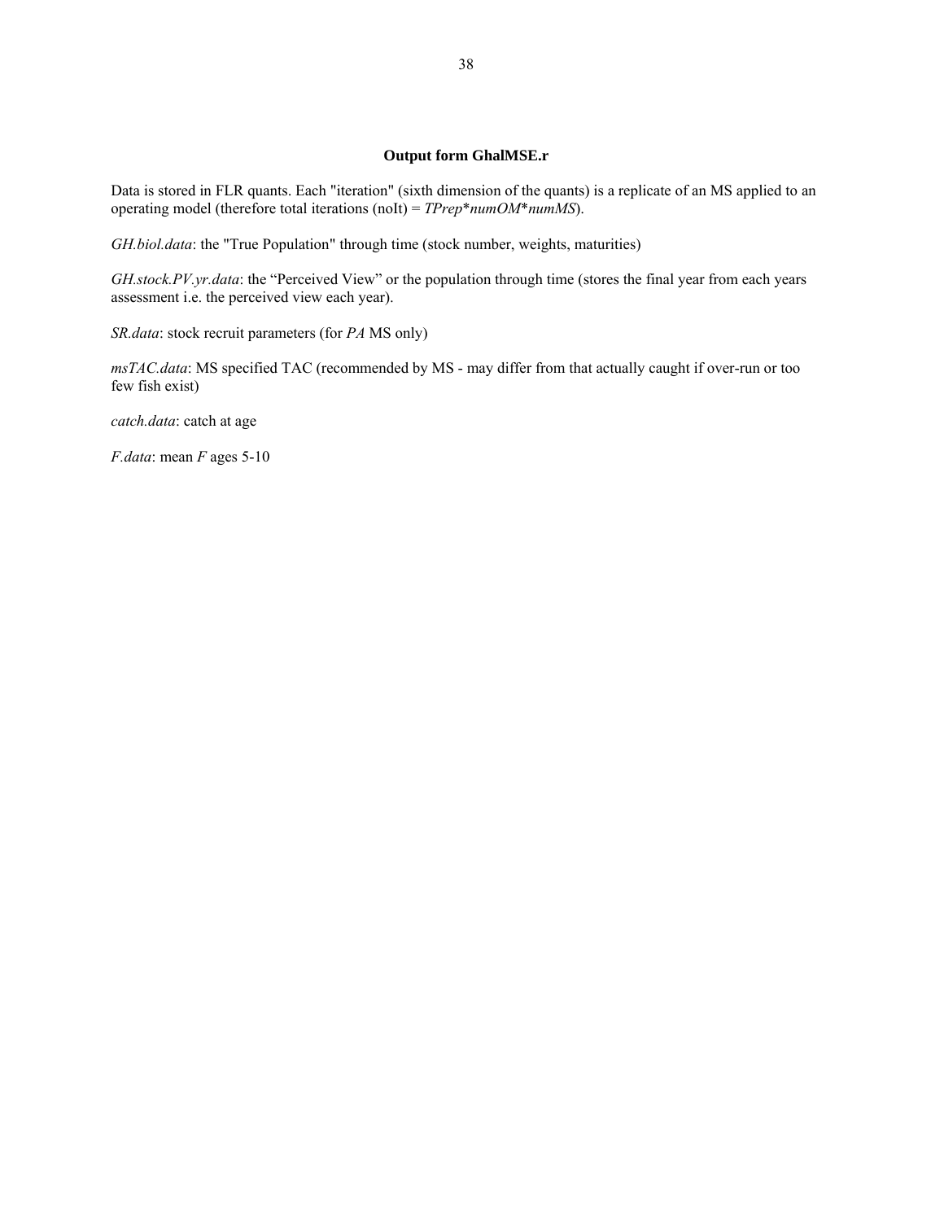### Output form GhalMSE.r

Data is stored in FLR quants. Each "iteration" (sixth dimension of the quants) is a replicate of an MS applied to an operating model (therefore total iterations (noIt) = *TPrep*\**numOM*\**numMS*).

*GH.biol.data*: the "True Population" through time (stock number, weights, maturities)

*GH.stock.PV.yr.data*: the "Perceived View" or the population through time (stores the final year from each years assessment i.e. the perceived view each year).

*SR.data*: stock recruit parameters (for *PA* MS only)

*msTAC.data*: MS specified TAC (recommended by MS - may differ from that actually caught if over-run or too few fish exist)

*catch.data*: catch at age

*F.data*: mean *F* ages 5-10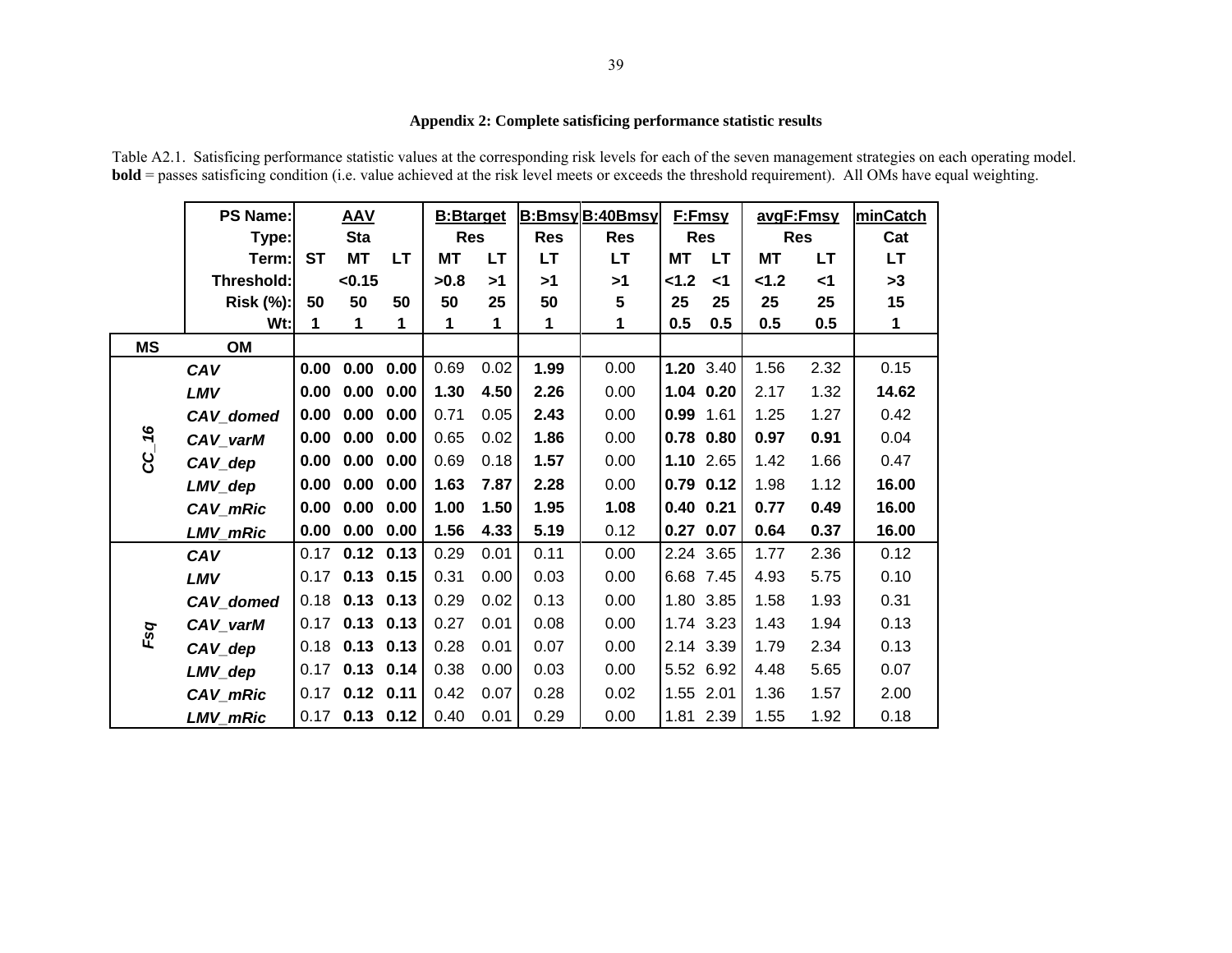## Appendix 2: Complete satisficing performance statistic results

Table A2.1. Satisficing performance statistic values at the corresponding risk levels for each of the seven management strategies on each operating model. **bold** = passes satisficing condition (i.e. value achieved at the risk level meets or exceeds the threshold requirement). All OMs have equal weighting.

| | PS Name: | AAV | | | B:Btarget | | B:Bmsy | B:40Bmsy | F:Fmsy | | avgF:Fmsy | | minCatch |
|---|---|---|---|---|---|---|---|---|---|---|---|---|---|
| | Type: | Sta | | | Res | | Res | Res | Res | | Res | | Cat |
| | Term: | ST | MT | LT | MT | LT | LT | LT | MT | LT | MT | LT | LT |
| | Threshold: | <0.15 | | | >0.8 | >1 | >1 | >1 | <1.2 | <1 | <1.2 | <1 | >3 |
| | Risk (%): | 50 | 50 | 50 | 50 | 25 | 50 | 5 | 25 | 25 | 25 | 25 | 15 |
| | Wt: | 1 | 1 | 1 | 1 | 1 | 1 | 1 | 0.5 | 0.5 | 0.5 | 0.5 | 1 |
| **MS** | **OM** | | | | | | | | | | | | |
| *CC_16* | *CAV* | **0.00** | **0.00** | **0.00** | 0.69 | 0.02 | **1.99** | 0.00 | **1.20** | 3.40 | 1.56 | 2.32 | 0.15 |
| | *LMV* | **0.00** | **0.00** | **0.00** | **1.30** | **4.50** | **2.26** | 0.00 | **1.04** | **0.20** | 2.17 | 1.32 | **14.62** |
| | *CAV_domed* | **0.00** | **0.00** | **0.00** | 0.71 | 0.05 | **2.43** | 0.00 | **0.99** | 1.61 | 1.25 | 1.27 | 0.42 |
| | *CAV_varM* | **0.00** | **0.00** | **0.00** | 0.65 | 0.02 | **1.86** | 0.00 | **0.78** | **0.80** | **0.97** | **0.91** | 0.04 |
| | *CAV_dep* | **0.00** | **0.00** | **0.00** | 0.69 | 0.18 | **1.57** | 0.00 | **1.10** | 2.65 | 1.42 | 1.66 | 0.47 |
| | *LMV_dep* | **0.00** | **0.00** | **0.00** | **1.63** | **7.87** | **2.28** | 0.00 | **0.79** | **0.12** | 1.98 | 1.12 | **16.00** |
| | *CAV_mRic* | **0.00** | **0.00** | **0.00** | **1.00** | **1.50** | **1.95** | **1.08** | **0.40** | **0.21** | **0.77** | **0.49** | **16.00** |
| | *LMV_mRic* | **0.00** | **0.00** | **0.00** | **1.56** | **4.33** | **5.19** | 0.12 | **0.27** | **0.07** | **0.64** | **0.37** | **16.00** |
| *Fsq* | *CAV* | 0.17 | **0.12** | **0.13** | 0.29 | 0.01 | 0.11 | 0.00 | 2.24 | 3.65 | 1.77 | 2.36 | 0.12 |
| | *LMV* | 0.17 | **0.13** | **0.15** | 0.31 | 0.00 | 0.03 | 0.00 | 6.68 | 7.45 | 4.93 | 5.75 | 0.10 |
| | *CAV_domed* | 0.18 | **0.13** | **0.13** | 0.29 | 0.02 | 0.13 | 0.00 | 1.80 | 3.85 | 1.58 | 1.93 | 0.31 |
| | *CAV_varM* | 0.17 | **0.13** | **0.13** | 0.27 | 0.01 | 0.08 | 0.00 | 1.74 | 3.23 | 1.43 | 1.94 | 0.13 |
| | *CAV_dep* | 0.18 | **0.13** | **0.13** | 0.28 | 0.01 | 0.07 | 0.00 | 2.14 | 3.39 | 1.79 | 2.34 | 0.13 |
| | *LMV_dep* | 0.17 | **0.13** | **0.14** | 0.38 | 0.00 | 0.03 | 0.00 | 5.52 | 6.92 | 4.48 | 5.65 | 0.07 |
| | *CAV_mRic* | 0.17 | **0.12** | **0.11** | 0.42 | 0.07 | 0.28 | 0.02 | 1.55 | 2.01 | 1.36 | 1.57 | 2.00 |
| | *LMV_mRic* | 0.17 | **0.13** | **0.12** | 0.40 | 0.01 | 0.29 | 0.00 | 1.81 | 2.39 | 1.55 | 1.92 | 0.18 |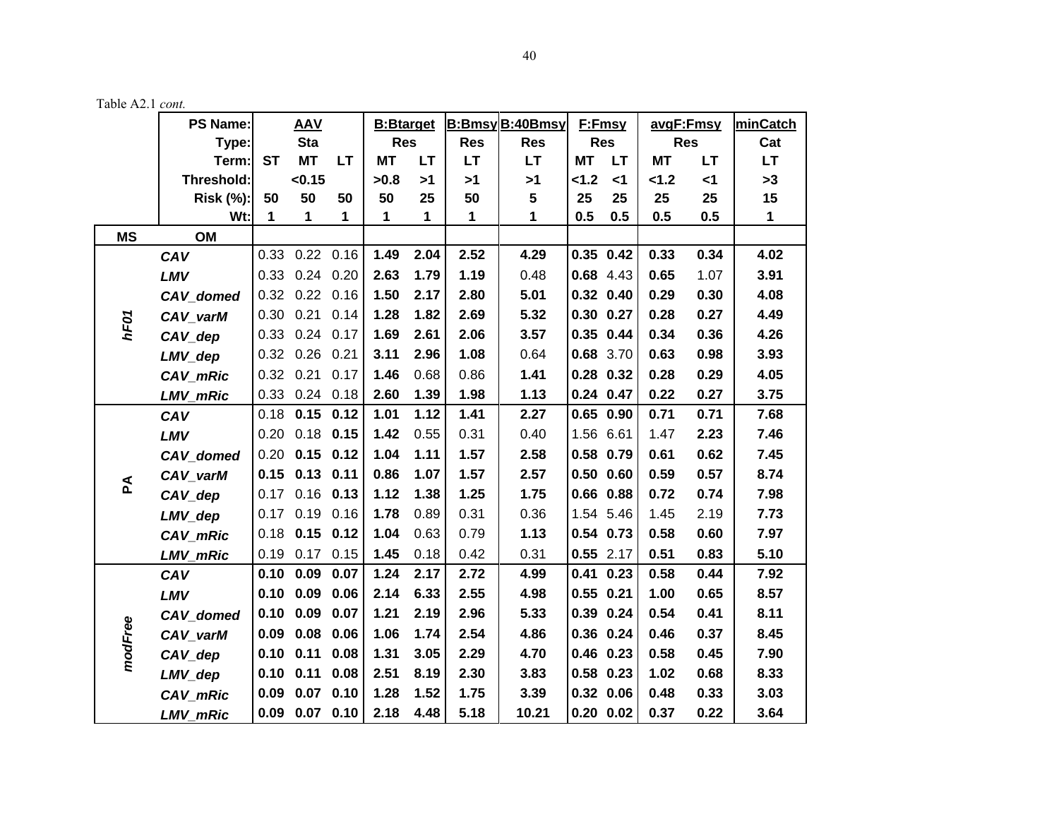Table A2.1 *cont.*

| | PS Name: | AAV | | | B:Btarget | | B:Bmsy | B:40Bmsy | F:Fmsy | | avgF:Fmsy | | minCatch |
|---|---|---|---|---|---|---|---|---|---|---|---|---|---|
| | Type: | Sta | | | Res | | Res | Res | Res | | Res | | Cat |
| | Term: | ST | MT | LT | MT | LT | LT | LT | MT | LT | MT | LT | LT |
| | Threshold: | <0.15 | | | >0.8 | >1 | >1 | >1 | <1.2 | <1 | <1.2 | <1 | >3 |
| | Risk (%): | 50 | 50 | 50 | 50 | 25 | 50 | 5 | 25 | 25 | 25 | 25 | 15 |
| | Wt: | 1 | 1 | 1 | 1 | 1 | 1 | 1 | 0.5 | 0.5 | 0.5 | 0.5 | 1 |
| **MS** | **OM** | | | | | | | | | | | | |
| *hF01* | *CAV* | 0.33 | 0.22 | 0.16 | **1.49** | **2.04** | **2.52** | **4.29** | **0.35** | **0.42** | **0.33** | **0.34** | **4.02** |
| | *LMV* | 0.33 | 0.24 | 0.20 | **2.63** | **1.79** | **1.19** | 0.48 | **0.68** | 4.43 | **0.65** | 1.07 | **3.91** |
| | *CAV_domed* | 0.32 | 0.22 | 0.16 | **1.50** | **2.17** | **2.80** | **5.01** | **0.32** | **0.40** | **0.29** | **0.30** | **4.08** |
| | *CAV_varM* | 0.30 | 0.21 | 0.14 | **1.28** | **1.82** | **2.69** | **5.32** | **0.30** | **0.27** | **0.28** | **0.27** | **4.49** |
| | *CAV_dep* | 0.33 | 0.24 | 0.17 | **1.69** | **2.61** | **2.06** | **3.57** | **0.35** | **0.44** | **0.34** | **0.36** | **4.26** |
| | *LMV_dep* | 0.32 | 0.26 | 0.21 | **3.11** | **2.96** | **1.08** | 0.64 | **0.68** | 3.70 | **0.63** | **0.98** | **3.93** |
| | *CAV_mRic* | 0.32 | 0.21 | 0.17 | **1.46** | 0.68 | 0.86 | **1.41** | **0.28** | **0.32** | **0.28** | **0.29** | **4.05** |
| | *LMV_mRic* | 0.33 | 0.24 | 0.18 | **2.60** | **1.39** | **1.98** | **1.13** | **0.24** | **0.47** | **0.22** | **0.27** | **3.75** |
| *PA* | *CAV* | 0.18 | **0.15** | **0.12** | **1.01** | **1.12** | **1.41** | **2.27** | **0.65** | **0.90** | **0.71** | **0.71** | **7.68** |
| | *LMV* | 0.20 | 0.18 | **0.15** | **1.42** | 0.55 | 0.31 | 0.40 | 1.56 | 6.61 | 1.47 | **2.23** | **7.46** |
| | *CAV_domed* | 0.20 | **0.15** | **0.12** | **1.04** | **1.11** | **1.57** | **2.58** | **0.58** | **0.79** | **0.61** | **0.62** | **7.45** |
| | *CAV_varM* | **0.15** | **0.13** | **0.11** | **0.86** | **1.07** | **1.57** | **2.57** | **0.50** | **0.60** | **0.59** | **0.57** | **8.74** |
| | *CAV_dep* | 0.17 | 0.16 | **0.13** | **1.12** | **1.38** | **1.25** | **1.75** | **0.66** | **0.88** | **0.72** | **0.74** | **7.98** |
| | *LMV_dep* | 0.17 | 0.19 | 0.16 | **1.78** | 0.89 | 0.31 | 0.36 | 1.54 | 5.46 | 1.45 | 2.19 | **7.73** |
| | *CAV_mRic* | 0.18 | **0.15** | **0.12** | **1.04** | 0.63 | 0.79 | **1.13** | **0.54** | **0.73** | **0.58** | **0.60** | **7.97** |
| | *LMV_mRic* | 0.19 | 0.17 | 0.15 | **1.45** | 0.18 | 0.42 | 0.31 | **0.55** | 2.17 | **0.51** | **0.83** | **5.10** |
| *modFree* | *CAV* | **0.10** | **0.09** | **0.07** | **1.24** | **2.17** | **2.72** | **4.99** | **0.41** | **0.23** | **0.58** | **0.44** | **7.92** |
| | *LMV* | **0.10** | **0.09** | **0.06** | **2.14** | **6.33** | **2.55** | **4.98** | **0.55** | **0.21** | **1.00** | **0.65** | **8.57** |
| | *CAV_domed* | **0.10** | **0.09** | **0.07** | **1.21** | **2.19** | **2.96** | **5.33** | **0.39** | **0.24** | **0.54** | **0.41** | **8.11** |
| | *CAV_varM* | **0.09** | **0.08** | **0.06** | **1.06** | **1.74** | **2.54** | **4.86** | **0.36** | **0.24** | **0.46** | **0.37** | **8.45** |
| | *CAV_dep* | **0.10** | **0.11** | **0.08** | **1.31** | **3.05** | **2.29** | **4.70** | **0.46** | **0.23** | **0.58** | **0.45** | **7.90** |
| | *LMV_dep* | **0.10** | **0.11** | **0.08** | **2.51** | **8.19** | **2.30** | **3.83** | **0.58** | **0.23** | **1.02** | **0.68** | **8.33** |
| | *CAV_mRic* | **0.09** | **0.07** | **0.10** | **1.28** | **1.52** | **1.75** | **3.39** | **0.32** | **0.06** | **0.48** | **0.33** | **3.03** |
| | *LMV_mRic* | **0.09** | **0.07** | **0.10** | **2.18** | **4.48** | **5.18** | **10.21** | **0.20** | **0.02** | **0.37** | **0.22** | **3.64** |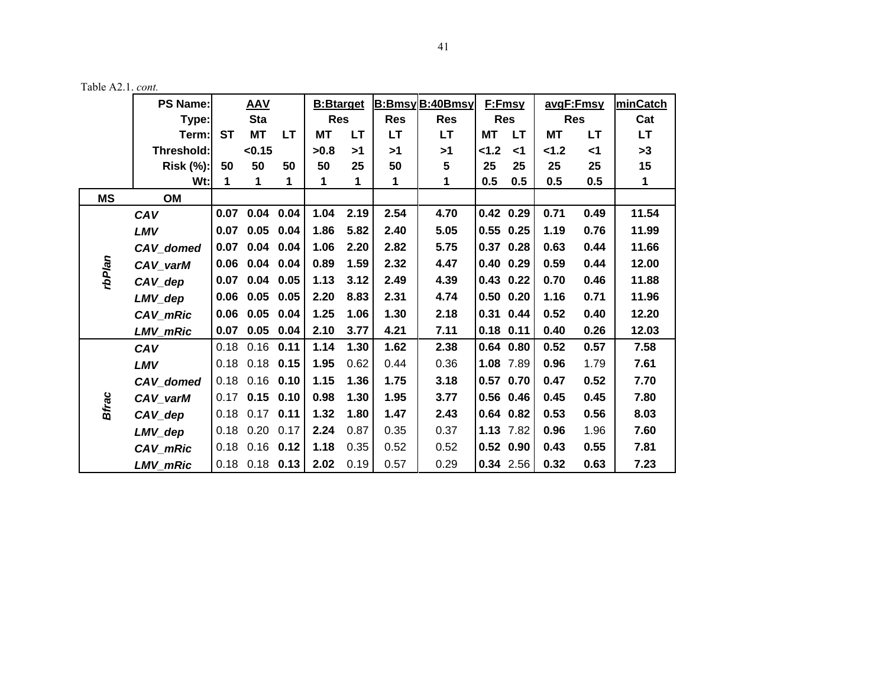Table A2.1. *cont.*

| | PS Name: | AAV | | | B:Btarget | | B:Bmsy | B:40Bmsy | F:Fmsy | | avgF:Fmsy | | minCatch |
|---|---|---|---|---|---|---|---|---|---|---|---|---|---|
| | Type: | Sta | | | Res | | Res | Res | Res | | Res | | Cat |
| | Term: | ST | MT | LT | MT | LT | LT | LT | MT | LT | MT | LT | LT |
| | Threshold: | <0.15 | | | >0.8 | >1 | >1 | >1 | <1.2 | <1 | <1.2 | <1 | >3 |
| | Risk (%): | 50 | 50 | 50 | 50 | 25 | 50 | 5 | 25 | 25 | 25 | 25 | 15 |
| | Wt: | 1 | 1 | 1 | 1 | 1 | 1 | 1 | 0.5 | 0.5 | 0.5 | 0.5 | 1 |
| **MS** | **OM** | | | | | | | | | | | | |
| *rbPlan* | *CAV* | **0.07** | **0.04** | **0.04** | **1.04** | **2.19** | **2.54** | **4.70** | **0.42** | **0.29** | **0.71** | **0.49** | **11.54** |
| | *LMV* | **0.07** | **0.05** | **0.04** | **1.86** | **5.82** | **2.40** | **5.05** | **0.55** | **0.25** | **1.19** | **0.76** | **11.99** |
| | *CAV_domed* | **0.07** | **0.04** | **0.04** | **1.06** | **2.20** | **2.82** | **5.75** | **0.37** | **0.28** | **0.63** | **0.44** | **11.66** |
| | *CAV_varM* | **0.06** | **0.04** | **0.04** | **0.89** | **1.59** | **2.32** | **4.47** | **0.40** | **0.29** | **0.59** | **0.44** | **12.00** |
| | *CAV_dep* | **0.07** | **0.04** | **0.05** | **1.13** | **3.12** | **2.49** | **4.39** | **0.43** | **0.22** | **0.70** | **0.46** | **11.88** |
| | *LMV_dep* | **0.06** | **0.05** | **0.05** | **2.20** | **8.83** | **2.31** | **4.74** | **0.50** | **0.20** | **1.16** | **0.71** | **11.96** |
| | *CAV_mRic* | **0.06** | **0.05** | **0.04** | **1.25** | **1.06** | **1.30** | **2.18** | **0.31** | **0.44** | **0.52** | **0.40** | **12.20** |
| | *LMV_mRic* | **0.07** | **0.05** | **0.04** | **2.10** | **3.77** | **4.21** | **7.11** | **0.18** | **0.11** | **0.40** | **0.26** | **12.03** |
| *Bfrac* | *CAV* | 0.18 | 0.16 | **0.11** | **1.14** | **1.30** | **1.62** | **2.38** | **0.64** | **0.80** | **0.52** | **0.57** | **7.58** |
| | *LMV* | 0.18 | 0.18 | **0.15** | **1.95** | 0.62 | 0.44 | 0.36 | **1.08** | 7.89 | **0.96** | 1.79 | **7.61** |
| | *CAV_domed* | 0.18 | 0.16 | **0.10** | **1.15** | **1.36** | **1.75** | **3.18** | **0.57** | **0.70** | **0.47** | **0.52** | **7.70** |
| | *CAV_varM* | 0.17 | **0.15** | **0.10** | **0.98** | **1.30** | **1.95** | **3.77** | **0.56** | **0.46** | **0.45** | **0.45** | **7.80** |
| | *CAV_dep* | 0.18 | 0.17 | **0.11** | **1.32** | **1.80** | **1.47** | **2.43** | **0.64** | **0.82** | **0.53** | **0.56** | **8.03** |
| | *LMV_dep* | 0.18 | 0.20 | 0.17 | **2.24** | 0.87 | 0.35 | 0.37 | **1.13** | 7.82 | **0.96** | 1.96 | **7.60** |
| | *CAV_mRic* | 0.18 | 0.16 | **0.12** | **1.18** | 0.35 | 0.52 | 0.52 | **0.52** | **0.90** | **0.43** | **0.55** | **7.81** |
| | *LMV_mRic* | 0.18 | 0.18 | **0.13** | **2.02** | 0.19 | 0.57 | 0.29 | **0.34** | 2.56 | **0.32** | **0.63** | **7.23** |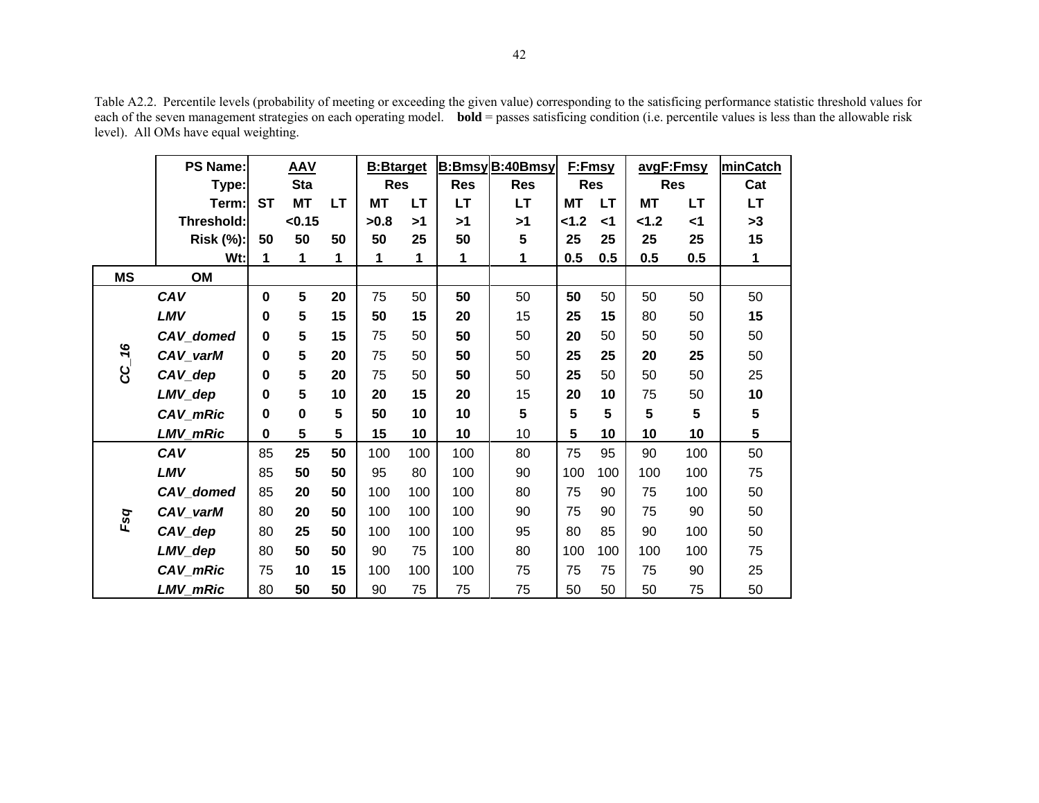Table A2.2. Percentile levels (probability of meeting or exceeding the given value) corresponding to the satisficing performance statistic threshold values for each of the seven management strategies on each operating model. **bold** = passes satisficing condition (i.e. percentile values is less than the allowable risk level). All OMs have equal weighting.

| | PS Name: | AAV | | | B:Btarget | | B:Bmsy | B:40Bmsy | F:Fmsy | | avgF:Fmsy | | minCatch |
|---|---|---|---|---|---|---|---|---|---|---|---|---|---|
| | Type: | Sta | | | Res | | Res | Res | Res | | Res | | Cat |
| | Term: | ST | MT | LT | MT | LT | LT | LT | MT | LT | MT | LT | LT |
| | Threshold: | <0.15 | | | >0.8 | >1 | >1 | >1 | <1.2 | <1 | <1.2 | <1 | >3 |
| | Risk (%): | 50 | 50 | 50 | 50 | 25 | 50 | 5 | 25 | 25 | 25 | 25 | 15 |
| | Wt: | 1 | 1 | 1 | 1 | 1 | 1 | 1 | 0.5 | 0.5 | 0.5 | 0.5 | 1 |
| **MS** | **OM** | | | | | | | | | | | | |
| ***CC_16*** | ***CAV*** | **0** | **5** | **20** | 75 | 50 | **50** | 50 | **50** | 50 | 50 | 50 | 50 |
| | ***LMV*** | **0** | **5** | **15** | **50** | **15** | **20** | 15 | **25** | **15** | 80 | 50 | **15** |
| | ***CAV_domed*** | **0** | **5** | **15** | 75 | 50 | **50** | 50 | **20** | 50 | 50 | 50 | 50 |
| | ***CAV_varM*** | **0** | **5** | **20** | 75 | 50 | **50** | 50 | **25** | **25** | **20** | **25** | 50 |
| | ***CAV_dep*** | **0** | **5** | **20** | 75 | 50 | **50** | 50 | **25** | 50 | 50 | 50 | 25 |
| | ***LMV_dep*** | **0** | **5** | **10** | **20** | **15** | **20** | 15 | **20** | **10** | 75 | 50 | **10** |
| | ***CAV_mRic*** | **0** | **0** | **5** | **50** | **10** | **10** | **5** | **5** | **5** | **5** | **5** | **5** |
| | ***LMV_mRic*** | **0** | **5** | **5** | **15** | **10** | **10** | 10 | **5** | **10** | **10** | **10** | **5** |
| ***Fsq*** | ***CAV*** | 85 | **25** | **50** | 100 | 100 | 100 | 80 | 75 | 95 | 90 | 100 | 50 |
| | ***LMV*** | 85 | **50** | **50** | 95 | 80 | 100 | 90 | 100 | 100 | 100 | 100 | 75 |
| | ***CAV_domed*** | 85 | **20** | **50** | 100 | 100 | 100 | 80 | 75 | 90 | 75 | 100 | 50 |
| | ***CAV_varM*** | 80 | **20** | **50** | 100 | 100 | 100 | 90 | 75 | 90 | 75 | 90 | 50 |
| | ***CAV_dep*** | 80 | **25** | **50** | 100 | 100 | 100 | 95 | 80 | 85 | 90 | 100 | 50 |
| | ***LMV_dep*** | 80 | **50** | **50** | 90 | 75 | 100 | 80 | 100 | 100 | 100 | 100 | 75 |
| | ***CAV_mRic*** | 75 | **10** | **15** | 100 | 100 | 100 | 75 | 75 | 75 | 75 | 90 | 25 |
| | ***LMV_mRic*** | 80 | **50** | **50** | 90 | 75 | 75 | 75 | 50 | 50 | 50 | 75 | 50 |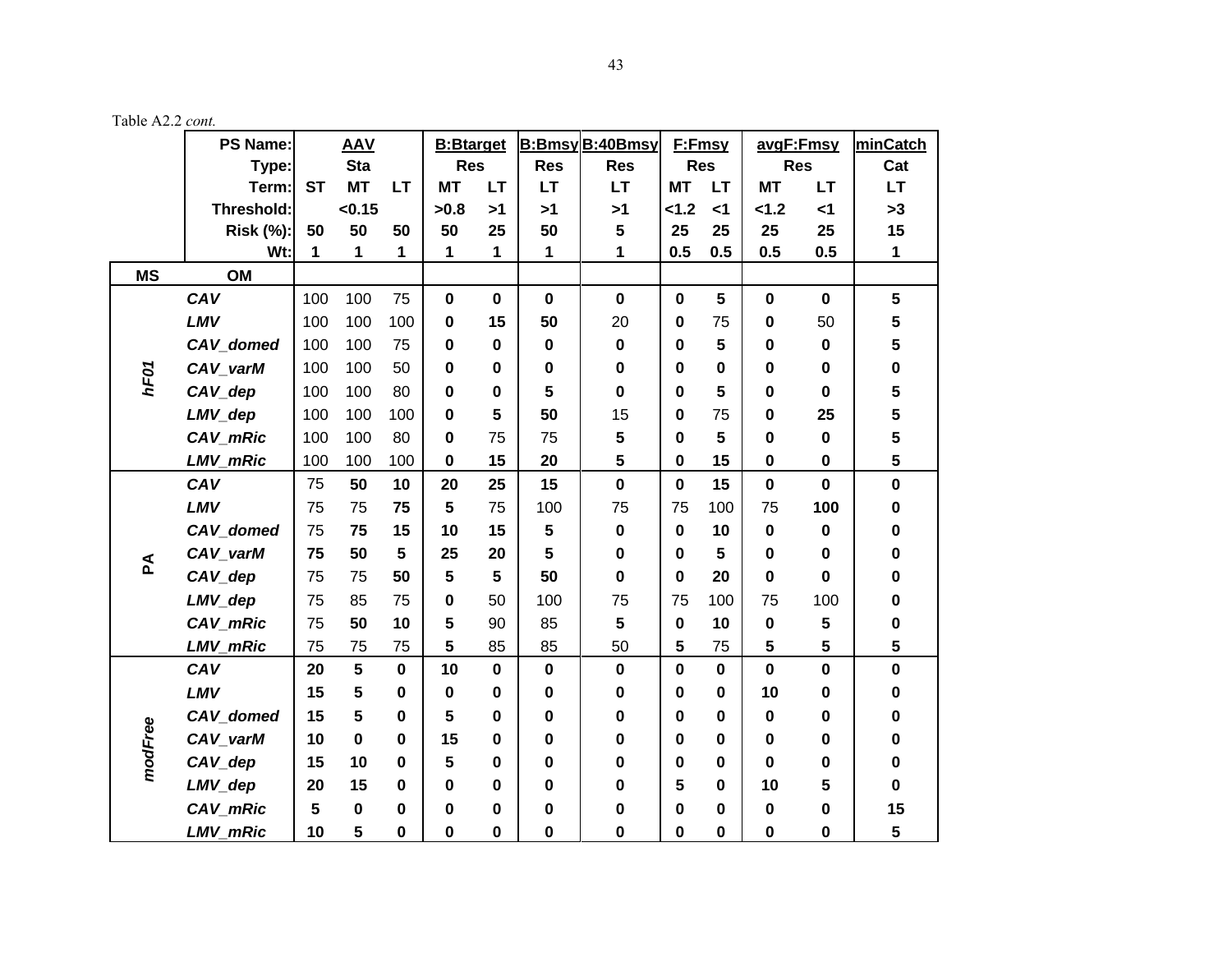Table A2.2 *cont.*

| | PS Name: | AAV | | | B:Btarget | | B:Bmsy | B:40Bmsy | F:Fmsy | | avgF:Fmsy | | minCatch |
|---|---|---|---|---|---|---|---|---|---|---|---|---|---|
| | Type: | Sta | | | Res | | Res | Res | Res | | Res | | Cat |
| | Term: | ST | MT | LT | MT | LT | LT | LT | MT | LT | MT | LT | LT |
| | Threshold: | <0.15 | | | >0.8 | >1 | >1 | >1 | <1.2 | <1 | <1.2 | <1 | >3 |
| | Risk (%): | 50 | 50 | 50 | 50 | 25 | 50 | 5 | 25 | 25 | 25 | 25 | 15 |
| | Wt: | 1 | 1 | 1 | 1 | 1 | 1 | 1 | 0.5 | 0.5 | 0.5 | 0.5 | 1 |
| **MS** | **OM** | | | | | | | | | | | | |
| *hF01* | *CAV* | 100 | 100 | 75 | **0** | **0** | **0** | **0** | **0** | **5** | **0** | **0** | **5** |
| | *LMV* | 100 | 100 | 100 | **0** | **15** | **50** | 20 | **0** | 75 | **0** | 50 | **5** |
| | *CAV_domed* | 100 | 100 | 75 | **0** | **0** | **0** | **0** | **0** | **5** | **0** | **0** | **5** |
| | *CAV_varM* | 100 | 100 | 50 | **0** | **0** | **0** | **0** | **0** | **0** | **0** | **0** | **0** |
| | *CAV_dep* | 100 | 100 | 80 | **0** | **0** | **5** | **0** | **0** | **5** | **0** | **0** | **5** |
| | *LMV_dep* | 100 | 100 | 100 | **0** | **5** | **50** | 15 | **0** | 75 | **0** | **25** | **5** |
| | *CAV_mRic* | 100 | 100 | 80 | **0** | 75 | 75 | **5** | **0** | **5** | **0** | **0** | **5** |
| | *LMV_mRic* | 100 | 100 | 100 | **0** | **15** | **20** | **5** | **0** | **15** | **0** | **0** | **5** |
| *PA* | *CAV* | 75 | **50** | **10** | **20** | **25** | **15** | **0** | **0** | **15** | **0** | **0** | **0** |
| | *LMV* | 75 | 75 | **75** | **5** | 75 | 100 | 75 | 75 | 100 | 75 | **100** | **0** |
| | *CAV_domed* | 75 | **75** | **15** | **10** | **15** | **5** | **0** | **0** | **10** | **0** | **0** | **0** |
| | *CAV_varM* | **75** | **50** | **5** | **25** | **20** | **5** | **0** | **0** | **5** | **0** | **0** | **0** |
| | *CAV_dep* | 75 | 75 | **50** | **5** | **5** | **50** | **0** | **0** | **20** | **0** | **0** | **0** |
| | *LMV_dep* | 75 | 85 | 75 | **0** | 50 | 100 | 75 | 75 | 100 | 75 | 100 | **0** |
| | *CAV_mRic* | 75 | **50** | **10** | **5** | 90 | 85 | **5** | **0** | **10** | **0** | **5** | **0** |
| | *LMV_mRic* | 75 | 75 | 75 | **5** | 85 | 85 | 50 | **5** | 75 | **5** | **5** | **5** |
| *modFree* | *CAV* | **20** | **5** | **0** | **10** | **0** | **0** | **0** | **0** | **0** | **0** | **0** | **0** |
| | *LMV* | **15** | **5** | **0** | **0** | **0** | **0** | **0** | **0** | **0** | **10** | **0** | **0** |
| | *CAV_domed* | **15** | **5** | **0** | **5** | **0** | **0** | **0** | **0** | **0** | **0** | **0** | **0** |
| | *CAV_varM* | **10** | **0** | **0** | **15** | **0** | **0** | **0** | **0** | **0** | **0** | **0** | **0** |
| | *CAV_dep* | **15** | **10** | **0** | **5** | **0** | **0** | **0** | **0** | **0** | **0** | **0** | **0** |
| | *LMV_dep* | **20** | **15** | **0** | **0** | **0** | **0** | **0** | **5** | **0** | **10** | **5** | **0** |
| | *CAV_mRic* | **5** | **0** | **0** | **0** | **0** | **0** | **0** | **0** | **0** | **0** | **0** | **15** |
| | *LMV_mRic* | **10** | **5** | **0** | **0** | **0** | **0** | **0** | **0** | **0** | **0** | **0** | **5** |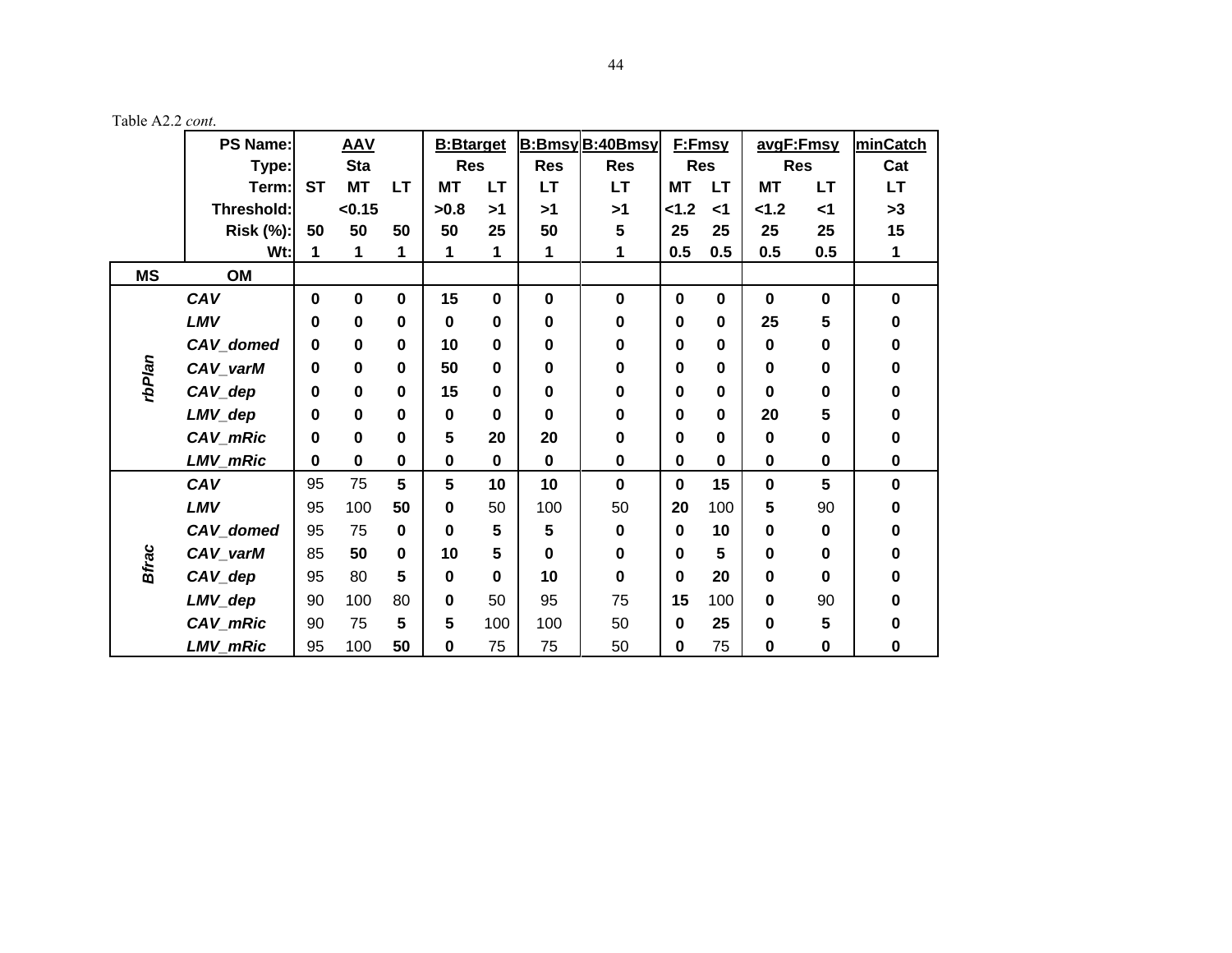Table A2.2 *cont.*

| | PS Name: | AAV | | | B:Btarget | | B:Bmsy | B:40Bmsy | F:Fmsy | | avgF:Fmsy | | minCatch |
|---|---|---|---|---|---|---|---|---|---|---|---|---|---|
| | Type: | Sta | | | Res | | Res | Res | Res | | Res | | Cat |
| | Term: | ST | MT | LT | MT | LT | LT | LT | MT | LT | MT | LT | LT |
| | Threshold: | <0.15 | | | >0.8 | >1 | >1 | >1 | <1.2 | <1 | <1.2 | <1 | >3 |
| | Risk (%): | 50 | 50 | 50 | 50 | 25 | 50 | 5 | 25 | 25 | 25 | 25 | 15 |
| | Wt: | 1 | 1 | 1 | 1 | 1 | 1 | 1 | 0.5 | 0.5 | 0.5 | 0.5 | 1 |
| **MS** | **OM** | | | | | | | | | | | | |
| ***rbPlan*** | ***CAV*** | **0** | **0** | **0** | **15** | **0** | **0** | **0** | **0** | **0** | **0** | **0** | **0** |
| | ***LMV*** | **0** | **0** | **0** | **0** | **0** | **0** | **0** | **0** | **0** | **25** | **5** | **0** |
| | ***CAV_domed*** | **0** | **0** | **0** | **10** | **0** | **0** | **0** | **0** | **0** | **0** | **0** | **0** |
| | ***CAV_varM*** | **0** | **0** | **0** | **50** | **0** | **0** | **0** | **0** | **0** | **0** | **0** | **0** |
| | ***CAV_dep*** | **0** | **0** | **0** | **15** | **0** | **0** | **0** | **0** | **0** | **0** | **0** | **0** |
| | ***LMV_dep*** | **0** | **0** | **0** | **0** | **0** | **0** | **0** | **0** | **0** | **20** | **5** | **0** |
| | ***CAV_mRic*** | **0** | **0** | **0** | **5** | **20** | **20** | **0** | **0** | **0** | **0** | **0** | **0** |
| | ***LMV_mRic*** | **0** | **0** | **0** | **0** | **0** | **0** | **0** | **0** | **0** | **0** | **0** | **0** |
| ***Bfrac*** | ***CAV*** | 95 | 75 | **5** | **5** | **10** | **10** | **0** | **0** | **15** | **0** | **5** | **0** |
| | ***LMV*** | 95 | 100 | **50** | **0** | 50 | 100 | 50 | **20** | 100 | **5** | 90 | **0** |
| | ***CAV_domed*** | 95 | 75 | **0** | **0** | **5** | **5** | **0** | **0** | **10** | **0** | **0** | **0** |
| | ***CAV_varM*** | 85 | **50** | **0** | **10** | **5** | **0** | **0** | **0** | **5** | **0** | **0** | **0** |
| | ***CAV_dep*** | 95 | 80 | **5** | **0** | **0** | **10** | **0** | **0** | **20** | **0** | **0** | **0** |
| | ***LMV_dep*** | 90 | 100 | 80 | **0** | 50 | 95 | 75 | **15** | 100 | **0** | 90 | **0** |
| | ***CAV_mRic*** | 90 | 75 | **5** | **5** | 100 | 100 | 50 | **0** | **25** | **0** | **5** | **0** |
| | ***LMV_mRic*** | 95 | 100 | **50** | **0** | 75 | 75 | 50 | **0** | 75 | **0** | **0** | **0** |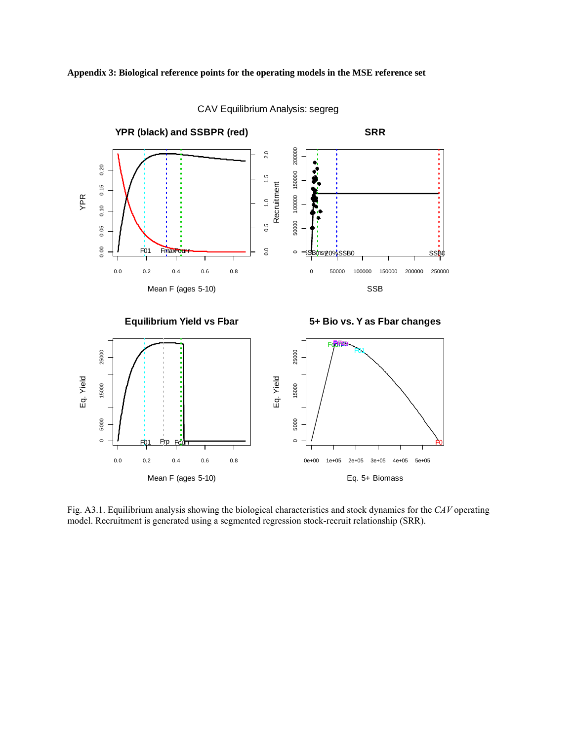**Appendix 3: Biological reference points for the operating models in the MSE reference set**

Fig. A3.1. Equilibrium analysis showing the biological characteristics and stock dynamics for the *CAV* operating model. Recruitment is generated using a segmented regression stock-recruit relationship (SRR).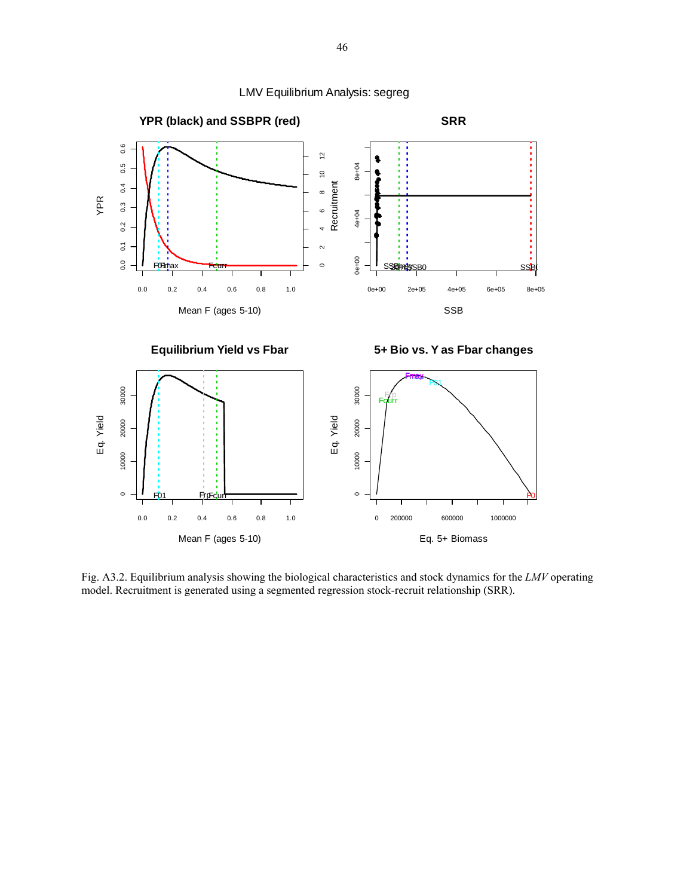Fig. A3.2. Equilibrium analysis showing the biological characteristics and stock dynamics for the *LMV* operating model. Recruitment is generated using a segmented regression stock-recruit relationship (SRR).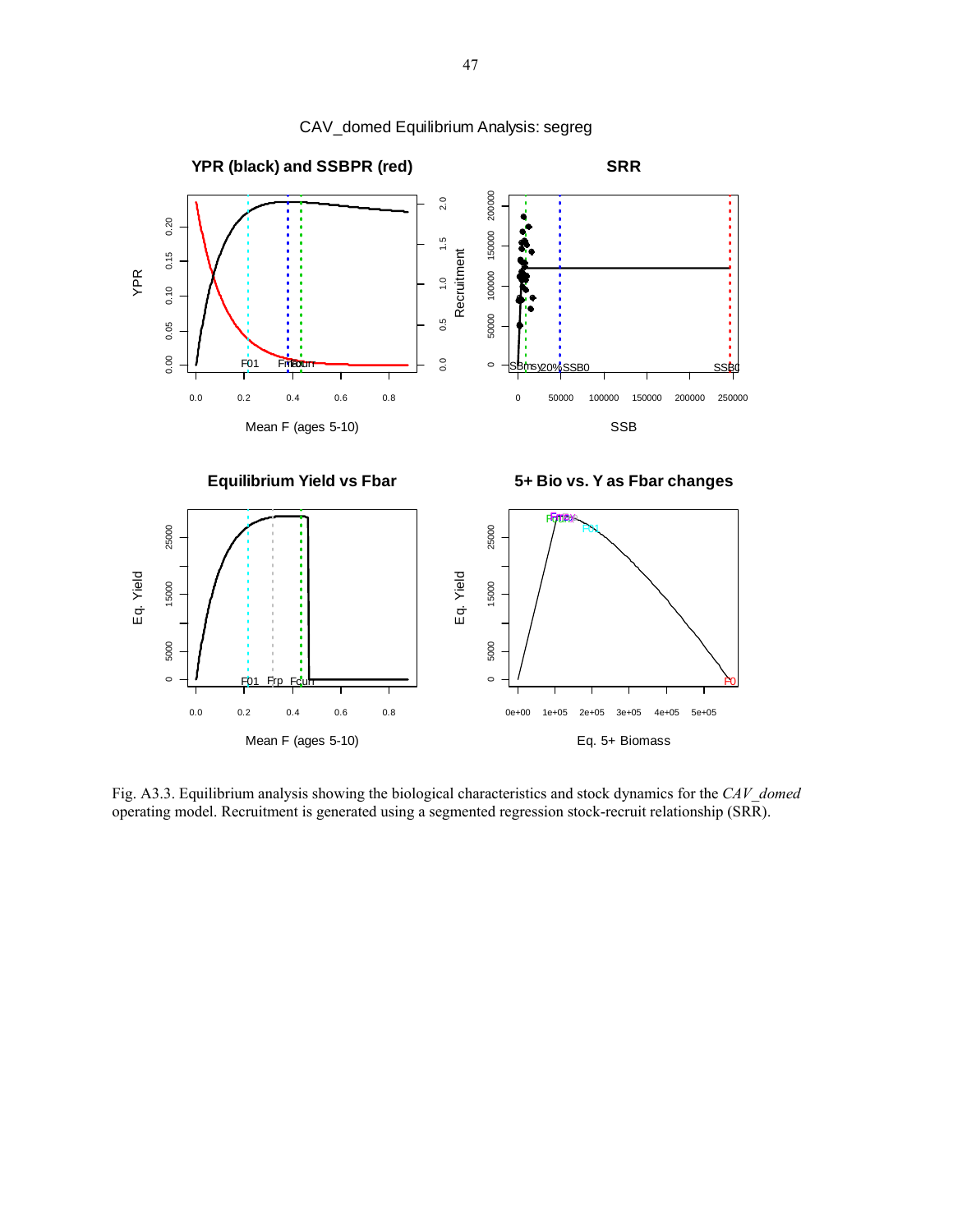Fig. A3.3. Equilibrium analysis showing the biological characteristics and stock dynamics for the *CAV_domed* operating model. Recruitment is generated using a segmented regression stock-recruit relationship (SRR).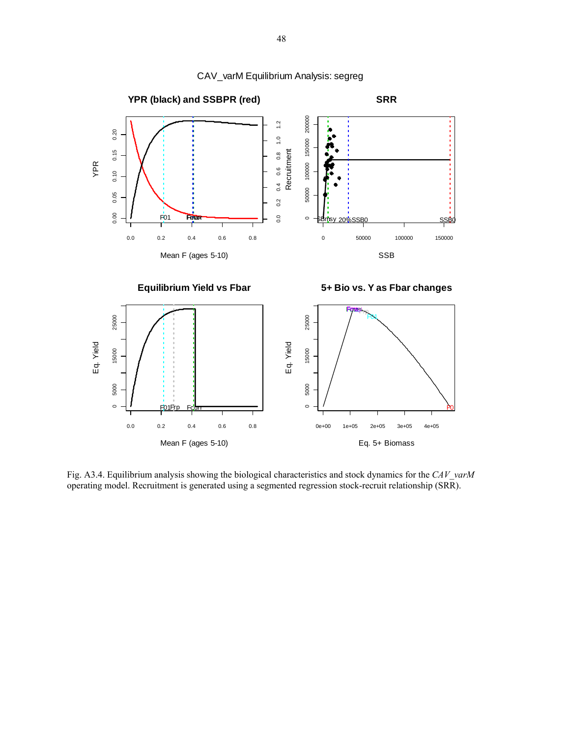Fig. A3.4. Equilibrium analysis showing the biological characteristics and stock dynamics for the *CAV_varM* operating model. Recruitment is generated using a segmented regression stock-recruit relationship (SRR).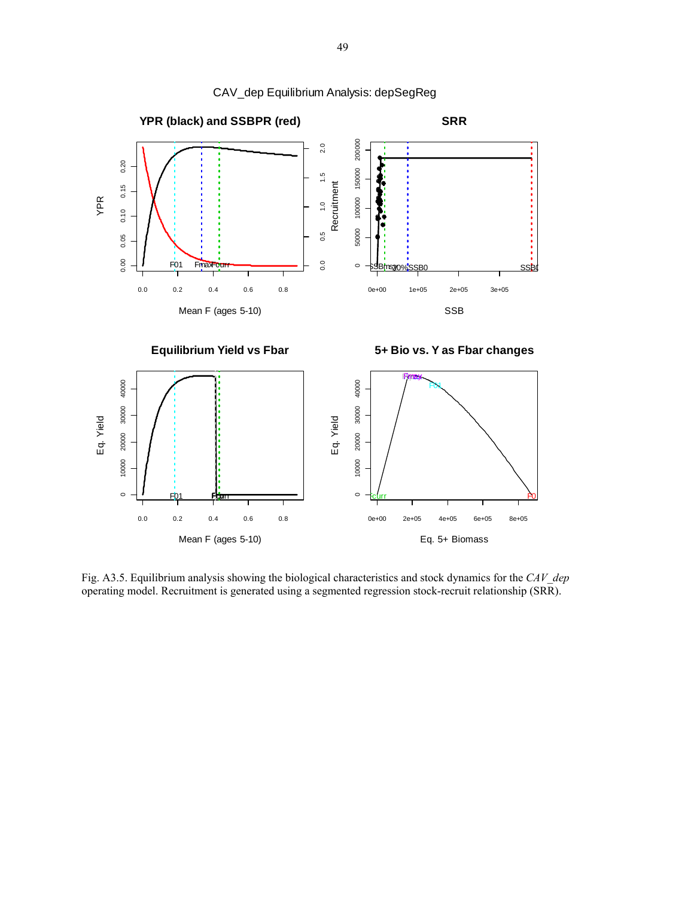Fig. A3.5. Equilibrium analysis showing the biological characteristics and stock dynamics for the *CAV_dep* operating model. Recruitment is generated using a segmented regression stock-recruit relationship (SRR).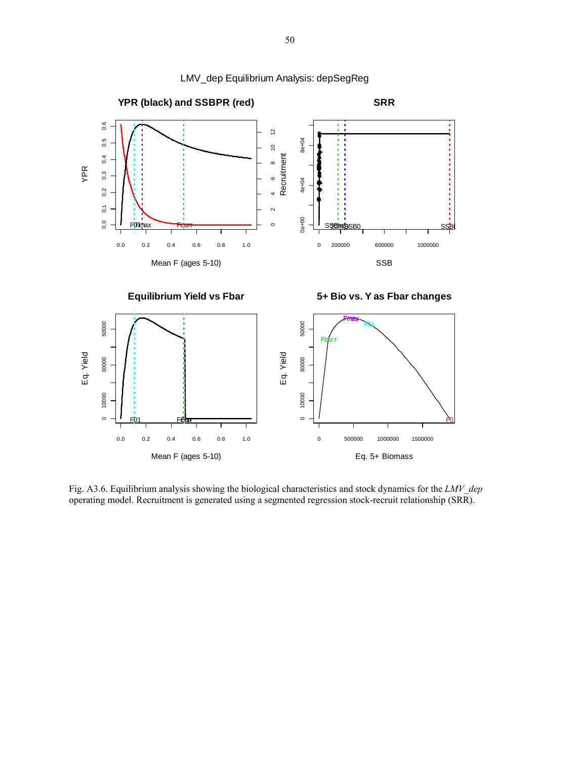Fig. A3.6. Equilibrium analysis showing the biological characteristics and stock dynamics for the *LMV_dep* operating model. Recruitment is generated using a segmented regression stock-recruit relationship (SRR).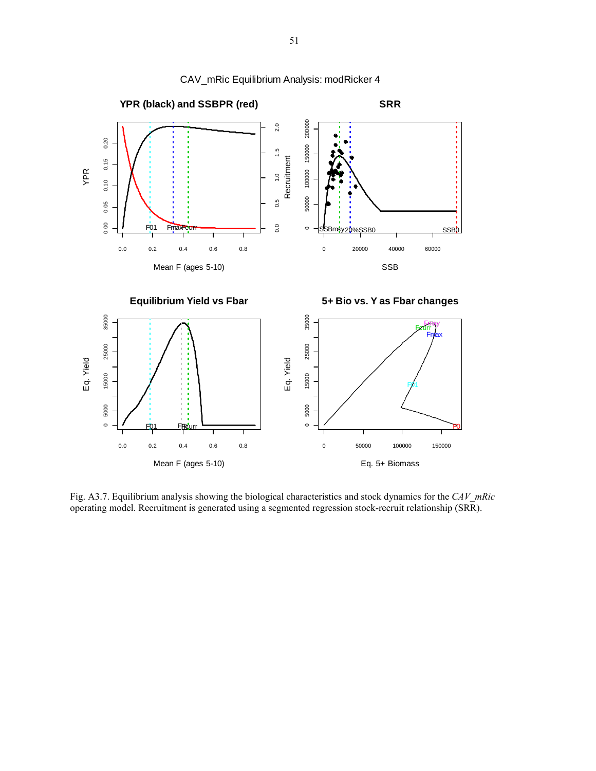CAV_mRic Equilibrium Analysis: modRicker 4

Fig. A3.7. Equilibrium analysis showing the biological characteristics and stock dynamics for the *CAV_mRic* operating model. Recruitment is generated using a segmented regression stock-recruit relationship (SRR).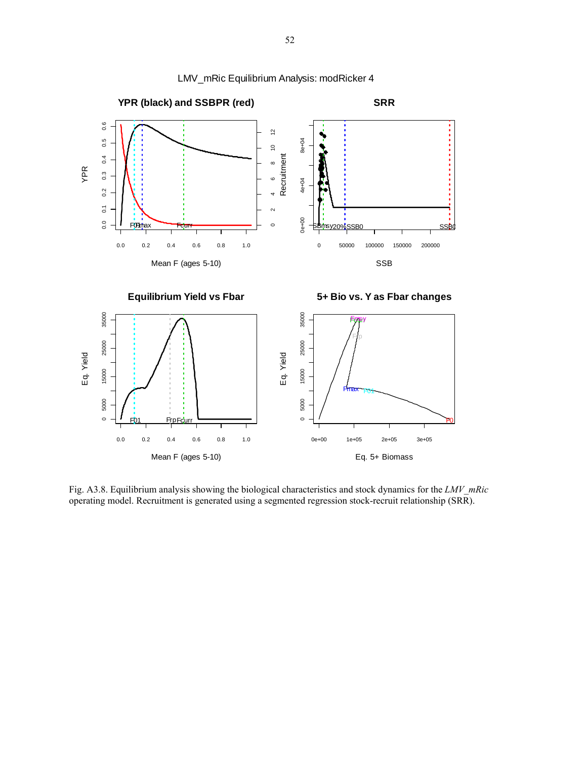LMV_mRic Equilibrium Analysis: modRicker 4

**YPR (black) and SSBPR (red)**

YPR

0.0
0.1
0.2
0.3
0.4
0.5
0.6

Recruitment

0
2
4
6
8
10
12

F01
Fmax
Fcurr

0.0
0.2
0.4
0.6
0.8
1.0

Mean F (ages 5-10)

**SRR**

0e+00
4e+04
8e+04

SSBmsy
20%SSB0
SSB0

0
50000
100000
150000
200000

SSB

**Equilibrium Yield vs Fbar**

Eq. Yield

0
5000
15000
25000
35000

F01
Frp
Fcurr

0.0
0.2
0.4
0.6
0.8
1.0

Mean F (ages 5-10)

**5+ Bio vs. Y as Fbar changes**

Eq. Yield

0
5000
15000
25000
35000

Fmsy
Fcurr
Frp
Fmax
F01
F0

0e+00
1e+05
2e+05
3e+05

Eq. 5+ Biomass

Fig. A3.8. Equilibrium analysis showing the biological characteristics and stock dynamics for the *LMV_mRic* operating model. Recruitment is generated using a segmented regression stock-recruit relationship (SRR).